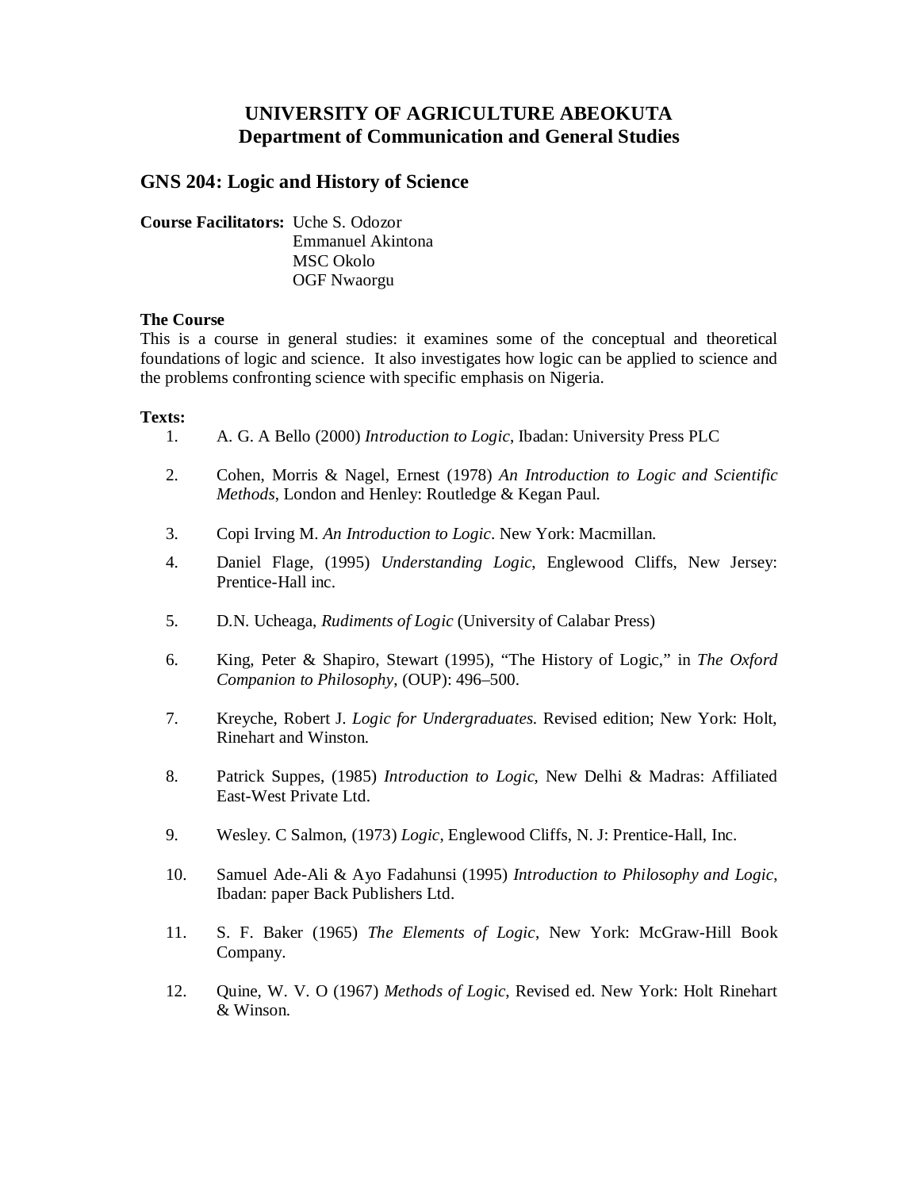# UNIVERSITY OF AGRICULTURE ABEOKUTA
## Department of Communication and General Studies

### GNS 204: Logic and History of Science

**Course Facilitators:** Uche S. Odozor
Emmanuel Akintona
MSC Okolo
OGF Nwaorgu

**The Course**

This is a course in general studies: it examines some of the conceptual and theoretical foundations of logic and science. It also investigates how logic can be applied to science and the problems confronting science with specific emphasis on Nigeria.

**Texts:**

1. A. G. A Bello (2000) *Introduction to Logic*, Ibadan: University Press PLC
2. Cohen, Morris & Nagel, Ernest (1978) *An Introduction to Logic and Scientific Methods*, London and Henley: Routledge & Kegan Paul.
3. Copi Irving M. *An Introduction to Logic*. New York: Macmillan.
4. Daniel Flage, (1995) *Understanding Logic*, Englewood Cliffs, New Jersey: Prentice-Hall inc.
5. D.N. Ucheaga, *Rudiments of Logic* (University of Calabar Press)
6. King, Peter & Shapiro, Stewart (1995), "The History of Logic," in *The Oxford Companion to Philosophy*, (OUP): 496–500.
7. Kreyche, Robert J. *Logic for Undergraduates*. Revised edition; New York: Holt, Rinehart and Winston.
8. Patrick Suppes, (1985) *Introduction to Logic*, New Delhi & Madras: Affiliated East-West Private Ltd.
9. Wesley. C Salmon, (1973) *Logic*, Englewood Cliffs, N. J: Prentice-Hall, Inc.
10. Samuel Ade-Ali & Ayo Fadahunsi (1995) *Introduction to Philosophy and Logic*, Ibadan: paper Back Publishers Ltd.
11. S. F. Baker (1965) *The Elements of Logic*, New York: McGraw-Hill Book Company.
12. Quine, W. V. O (1967) *Methods of Logic*, Revised ed. New York: Holt Rinehart & Winson.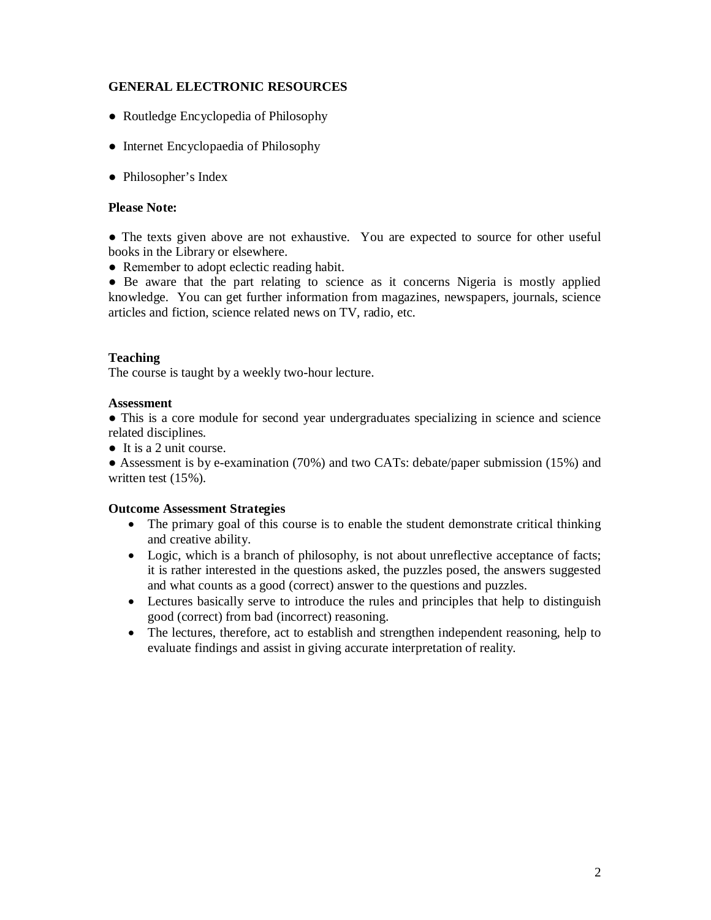**GENERAL ELECTRONIC RESOURCES**

- Routledge Encyclopedia of Philosophy
- Internet Encyclopaedia of Philosophy
- Philosopher's Index

**Please Note:**

- The texts given above are not exhaustive. You are expected to source for other useful books in the Library or elsewhere.
- Remember to adopt eclectic reading habit.
- Be aware that the part relating to science as it concerns Nigeria is mostly applied knowledge. You can get further information from magazines, newspapers, journals, science articles and fiction, science related news on TV, radio, etc.

**Teaching**

The course is taught by a weekly two-hour lecture.

**Assessment**

- This is a core module for second year undergraduates specializing in science and science related disciplines.
- It is a 2 unit course.
- Assessment is by e-examination (70%) and two CATs: debate/paper submission (15%) and written test (15%).

**Outcome Assessment Strategies**

- The primary goal of this course is to enable the student demonstrate critical thinking and creative ability.
- Logic, which is a branch of philosophy, is not about unreflective acceptance of facts; it is rather interested in the questions asked, the puzzles posed, the answers suggested and what counts as a good (correct) answer to the questions and puzzles.
- Lectures basically serve to introduce the rules and principles that help to distinguish good (correct) from bad (incorrect) reasoning.
- The lectures, therefore, act to establish and strengthen independent reasoning, help to evaluate findings and assist in giving accurate interpretation of reality.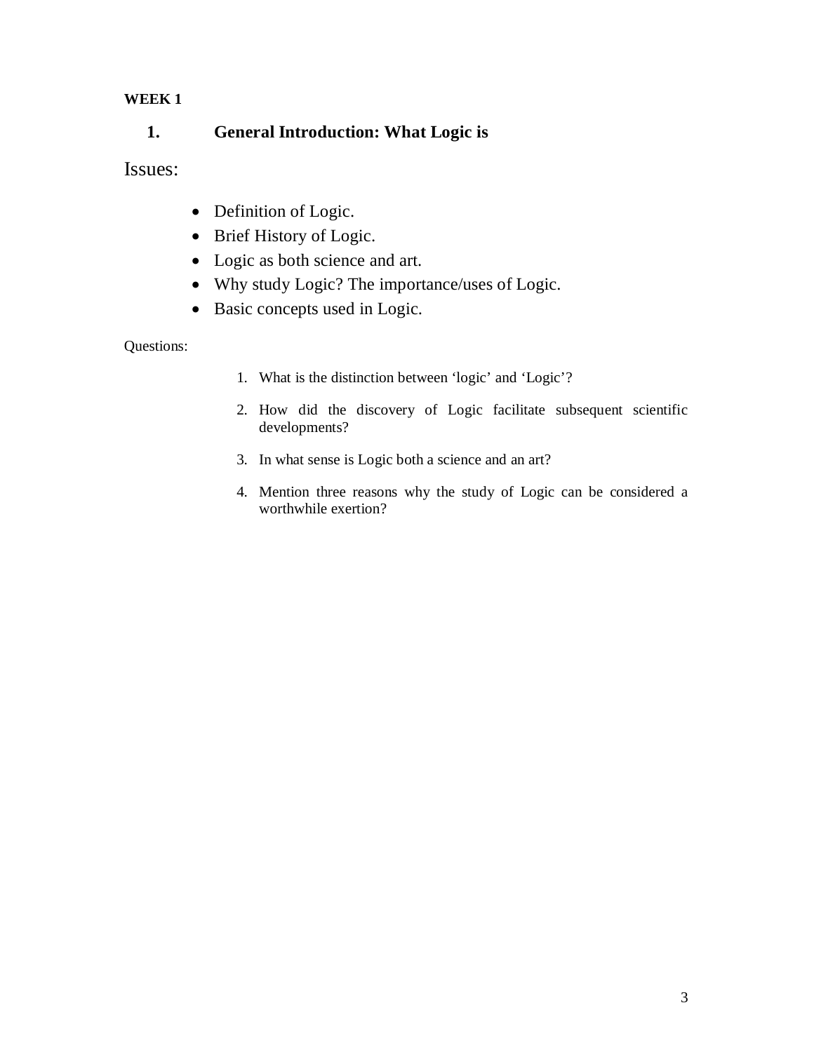**WEEK 1**

## 1. General Introduction: What Logic is

Issues:

- Definition of Logic.
- Brief History of Logic.
- Logic as both science and art.
- Why study Logic? The importance/uses of Logic.
- Basic concepts used in Logic.

Questions:

1. What is the distinction between 'logic' and 'Logic'?
2. How did the discovery of Logic facilitate subsequent scientific developments?
3. In what sense is Logic both a science and an art?
4. Mention three reasons why the study of Logic can be considered a worthwhile exertion?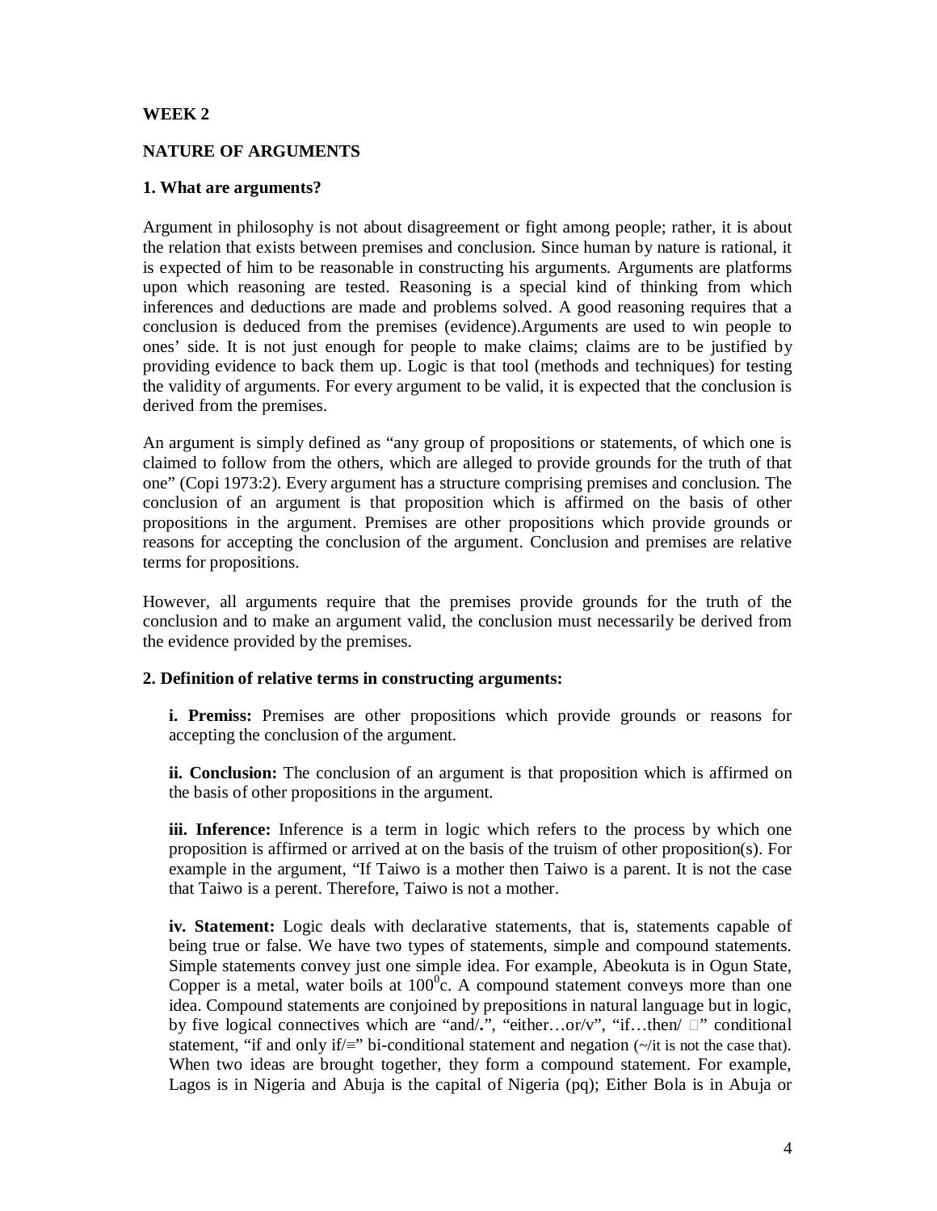**WEEK 2**

**NATURE OF ARGUMENTS**

**1. What are arguments?**

Argument in philosophy is not about disagreement or fight among people; rather, it is about the relation that exists between premises and conclusion. Since human by nature is rational, it is expected of him to be reasonable in constructing his arguments. Arguments are platforms upon which reasoning are tested. Reasoning is a special kind of thinking from which inferences and deductions are made and problems solved. A good reasoning requires that a conclusion is deduced from the premises (evidence).Arguments are used to win people to ones' side. It is not just enough for people to make claims; claims are to be justified by providing evidence to back them up. Logic is that tool (methods and techniques) for testing the validity of arguments. For every argument to be valid, it is expected that the conclusion is derived from the premises.

An argument is simply defined as "any group of propositions or statements, of which one is claimed to follow from the others, which are alleged to provide grounds for the truth of that one" (Copi 1973:2). Every argument has a structure comprising premises and conclusion. The conclusion of an argument is that proposition which is affirmed on the basis of other propositions in the argument. Premises are other propositions which provide grounds or reasons for accepting the conclusion of the argument. Conclusion and premises are relative terms for propositions.

However, all arguments require that the premises provide grounds for the truth of the conclusion and to make an argument valid, the conclusion must necessarily be derived from the evidence provided by the premises.

**2. Definition of relative terms in constructing arguments:**

**i. Premiss:** Premises are other propositions which provide grounds or reasons for accepting the conclusion of the argument.

**ii. Conclusion:** The conclusion of an argument is that proposition which is affirmed on the basis of other propositions in the argument.

**iii. Inference:** Inference is a term in logic which refers to the process by which one proposition is affirmed or arrived at on the basis of the truism of other proposition(s). For example in the argument, "If Taiwo is a mother then Taiwo is a parent. It is not the case that Taiwo is a perent. Therefore, Taiwo is not a mother.

**iv. Statement:** Logic deals with declarative statements, that is, statements capable of being true or false. We have two types of statements, simple and compound statements. Simple statements convey just one simple idea. For example, Abeokuta is in Ogun State, Copper is a metal, water boils at $100^0$c. A compound statement conveys more than one idea. Compound statements are conjoined by prepositions in natural language but in logic, by five logical connectives which are "and/**.**", "either…or/v", "if…then/ ⊃" conditional statement, "if and only if/≡" bi-conditional statement and negation (~/it is not the case that). When two ideas are brought together, they form a compound statement. For example, Lagos is in Nigeria and Abuja is the capital of Nigeria (pq); Either Bola is in Abuja or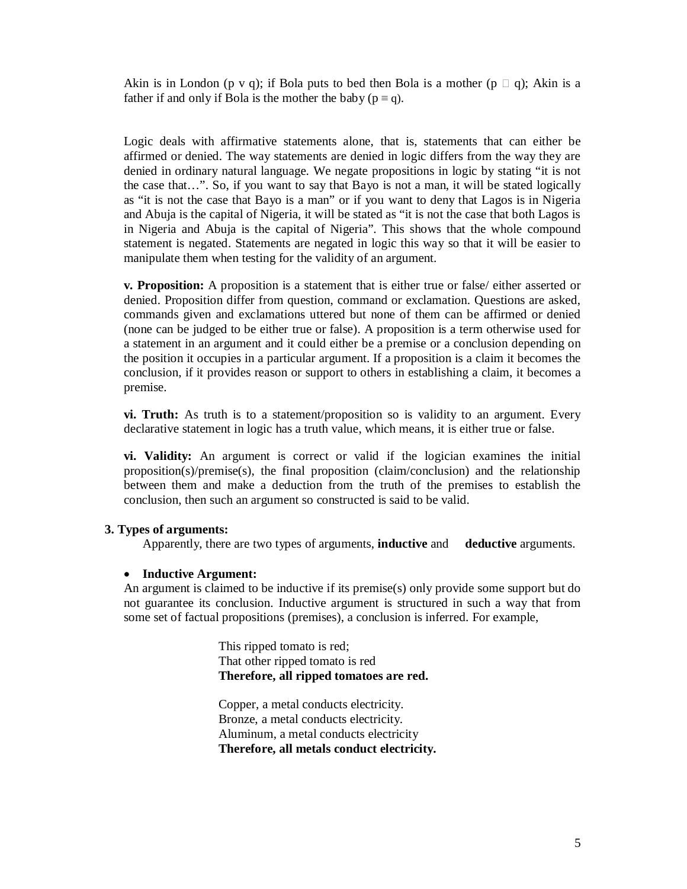Akin is in London (p v q); if Bola puts to bed then Bola is a mother (p  q); Akin is a father if and only if Bola is the mother the baby (p ≡ q).

Logic deals with affirmative statements alone, that is, statements that can either be affirmed or denied. The way statements are denied in logic differs from the way they are denied in ordinary natural language. We negate propositions in logic by stating "it is not the case that…". So, if you want to say that Bayo is not a man, it will be stated logically as "it is not the case that Bayo is a man" or if you want to deny that Lagos is in Nigeria and Abuja is the capital of Nigeria, it will be stated as "it is not the case that both Lagos is in Nigeria and Abuja is the capital of Nigeria". This shows that the whole compound statement is negated. Statements are negated in logic this way so that it will be easier to manipulate them when testing for the validity of an argument.

**v. Proposition:** A proposition is a statement that is either true or false/ either asserted or denied. Proposition differ from question, command or exclamation. Questions are asked, commands given and exclamations uttered but none of them can be affirmed or denied (none can be judged to be either true or false). A proposition is a term otherwise used for a statement in an argument and it could either be a premise or a conclusion depending on the position it occupies in a particular argument. If a proposition is a claim it becomes the conclusion, if it provides reason or support to others in establishing a claim, it becomes a premise.

**vi. Truth:** As truth is to a statement/proposition so is validity to an argument. Every declarative statement in logic has a truth value, which means, it is either true or false.

**vi. Validity:** An argument is correct or valid if the logician examines the initial proposition(s)/premise(s), the final proposition (claim/conclusion) and the relationship between them and make a deduction from the truth of the premises to establish the conclusion, then such an argument so constructed is said to be valid.

**3. Types of arguments:**

Apparently, there are two types of arguments, **inductive** and **deductive** arguments.

- **Inductive Argument:**

An argument is claimed to be inductive if its premise(s) only provide some support but do not guarantee its conclusion. Inductive argument is structured in such a way that from some set of factual propositions (premises), a conclusion is inferred. For example,

> This ripped tomato is red;
> That other ripped tomato is red
> **Therefore, all ripped tomatoes are red.**

> Copper, a metal conducts electricity.
> Bronze, a metal conducts electricity.
> Aluminum, a metal conducts electricity
> **Therefore, all metals conduct electricity.**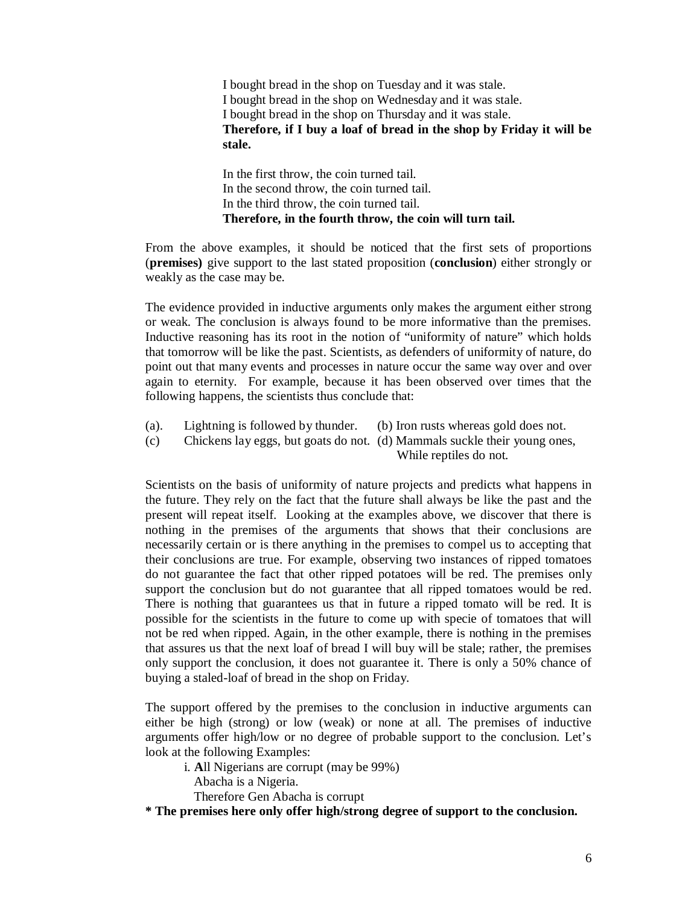I bought bread in the shop on Tuesday and it was stale.
I bought bread in the shop on Wednesday and it was stale.
I bought bread in the shop on Thursday and it was stale.
**Therefore, if I buy a loaf of bread in the shop by Friday it will be stale.**

In the first throw, the coin turned tail.
In the second throw, the coin turned tail.
In the third throw, the coin turned tail.
**Therefore, in the fourth throw, the coin will turn tail.**

From the above examples, it should be noticed that the first sets of proportions (**premises)** give support to the last stated proposition (**conclusion**) either strongly or weakly as the case may be.

The evidence provided in inductive arguments only makes the argument either strong or weak. The conclusion is always found to be more informative than the premises. Inductive reasoning has its root in the notion of "uniformity of nature" which holds that tomorrow will be like the past. Scientists, as defenders of uniformity of nature, do point out that many events and processes in nature occur the same way over and over again to eternity. For example, because it has been observed over times that the following happens, the scientists thus conclude that:

(a). Lightning is followed by thunder.
(b) Iron rusts whereas gold does not.
(c) Chickens lay eggs, but goats do not.
(d) Mammals suckle their young ones, While reptiles do not.

Scientists on the basis of uniformity of nature projects and predicts what happens in the future. They rely on the fact that the future shall always be like the past and the present will repeat itself. Looking at the examples above, we discover that there is nothing in the premises of the arguments that shows that their conclusions are necessarily certain or is there anything in the premises to compel us to accepting that their conclusions are true. For example, observing two instances of ripped tomatoes do not guarantee the fact that other ripped potatoes will be red. The premises only support the conclusion but do not guarantee that all ripped tomatoes would be red. There is nothing that guarantees us that in future a ripped tomato will be red. It is possible for the scientists in the future to come up with specie of tomatoes that will not be red when ripped. Again, in the other example, there is nothing in the premises that assures us that the next loaf of bread I will buy will be stale; rather, the premises only support the conclusion, it does not guarantee it. There is only a 50% chance of buying a staled-loaf of bread in the shop on Friday.

The support offered by the premises to the conclusion in inductive arguments can either be high (strong) or low (weak) or none at all. The premises of inductive arguments offer high/low or no degree of probable support to the conclusion. Let's look at the following Examples:

i. **A**ll Nigerians are corrupt (may be 99%)
Abacha is a Nigeria.
Therefore Gen Abacha is corrupt

**\* The premises here only offer high/strong degree of support to the conclusion.**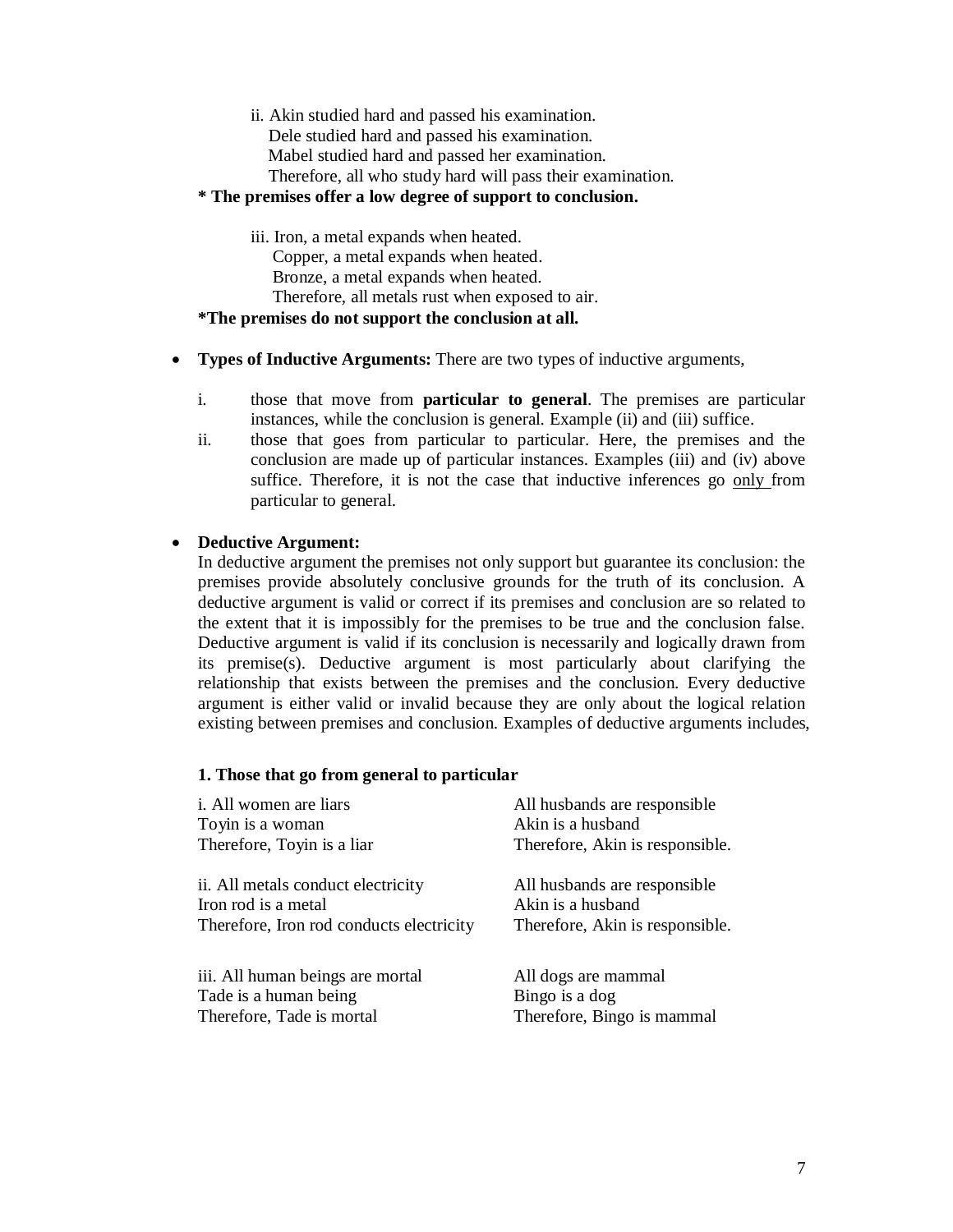ii. Akin studied hard and passed his examination.
Dele studied hard and passed his examination.
Mabel studied hard and passed her examination.
Therefore, all who study hard will pass their examination.

**\* The premises offer a low degree of support to conclusion.**

iii. Iron, a metal expands when heated.
Copper, a metal expands when heated.
Bronze, a metal expands when heated.
Therefore, all metals rust when exposed to air.

**\*The premises do not support the conclusion at all.**

- **Types of Inductive Arguments:** There are two types of inductive arguments,

  i. those that move from **particular to general**. The premises are particular instances, while the conclusion is general. Example (ii) and (iii) suffice.

  ii. those that goes from particular to particular. Here, the premises and the conclusion are made up of particular instances. Examples (iii) and (iv) above suffice. Therefore, it is not the case that inductive inferences go <u>only</u> from particular to general.

- **Deductive Argument:**
  In deductive argument the premises not only support but guarantee its conclusion: the premises provide absolutely conclusive grounds for the truth of its conclusion. A deductive argument is valid or correct if its premises and conclusion are so related to the extent that it is impossibly for the premises to be true and the conclusion false. Deductive argument is valid if its conclusion is necessarily and logically drawn from its premise(s). Deductive argument is most particularly about clarifying the relationship that exists between the premises and the conclusion. Every deductive argument is either valid or invalid because they are only about the logical relation existing between premises and conclusion. Examples of deductive arguments includes,

**1. Those that go from general to particular**

i. All women are liars
Toyin is a woman
Therefore, Toyin is a liar

All husbands are responsible
Akin is a husband
Therefore, Akin is responsible.

ii. All metals conduct electricity
Iron rod is a metal
Therefore, Iron rod conducts electricity

All husbands are responsible
Akin is a husband
Therefore, Akin is responsible.

iii. All human beings are mortal
Tade is a human being
Therefore, Tade is mortal

All dogs are mammal
Bingo is a dog
Therefore, Bingo is mammal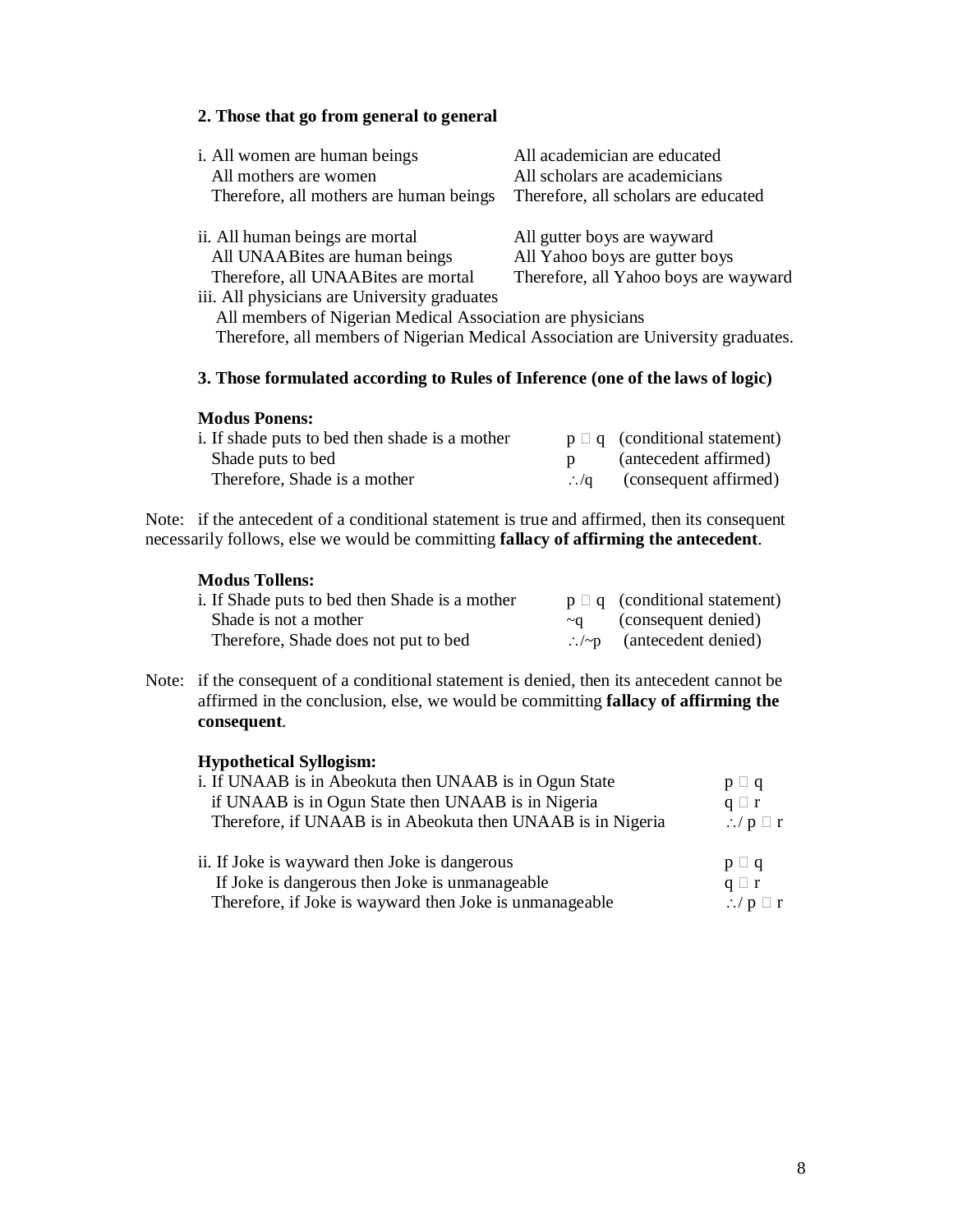**2. Those that go from general to general**

i. All women are human beings
All mothers are women
Therefore, all mothers are human beings

All academician are educated
All scholars are academicians
Therefore, all scholars are educated

ii. All human beings are mortal
All UNAABites are human beings
Therefore, all UNAABites are mortal

All gutter boys are wayward
All Yahoo boys are gutter boys
Therefore, all Yahoo boys are wayward

iii. All physicians are University graduates
All members of Nigerian Medical Association are physicians
Therefore, all members of Nigerian Medical Association are University graduates.

**3. Those formulated according to Rules of Inference (one of the laws of logic)**

**Modus Ponens:**

| | | |
|---|---|---|
| i. If shade puts to bed then shade is a mother | p □ q | (conditional statement) |
| Shade puts to bed | p | (antecedent affirmed) |
| Therefore, Shade is a mother | ∴/q | (consequent affirmed) |

Note: if the antecedent of a conditional statement is true and affirmed, then its consequent necessarily follows, else we would be committing **fallacy of affirming the antecedent**.

**Modus Tollens:**

| | | |
|---|---|---|
| i. If Shade puts to bed then Shade is a mother | p □ q | (conditional statement) |
| Shade is not a mother | ~q | (consequent denied) |
| Therefore, Shade does not put to bed | ∴/~p | (antecedent denied) |

Note: if the consequent of a conditional statement is denied, then its antecedent cannot be affirmed in the conclusion, else, we would be committing **fallacy of affirming the consequent**.

**Hypothetical Syllogism:**

| | |
|---|---|
| i. If UNAAB is in Abeokuta then UNAAB is in Ogun State | p □ q |
| if UNAAB is in Ogun State then UNAAB is in Nigeria | q □ r |
| Therefore, if UNAAB is in Abeokuta then UNAAB is in Nigeria | ∴/ p □ r |

| | |
|---|---|
| ii. If Joke is wayward then Joke is dangerous | p □ q |
| If Joke is dangerous then Joke is unmanageable | q □ r |
| Therefore, if Joke is wayward then Joke is unmanageable | ∴/ p □ r |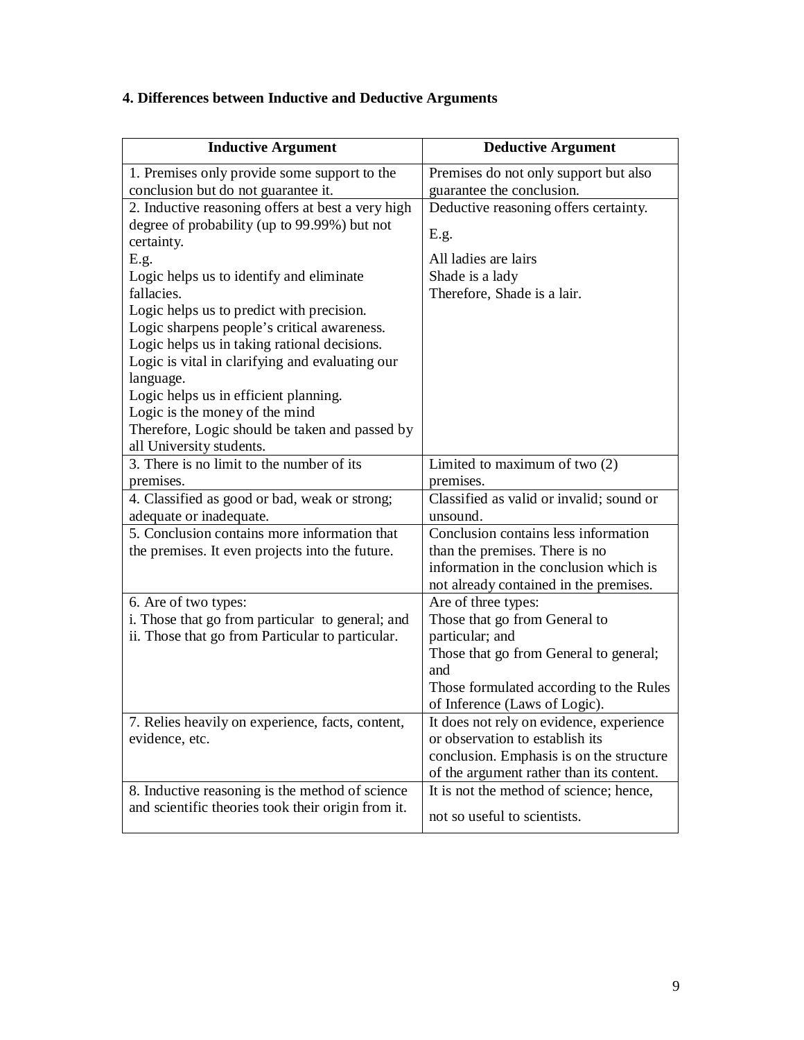**4. Differences between Inductive and Deductive Arguments**

| Inductive Argument | Deductive Argument |
|---|---|
| 1. Premises only provide some support to the conclusion but do not guarantee it. | Premises do not only support but also guarantee the conclusion. |
| 2. Inductive reasoning offers at best a very high degree of probability (up to 99.99%) but not certainty.<br>E.g.<br>Logic helps us to identify and eliminate fallacies.<br>Logic helps us to predict with precision.<br>Logic sharpens people's critical awareness.<br>Logic helps us in taking rational decisions.<br>Logic is vital in clarifying and evaluating our language.<br>Logic helps us in efficient planning.<br>Logic is the money of the mind<br>Therefore, Logic should be taken and passed by all University students. | Deductive reasoning offers certainty.<br>E.g.<br>All ladies are lairs<br>Shade is a lady<br>Therefore, Shade is a lair. |
| 3. There is no limit to the number of its premises. | Limited to maximum of two (2) premises. |
| 4. Classified as good or bad, weak or strong; adequate or inadequate. | Classified as valid or invalid; sound or unsound. |
| 5. Conclusion contains more information that the premises. It even projects into the future. | Conclusion contains less information than the premises. There is no information in the conclusion which is not already contained in the premises. |
| 6. Are of two types:<br>i. Those that go from particular to general; and<br>ii. Those that go from Particular to particular. | Are of three types:<br>Those that go from General to particular; and<br>Those that go from General to general; and<br>Those formulated according to the Rules of Inference (Laws of Logic). |
| 7. Relies heavily on experience, facts, content, evidence, etc. | It does not rely on evidence, experience or observation to establish its conclusion. Emphasis is on the structure of the argument rather than its content. |
| 8. Inductive reasoning is the method of science and scientific theories took their origin from it. | It is not the method of science; hence, not so useful to scientists. |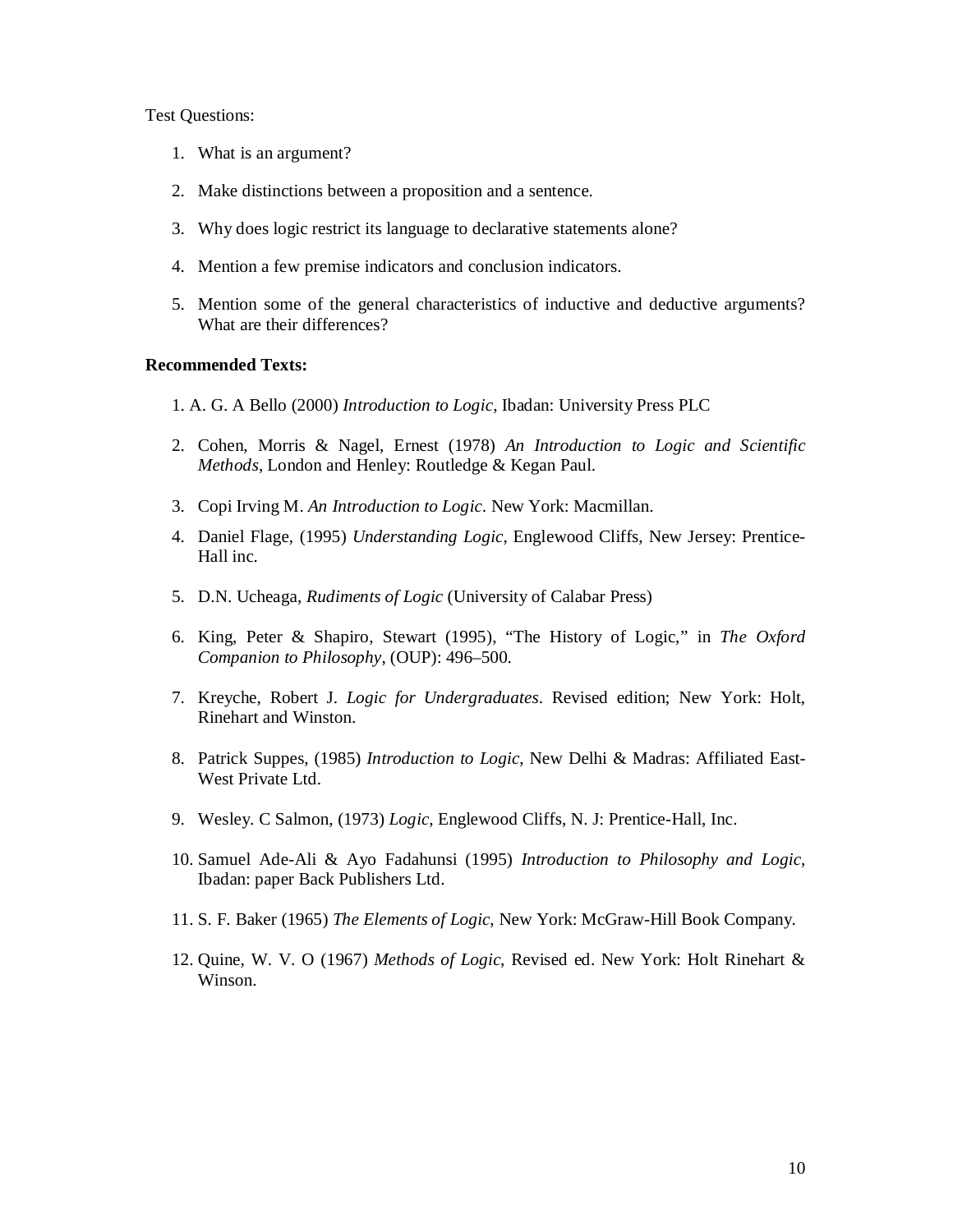Test Questions:

1. What is an argument?

2. Make distinctions between a proposition and a sentence.

3. Why does logic restrict its language to declarative statements alone?

4. Mention a few premise indicators and conclusion indicators.

5. Mention some of the general characteristics of inductive and deductive arguments? What are their differences?

**Recommended Texts:**

1. A. G. A Bello (2000) *Introduction to Logic*, Ibadan: University Press PLC

2. Cohen, Morris & Nagel, Ernest (1978) *An Introduction to Logic and Scientific Methods*, London and Henley: Routledge & Kegan Paul.

3. Copi Irving M. *An Introduction to Logic*. New York: Macmillan.

4. Daniel Flage, (1995) *Understanding Logic*, Englewood Cliffs, New Jersey: Prentice-Hall inc.

5. D.N. Ucheaga, *Rudiments of Logic* (University of Calabar Press)

6. King, Peter & Shapiro, Stewart (1995), "The History of Logic," in *The Oxford Companion to Philosophy*, (OUP): 496–500.

7. Kreyche, Robert J. *Logic for Undergraduates*. Revised edition; New York: Holt, Rinehart and Winston.

8. Patrick Suppes, (1985) *Introduction to Logic*, New Delhi & Madras: Affiliated East-West Private Ltd.

9. Wesley. C Salmon, (1973) *Logic*, Englewood Cliffs, N. J: Prentice-Hall, Inc.

10. Samuel Ade-Ali & Ayo Fadahunsi (1995) *Introduction to Philosophy and Logic*, Ibadan: paper Back Publishers Ltd.

11. S. F. Baker (1965) *The Elements of Logic*, New York: McGraw-Hill Book Company.

12. Quine, W. V. O (1967) *Methods of Logic*, Revised ed. New York: Holt Rinehart & Winson.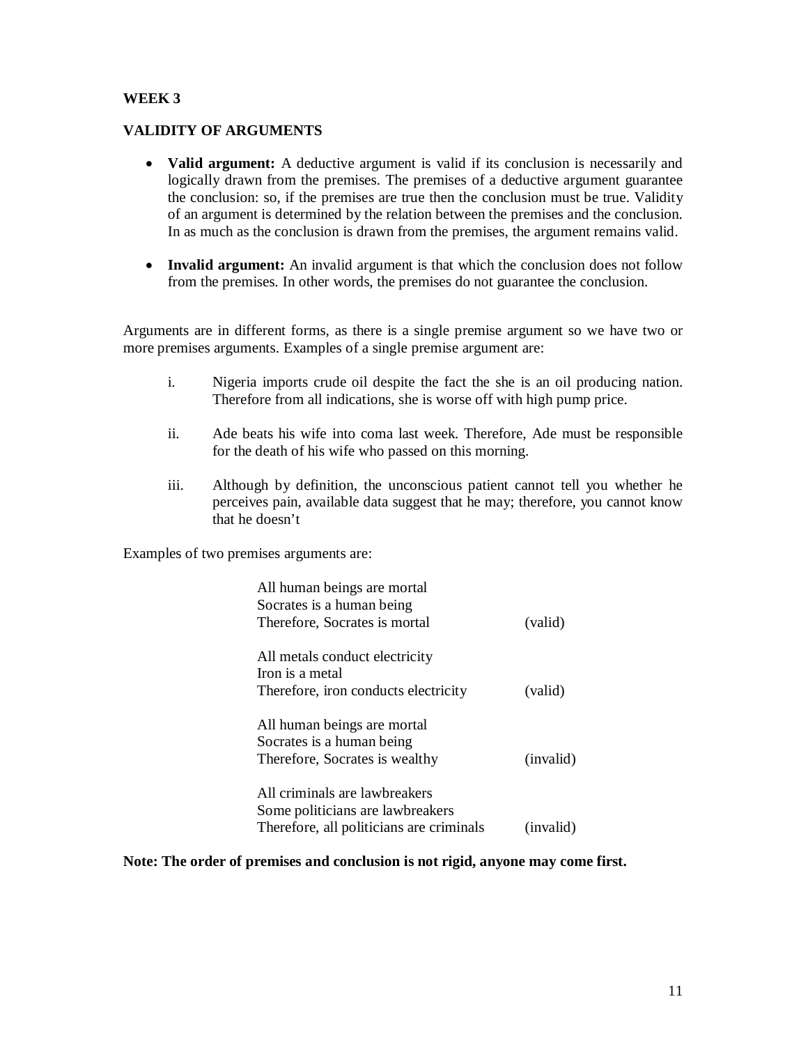## WEEK 3

## VALIDITY OF ARGUMENTS

- **Valid argument:** A deductive argument is valid if its conclusion is necessarily and logically drawn from the premises. The premises of a deductive argument guarantee the conclusion: so, if the premises are true then the conclusion must be true. Validity of an argument is determined by the relation between the premises and the conclusion. In as much as the conclusion is drawn from the premises, the argument remains valid.

- **Invalid argument:** An invalid argument is that which the conclusion does not follow from the premises. In other words, the premises do not guarantee the conclusion.

Arguments are in different forms, as there is a single premise argument so we have two or more premises arguments. Examples of a single premise argument are:

i. Nigeria imports crude oil despite the fact the she is an oil producing nation. Therefore from all indications, she is worse off with high pump price.

ii. Ade beats his wife into coma last week. Therefore, Ade must be responsible for the death of his wife who passed on this morning.

iii. Although by definition, the unconscious patient cannot tell you whether he perceives pain, available data suggest that he may; therefore, you cannot know that he doesn't

Examples of two premises arguments are:

All human beings are mortal
Socrates is a human being
Therefore, Socrates is mortal (valid)

All metals conduct electricity
Iron is a metal
Therefore, iron conducts electricity (valid)

All human beings are mortal
Socrates is a human being
Therefore, Socrates is wealthy (invalid)

All criminals are lawbreakers
Some politicians are lawbreakers
Therefore, all politicians are criminals (invalid)

**Note: The order of premises and conclusion is not rigid, anyone may come first.**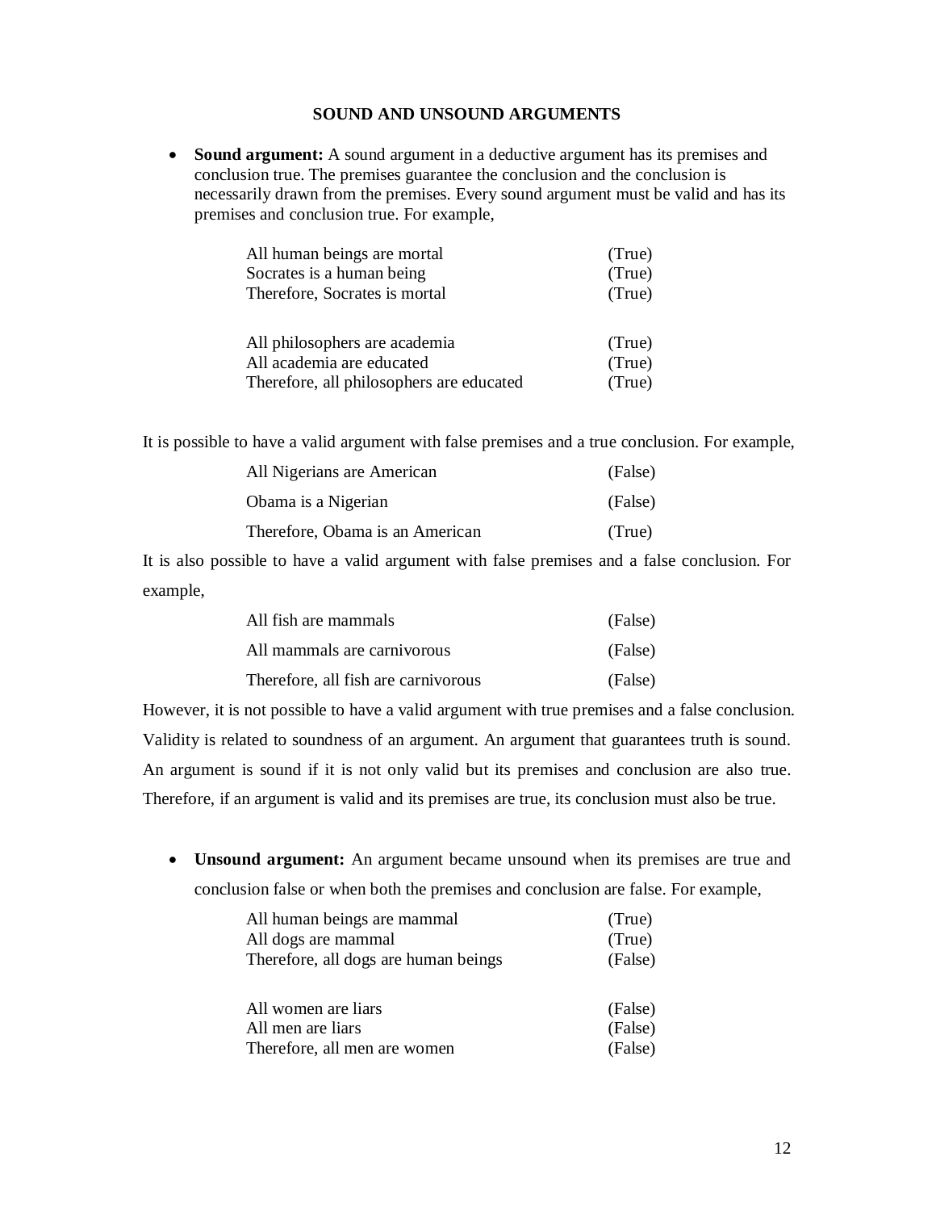### SOUND AND UNSOUND ARGUMENTS

- **Sound argument:** A sound argument in a deductive argument has its premises and conclusion true. The premises guarantee the conclusion and the conclusion is necessarily drawn from the premises. Every sound argument must be valid and has its premises and conclusion true. For example,

| | |
|---|---|
| All human beings are mortal | (True) |
| Socrates is a human being | (True) |
| Therefore, Socrates is mortal | (True) |

| | |
|---|---|
| All philosophers are academia | (True) |
| All academia are educated | (True) |
| Therefore, all philosophers are educated | (True) |

It is possible to have a valid argument with false premises and a true conclusion. For example,

| | |
|---|---|
| All Nigerians are American | (False) |
| Obama is a Nigerian | (False) |
| Therefore, Obama is an American | (True) |

It is also possible to have a valid argument with false premises and a false conclusion. For example,

| | |
|---|---|
| All fish are mammals | (False) |
| All mammals are carnivorous | (False) |
| Therefore, all fish are carnivorous | (False) |

However, it is not possible to have a valid argument with true premises and a false conclusion. Validity is related to soundness of an argument. An argument that guarantees truth is sound. An argument is sound if it is not only valid but its premises and conclusion are also true. Therefore, if an argument is valid and its premises are true, its conclusion must also be true.

- **Unsound argument:** An argument became unsound when its premises are true and conclusion false or when both the premises and conclusion are false. For example,

| | |
|---|---|
| All human beings are mammal | (True) |
| All dogs are mammal | (True) |
| Therefore, all dogs are human beings | (False) |

| | |
|---|---|
| All women are liars | (False) |
| All men are liars | (False) |
| Therefore, all men are women | (False) |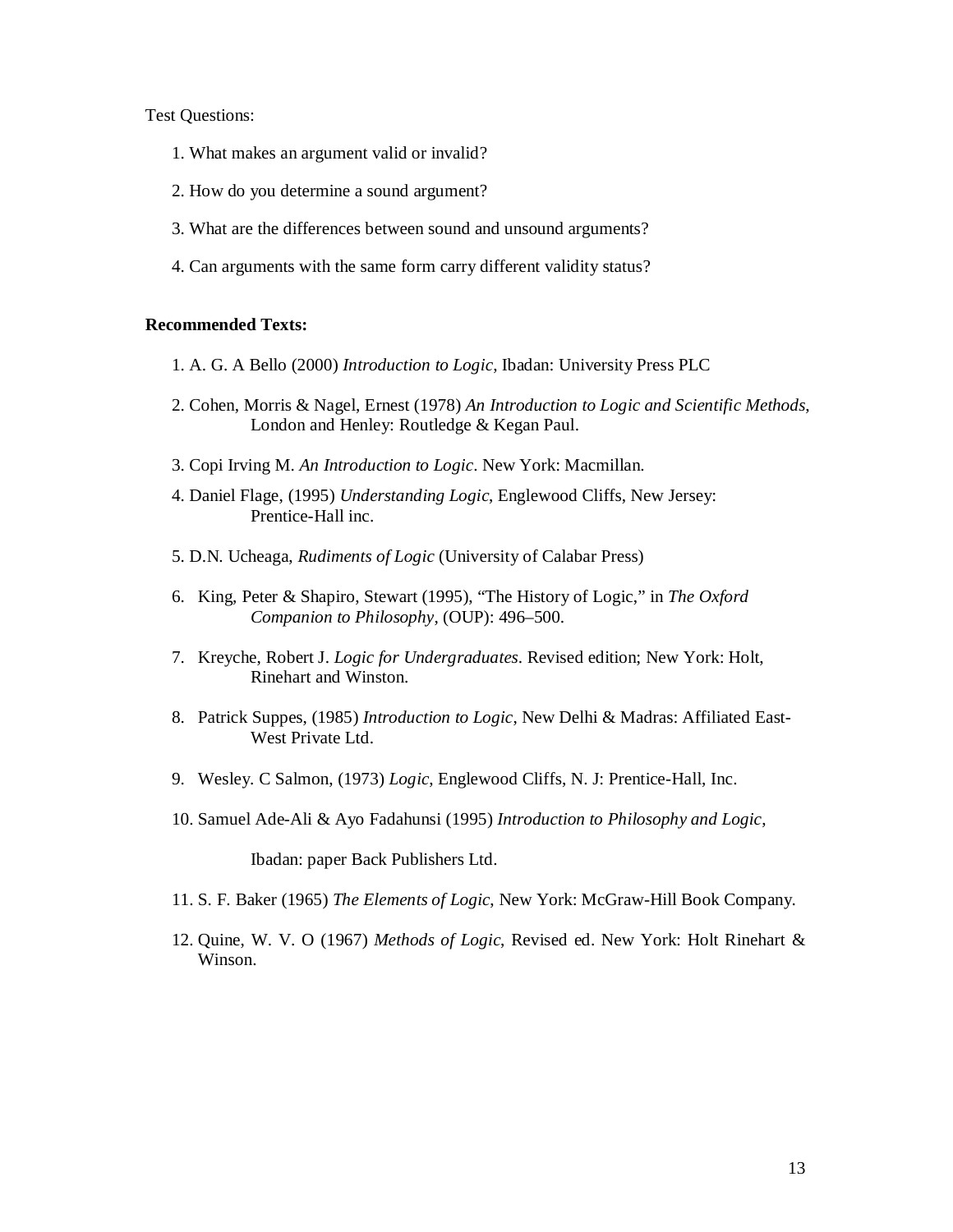Test Questions:

1. What makes an argument valid or invalid?
2. How do you determine a sound argument?
3. What are the differences between sound and unsound arguments?
4. Can arguments with the same form carry different validity status?

**Recommended Texts:**

1. A. G. A Bello (2000) *Introduction to Logic*, Ibadan: University Press PLC
2. Cohen, Morris & Nagel, Ernest (1978) *An Introduction to Logic and Scientific Methods*, London and Henley: Routledge & Kegan Paul.
3. Copi Irving M. *An Introduction to Logic*. New York: Macmillan.
4. Daniel Flage, (1995) *Understanding Logic*, Englewood Cliffs, New Jersey: Prentice-Hall inc.
5. D.N. Ucheaga, *Rudiments of Logic* (University of Calabar Press)
6. King, Peter & Shapiro, Stewart (1995), "The History of Logic," in *The Oxford Companion to Philosophy*, (OUP): 496–500.
7. Kreyche, Robert J. *Logic for Undergraduates*. Revised edition; New York: Holt, Rinehart and Winston.
8. Patrick Suppes, (1985) *Introduction to Logic*, New Delhi & Madras: Affiliated East-West Private Ltd.
9. Wesley. C Salmon, (1973) *Logic*, Englewood Cliffs, N. J: Prentice-Hall, Inc.
10. Samuel Ade-Ali & Ayo Fadahunsi (1995) *Introduction to Philosophy and Logic*,

    Ibadan: paper Back Publishers Ltd.
11. S. F. Baker (1965) *The Elements of Logic*, New York: McGraw-Hill Book Company.
12. Quine, W. V. O (1967) *Methods of Logic*, Revised ed. New York: Holt Rinehart & Winson.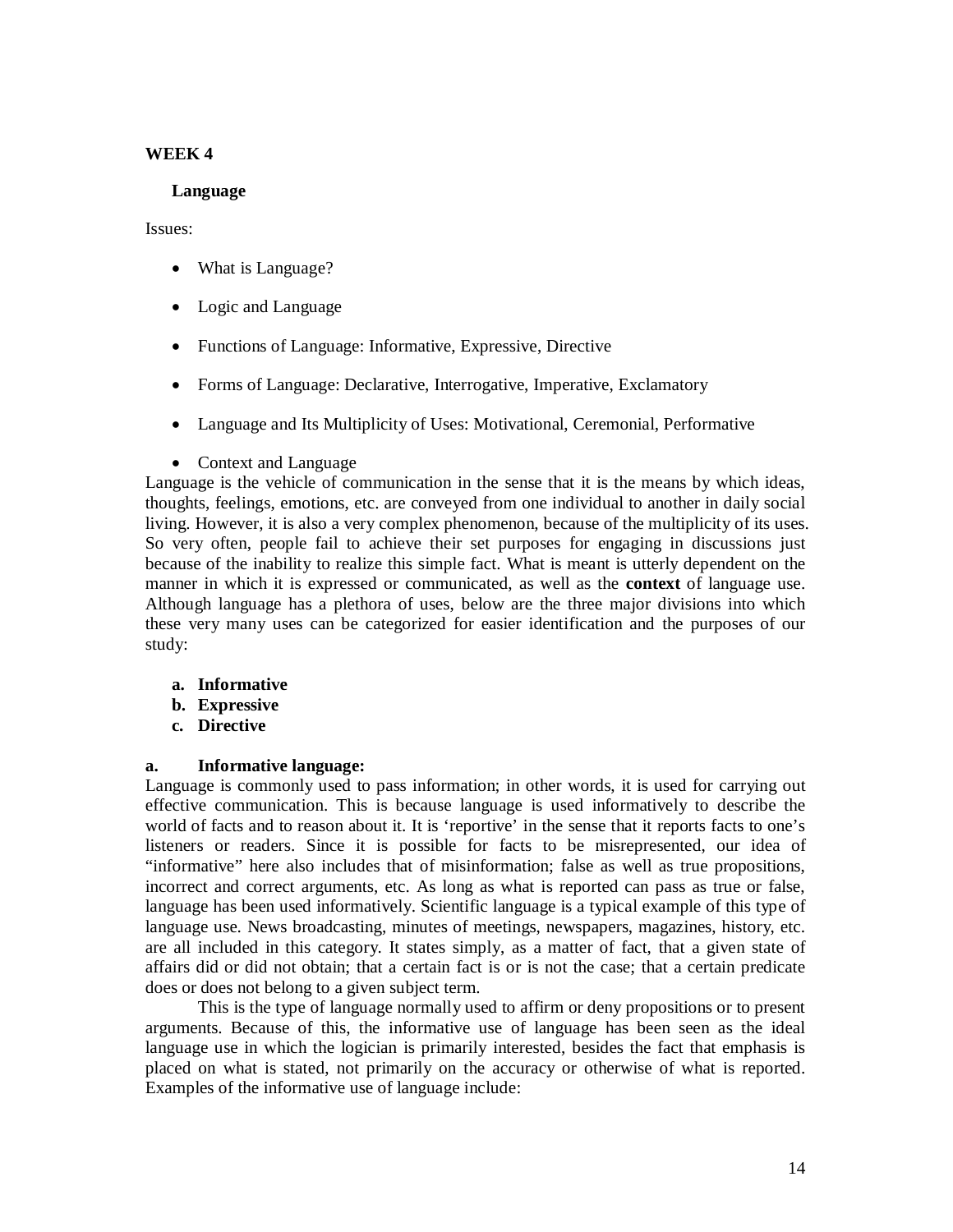**WEEK 4**

**Language**

Issues:

- What is Language?
- Logic and Language
- Functions of Language: Informative, Expressive, Directive
- Forms of Language: Declarative, Interrogative, Imperative, Exclamatory
- Language and Its Multiplicity of Uses: Motivational, Ceremonial, Performative
- Context and Language

Language is the vehicle of communication in the sense that it is the means by which ideas, thoughts, feelings, emotions, etc. are conveyed from one individual to another in daily social living. However, it is also a very complex phenomenon, because of the multiplicity of its uses. So very often, people fail to achieve their set purposes for engaging in discussions just because of the inability to realize this simple fact. What is meant is utterly dependent on the manner in which it is expressed or communicated, as well as the **context** of language use. Although language has a plethora of uses, below are the three major divisions into which these very many uses can be categorized for easier identification and the purposes of our study:

a. **Informative**
b. **Expressive**
c. **Directive**

**a. Informative language:**

Language is commonly used to pass information; in other words, it is used for carrying out effective communication. This is because language is used informatively to describe the world of facts and to reason about it. It is 'reportive' in the sense that it reports facts to one's listeners or readers. Since it is possible for facts to be misrepresented, our idea of "informative" here also includes that of misinformation; false as well as true propositions, incorrect and correct arguments, etc. As long as what is reported can pass as true or false, language has been used informatively. Scientific language is a typical example of this type of language use. News broadcasting, minutes of meetings, newspapers, magazines, history, etc. are all included in this category. It states simply, as a matter of fact, that a given state of affairs did or did not obtain; that a certain fact is or is not the case; that a certain predicate does or does not belong to a given subject term.

This is the type of language normally used to affirm or deny propositions or to present arguments. Because of this, the informative use of language has been seen as the ideal language use in which the logician is primarily interested, besides the fact that emphasis is placed on what is stated, not primarily on the accuracy or otherwise of what is reported. Examples of the informative use of language include: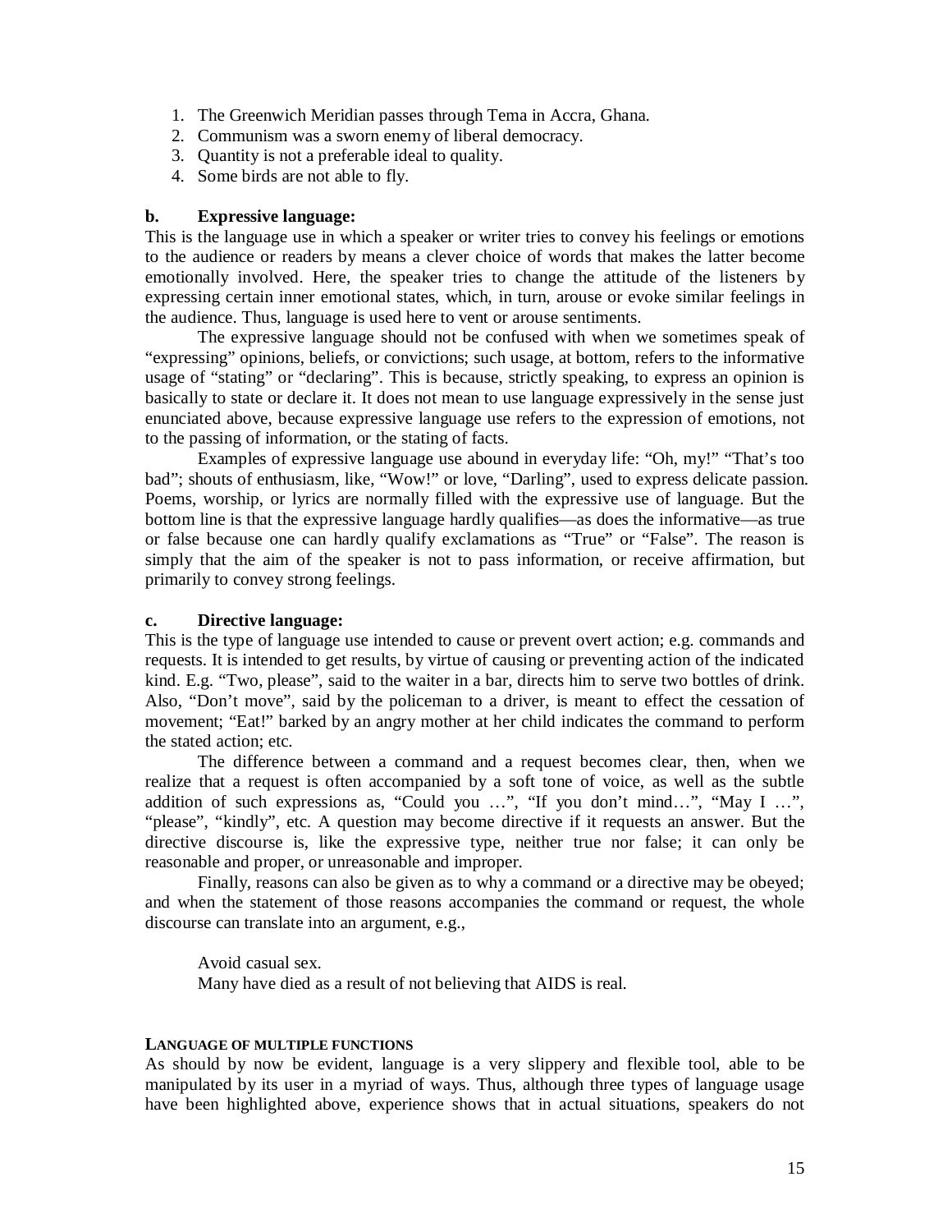1. The Greenwich Meridian passes through Tema in Accra, Ghana.
2. Communism was a sworn enemy of liberal democracy.
3. Quantity is not a preferable ideal to quality.
4. Some birds are not able to fly.

**b. Expressive language:**

This is the language use in which a speaker or writer tries to convey his feelings or emotions to the audience or readers by means a clever choice of words that makes the latter become emotionally involved. Here, the speaker tries to change the attitude of the listeners by expressing certain inner emotional states, which, in turn, arouse or evoke similar feelings in the audience. Thus, language is used here to vent or arouse sentiments.

The expressive language should not be confused with when we sometimes speak of "expressing" opinions, beliefs, or convictions; such usage, at bottom, refers to the informative usage of "stating" or "declaring". This is because, strictly speaking, to express an opinion is basically to state or declare it. It does not mean to use language expressively in the sense just enunciated above, because expressive language use refers to the expression of emotions, not to the passing of information, or the stating of facts.

Examples of expressive language use abound in everyday life: "Oh, my!" "That's too bad"; shouts of enthusiasm, like, "Wow!" or love, "Darling", used to express delicate passion. Poems, worship, or lyrics are normally filled with the expressive use of language. But the bottom line is that the expressive language hardly qualifies—as does the informative—as true or false because one can hardly qualify exclamations as "True" or "False". The reason is simply that the aim of the speaker is not to pass information, or receive affirmation, but primarily to convey strong feelings.

**c. Directive language:**

This is the type of language use intended to cause or prevent overt action; e.g. commands and requests. It is intended to get results, by virtue of causing or preventing action of the indicated kind. E.g. "Two, please", said to the waiter in a bar, directs him to serve two bottles of drink. Also, "Don't move", said by the policeman to a driver, is meant to effect the cessation of movement; "Eat!" barked by an angry mother at her child indicates the command to perform the stated action; etc.

The difference between a command and a request becomes clear, then, when we realize that a request is often accompanied by a soft tone of voice, as well as the subtle addition of such expressions as, "Could you …", "If you don't mind…", "May I …", "please", "kindly", etc. A question may become directive if it requests an answer. But the directive discourse is, like the expressive type, neither true nor false; it can only be reasonable and proper, or unreasonable and improper.

Finally, reasons can also be given as to why a command or a directive may be obeyed; and when the statement of those reasons accompanies the command or request, the whole discourse can translate into an argument, e.g.,

> Avoid casual sex.
> Many have died as a result of not believing that AIDS is real.

**LANGUAGE OF MULTIPLE FUNCTIONS**

As should by now be evident, language is a very slippery and flexible tool, able to be manipulated by its user in a myriad of ways. Thus, although three types of language usage have been highlighted above, experience shows that in actual situations, speakers do not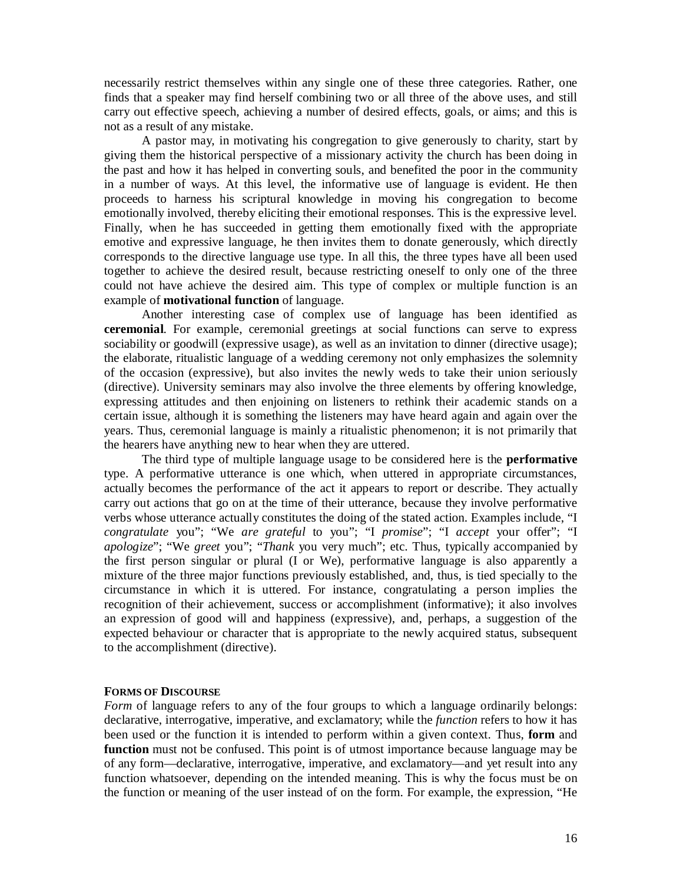necessarily restrict themselves within any single one of these three categories. Rather, one finds that a speaker may find herself combining two or all three of the above uses, and still carry out effective speech, achieving a number of desired effects, goals, or aims; and this is not as a result of any mistake.

A pastor may, in motivating his congregation to give generously to charity, start by giving them the historical perspective of a missionary activity the church has been doing in the past and how it has helped in converting souls, and benefited the poor in the community in a number of ways. At this level, the informative use of language is evident. He then proceeds to harness his scriptural knowledge in moving his congregation to become emotionally involved, thereby eliciting their emotional responses. This is the expressive level. Finally, when he has succeeded in getting them emotionally fixed with the appropriate emotive and expressive language, he then invites them to donate generously, which directly corresponds to the directive language use type. In all this, the three types have all been used together to achieve the desired result, because restricting oneself to only one of the three could not have achieve the desired aim. This type of complex or multiple function is an example of **motivational function** of language.

Another interesting case of complex use of language has been identified as **ceremonial**. For example, ceremonial greetings at social functions can serve to express sociability or goodwill (expressive usage), as well as an invitation to dinner (directive usage); the elaborate, ritualistic language of a wedding ceremony not only emphasizes the solemnity of the occasion (expressive), but also invites the newly weds to take their union seriously (directive). University seminars may also involve the three elements by offering knowledge, expressing attitudes and then enjoining on listeners to rethink their academic stands on a certain issue, although it is something the listeners may have heard again and again over the years. Thus, ceremonial language is mainly a ritualistic phenomenon; it is not primarily that the hearers have anything new to hear when they are uttered.

The third type of multiple language usage to be considered here is the **performative** type. A performative utterance is one which, when uttered in appropriate circumstances, actually becomes the performance of the act it appears to report or describe. They actually carry out actions that go on at the time of their utterance, because they involve performative verbs whose utterance actually constitutes the doing of the stated action. Examples include, "I *congratulate* you"; "We *are grateful* to you"; "I *promise*"; "I *accept* your offer"; "I *apologize*"; "We *greet* you"; "*Thank* you very much"; etc. Thus, typically accompanied by the first person singular or plural (I or We), performative language is also apparently a mixture of the three major functions previously established, and, thus, is tied specially to the circumstance in which it is uttered. For instance, congratulating a person implies the recognition of their achievement, success or accomplishment (informative); it also involves an expression of good will and happiness (expressive), and, perhaps, a suggestion of the expected behaviour or character that is appropriate to the newly acquired status, subsequent to the accomplishment (directive).

## FORMS OF DISCOURSE

*Form* of language refers to any of the four groups to which a language ordinarily belongs: declarative, interrogative, imperative, and exclamatory; while the *function* refers to how it has been used or the function it is intended to perform within a given context. Thus, **form** and **function** must not be confused. This point is of utmost importance because language may be of any form—declarative, interrogative, imperative, and exclamatory—and yet result into any function whatsoever, depending on the intended meaning. This is why the focus must be on the function or meaning of the user instead of on the form. For example, the expression, "He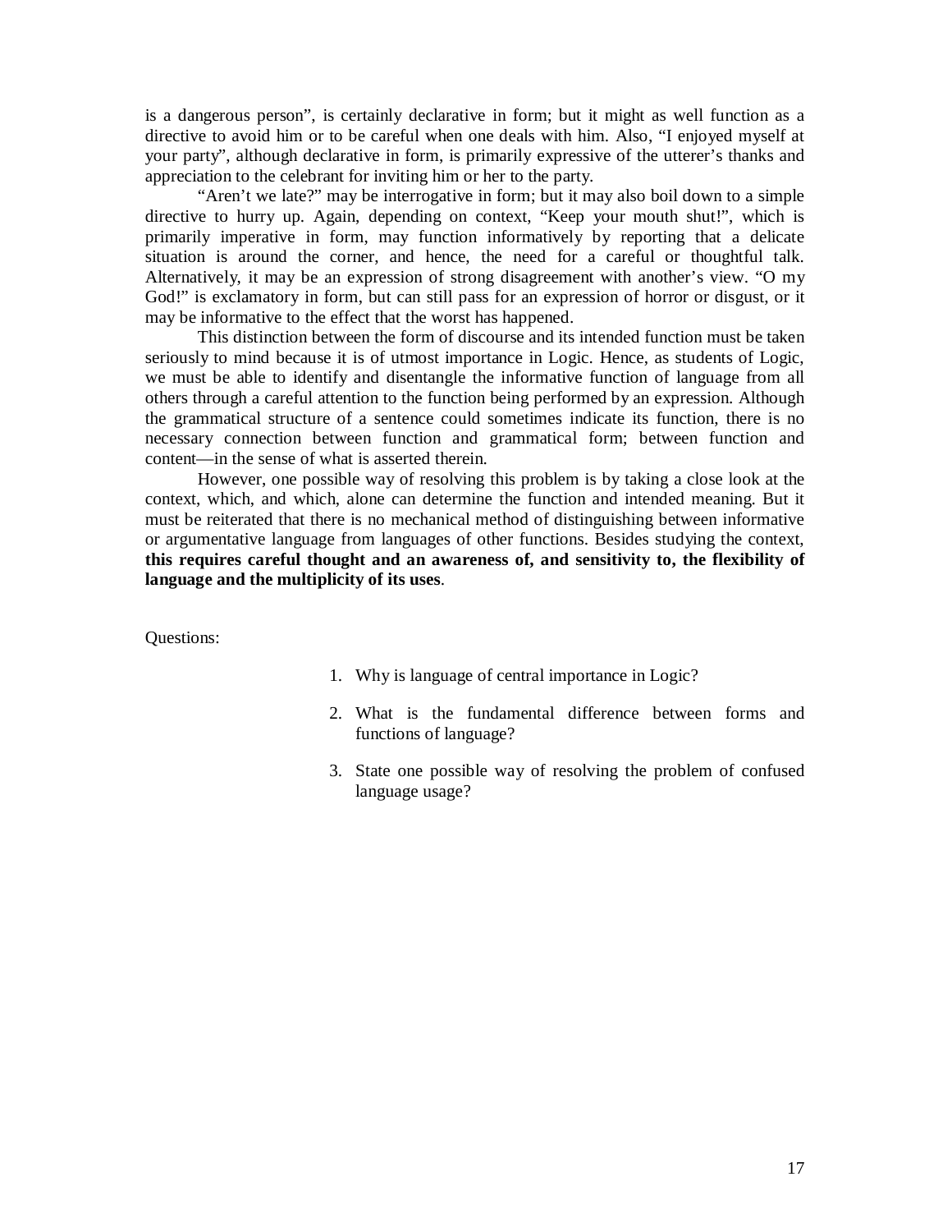is a dangerous person", is certainly declarative in form; but it might as well function as a directive to avoid him or to be careful when one deals with him. Also, "I enjoyed myself at your party", although declarative in form, is primarily expressive of the utterer's thanks and appreciation to the celebrant for inviting him or her to the party.

"Aren't we late?" may be interrogative in form; but it may also boil down to a simple directive to hurry up. Again, depending on context, "Keep your mouth shut!", which is primarily imperative in form, may function informatively by reporting that a delicate situation is around the corner, and hence, the need for a careful or thoughtful talk. Alternatively, it may be an expression of strong disagreement with another's view. "O my God!" is exclamatory in form, but can still pass for an expression of horror or disgust, or it may be informative to the effect that the worst has happened.

This distinction between the form of discourse and its intended function must be taken seriously to mind because it is of utmost importance in Logic. Hence, as students of Logic, we must be able to identify and disentangle the informative function of language from all others through a careful attention to the function being performed by an expression. Although the grammatical structure of a sentence could sometimes indicate its function, there is no necessary connection between function and grammatical form; between function and content—in the sense of what is asserted therein.

However, one possible way of resolving this problem is by taking a close look at the context, which, and which, alone can determine the function and intended meaning. But it must be reiterated that there is no mechanical method of distinguishing between informative or argumentative language from languages of other functions. Besides studying the context, **this requires careful thought and an awareness of, and sensitivity to, the flexibility of language and the multiplicity of its uses**.

Questions:

1. Why is language of central importance in Logic?
2. What is the fundamental difference between forms and functions of language?
3. State one possible way of resolving the problem of confused language usage?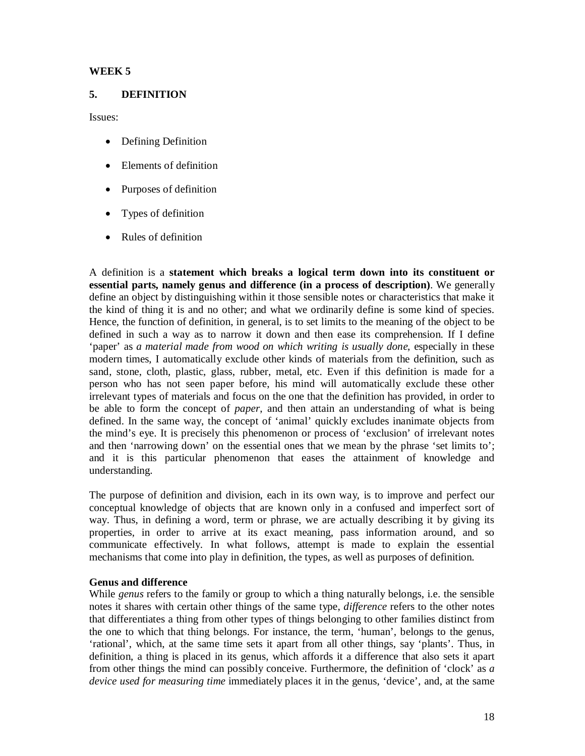**WEEK 5**

## 5. DEFINITION

Issues:

- Defining Definition
- Elements of definition
- Purposes of definition
- Types of definition
- Rules of definition

A definition is a **statement which breaks a logical term down into its constituent or essential parts, namely genus and difference (in a process of description)**. We generally define an object by distinguishing within it those sensible notes or characteristics that make it the kind of thing it is and no other; and what we ordinarily define is some kind of species. Hence, the function of definition, in general, is to set limits to the meaning of the object to be defined in such a way as to narrow it down and then ease its comprehension. If I define 'paper' as *a material made from wood on which writing is usually done*, especially in these modern times, I automatically exclude other kinds of materials from the definition, such as sand, stone, cloth, plastic, glass, rubber, metal, etc. Even if this definition is made for a person who has not seen paper before, his mind will automatically exclude these other irrelevant types of materials and focus on the one that the definition has provided, in order to be able to form the concept of *paper*, and then attain an understanding of what is being defined. In the same way, the concept of 'animal' quickly excludes inanimate objects from the mind's eye. It is precisely this phenomenon or process of 'exclusion' of irrelevant notes and then 'narrowing down' on the essential ones that we mean by the phrase 'set limits to'; and it is this particular phenomenon that eases the attainment of knowledge and understanding.

The purpose of definition and division, each in its own way, is to improve and perfect our conceptual knowledge of objects that are known only in a confused and imperfect sort of way. Thus, in defining a word, term or phrase, we are actually describing it by giving its properties, in order to arrive at its exact meaning, pass information around, and so communicate effectively. In what follows, attempt is made to explain the essential mechanisms that come into play in definition, the types, as well as purposes of definition.

**Genus and difference**

While *genus* refers to the family or group to which a thing naturally belongs, i.e. the sensible notes it shares with certain other things of the same type, *difference* refers to the other notes that differentiates a thing from other types of things belonging to other families distinct from the one to which that thing belongs. For instance, the term, 'human', belongs to the genus, 'rational', which, at the same time sets it apart from all other things, say 'plants'. Thus, in definition, a thing is placed in its genus, which affords it a difference that also sets it apart from other things the mind can possibly conceive. Furthermore, the definition of 'clock' as *a device used for measuring time* immediately places it in the genus, 'device', and, at the same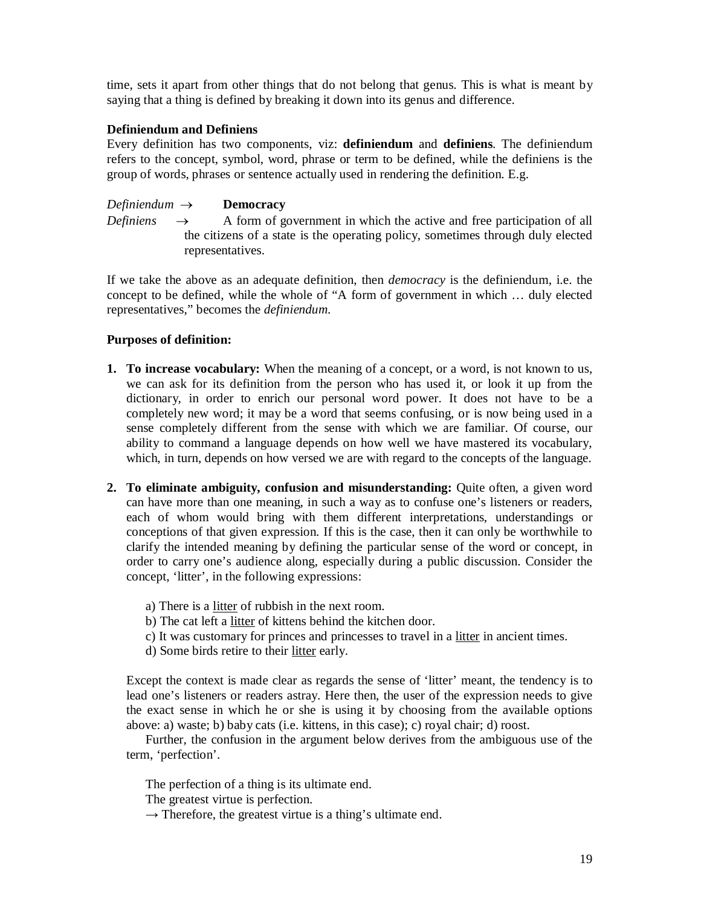time, sets it apart from other things that do not belong that genus. This is what is meant by saying that a thing is defined by breaking it down into its genus and difference.

**Definiendum and Definiens**

Every definition has two components, viz: **definiendum** and **definiens**. The definiendum refers to the concept, symbol, word, phrase or term to be defined, while the definiens is the group of words, phrases or sentence actually used in rendering the definition. E.g.

*Definiendum* → **Democracy**

*Definiens* → A form of government in which the active and free participation of all the citizens of a state is the operating policy, sometimes through duly elected representatives.

If we take the above as an adequate definition, then *democracy* is the definiendum, i.e. the concept to be defined, while the whole of "A form of government in which … duly elected representatives," becomes the *definiendum.*

**Purposes of definition:**

1. **To increase vocabulary:** When the meaning of a concept, or a word, is not known to us, we can ask for its definition from the person who has used it, or look it up from the dictionary, in order to enrich our personal word power. It does not have to be a completely new word; it may be a word that seems confusing, or is now being used in a sense completely different from the sense with which we are familiar. Of course, our ability to command a language depends on how well we have mastered its vocabulary, which, in turn, depends on how versed we are with regard to the concepts of the language.

2. **To eliminate ambiguity, confusion and misunderstanding:** Quite often, a given word can have more than one meaning, in such a way as to confuse one's listeners or readers, each of whom would bring with them different interpretations, understandings or conceptions of that given expression. If this is the case, then it can only be worthwhile to clarify the intended meaning by defining the particular sense of the word or concept, in order to carry one's audience along, especially during a public discussion. Consider the concept, 'litter', in the following expressions:

   a) There is a <u>litter</u> of rubbish in the next room.
   b) The cat left a <u>litter</u> of kittens behind the kitchen door.
   c) It was customary for princes and princesses to travel in a <u>litter</u> in ancient times.
   d) Some birds retire to their <u>litter</u> early.

   Except the context is made clear as regards the sense of 'litter' meant, the tendency is to lead one's listeners or readers astray. Here then, the user of the expression needs to give the exact sense in which he or she is using it by choosing from the available options above: a) waste; b) baby cats (i.e. kittens, in this case); c) royal chair; d) roost.

   Further, the confusion in the argument below derives from the ambiguous use of the term, 'perfection'.

   The perfection of a thing is its ultimate end.
   The greatest virtue is perfection.
   → Therefore, the greatest virtue is a thing's ultimate end.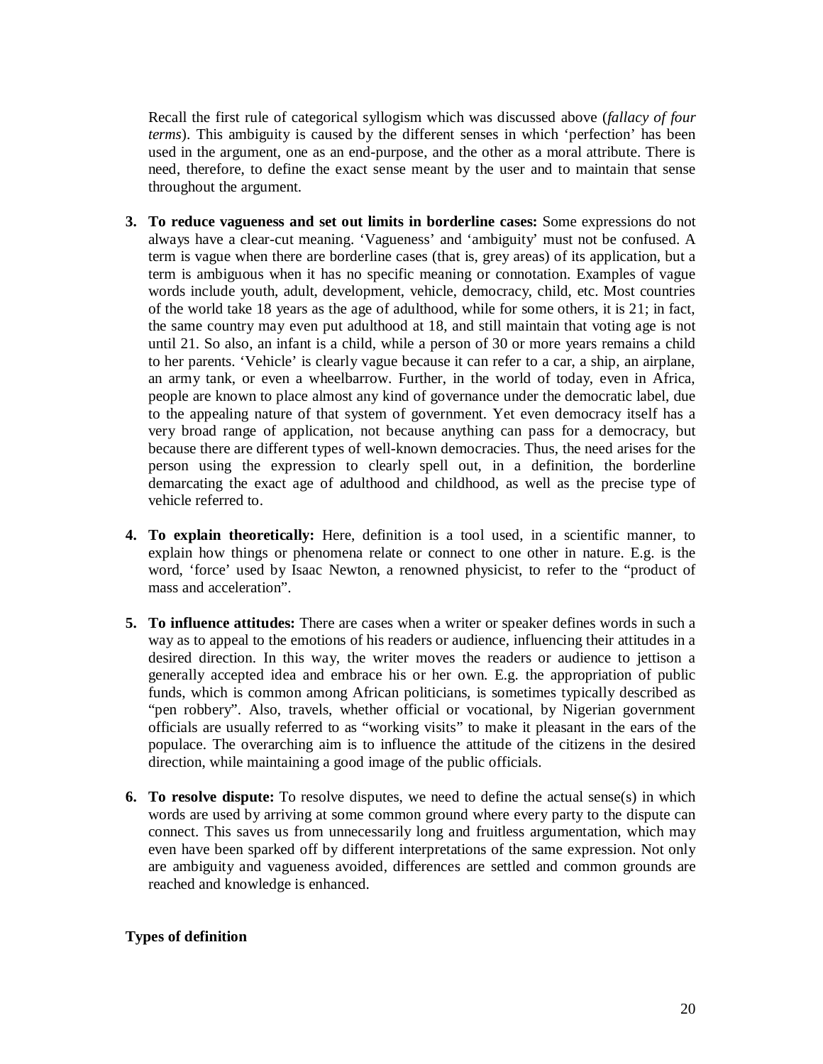Recall the first rule of categorical syllogism which was discussed above (*fallacy of four terms*). This ambiguity is caused by the different senses in which 'perfection' has been used in the argument, one as an end-purpose, and the other as a moral attribute. There is need, therefore, to define the exact sense meant by the user and to maintain that sense throughout the argument.

3. **To reduce vagueness and set out limits in borderline cases:** Some expressions do not always have a clear-cut meaning. 'Vagueness' and 'ambiguity' must not be confused. A term is vague when there are borderline cases (that is, grey areas) of its application, but a term is ambiguous when it has no specific meaning or connotation. Examples of vague words include youth, adult, development, vehicle, democracy, child, etc. Most countries of the world take 18 years as the age of adulthood, while for some others, it is 21; in fact, the same country may even put adulthood at 18, and still maintain that voting age is not until 21. So also, an infant is a child, while a person of 30 or more years remains a child to her parents. 'Vehicle' is clearly vague because it can refer to a car, a ship, an airplane, an army tank, or even a wheelbarrow. Further, in the world of today, even in Africa, people are known to place almost any kind of governance under the democratic label, due to the appealing nature of that system of government. Yet even democracy itself has a very broad range of application, not because anything can pass for a democracy, but because there are different types of well-known democracies. Thus, the need arises for the person using the expression to clearly spell out, in a definition, the borderline demarcating the exact age of adulthood and childhood, as well as the precise type of vehicle referred to.

4. **To explain theoretically:** Here, definition is a tool used, in a scientific manner, to explain how things or phenomena relate or connect to one other in nature. E.g. is the word, 'force' used by Isaac Newton, a renowned physicist, to refer to the "product of mass and acceleration".

5. **To influence attitudes:** There are cases when a writer or speaker defines words in such a way as to appeal to the emotions of his readers or audience, influencing their attitudes in a desired direction. In this way, the writer moves the readers or audience to jettison a generally accepted idea and embrace his or her own. E.g. the appropriation of public funds, which is common among African politicians, is sometimes typically described as "pen robbery". Also, travels, whether official or vocational, by Nigerian government officials are usually referred to as "working visits" to make it pleasant in the ears of the populace. The overarching aim is to influence the attitude of the citizens in the desired direction, while maintaining a good image of the public officials.

6. **To resolve dispute:** To resolve disputes, we need to define the actual sense(s) in which words are used by arriving at some common ground where every party to the dispute can connect. This saves us from unnecessarily long and fruitless argumentation, which may even have been sparked off by different interpretations of the same expression. Not only are ambiguity and vagueness avoided, differences are settled and common grounds are reached and knowledge is enhanced.

**Types of definition**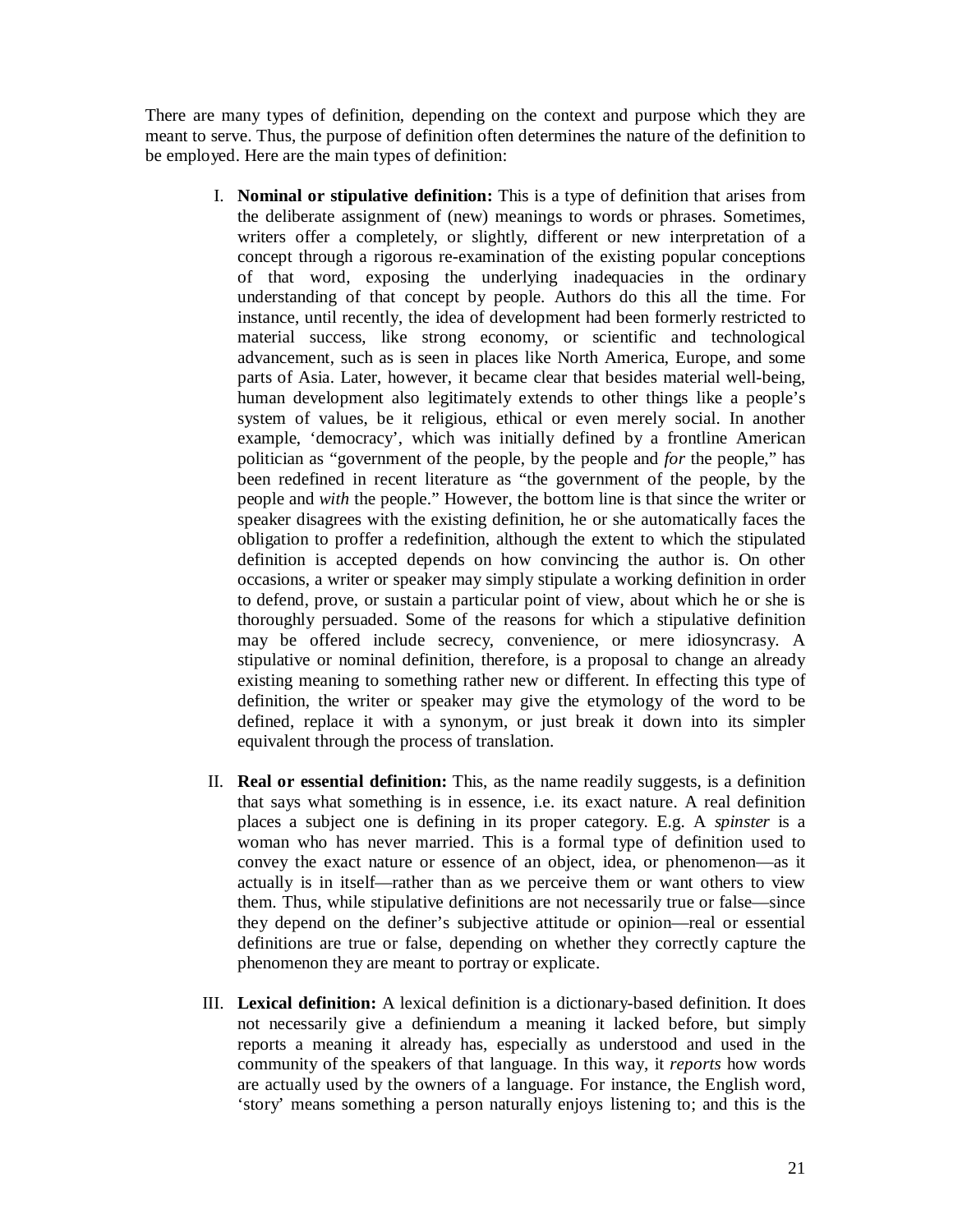There are many types of definition, depending on the context and purpose which they are meant to serve. Thus, the purpose of definition often determines the nature of the definition to be employed. Here are the main types of definition:

I. **Nominal or stipulative definition:** This is a type of definition that arises from the deliberate assignment of (new) meanings to words or phrases. Sometimes, writers offer a completely, or slightly, different or new interpretation of a concept through a rigorous re-examination of the existing popular conceptions of that word, exposing the underlying inadequacies in the ordinary understanding of that concept by people. Authors do this all the time. For instance, until recently, the idea of development had been formerly restricted to material success, like strong economy, or scientific and technological advancement, such as is seen in places like North America, Europe, and some parts of Asia. Later, however, it became clear that besides material well-being, human development also legitimately extends to other things like a people's system of values, be it religious, ethical or even merely social. In another example, 'democracy', which was initially defined by a frontline American politician as "government of the people, by the people and *for* the people," has been redefined in recent literature as "the government of the people, by the people and *with* the people." However, the bottom line is that since the writer or speaker disagrees with the existing definition, he or she automatically faces the obligation to proffer a redefinition, although the extent to which the stipulated definition is accepted depends on how convincing the author is. On other occasions, a writer or speaker may simply stipulate a working definition in order to defend, prove, or sustain a particular point of view, about which he or she is thoroughly persuaded. Some of the reasons for which a stipulative definition may be offered include secrecy, convenience, or mere idiosyncrasy. A stipulative or nominal definition, therefore, is a proposal to change an already existing meaning to something rather new or different. In effecting this type of definition, the writer or speaker may give the etymology of the word to be defined, replace it with a synonym, or just break it down into its simpler equivalent through the process of translation.

II. **Real or essential definition:** This, as the name readily suggests, is a definition that says what something is in essence, i.e. its exact nature. A real definition places a subject one is defining in its proper category. E.g. A *spinster* is a woman who has never married. This is a formal type of definition used to convey the exact nature or essence of an object, idea, or phenomenon—as it actually is in itself—rather than as we perceive them or want others to view them. Thus, while stipulative definitions are not necessarily true or false—since they depend on the definer's subjective attitude or opinion—real or essential definitions are true or false, depending on whether they correctly capture the phenomenon they are meant to portray or explicate.

III. **Lexical definition:** A lexical definition is a dictionary-based definition. It does not necessarily give a definiendum a meaning it lacked before, but simply reports a meaning it already has, especially as understood and used in the community of the speakers of that language. In this way, it *reports* how words are actually used by the owners of a language. For instance, the English word, 'story' means something a person naturally enjoys listening to; and this is the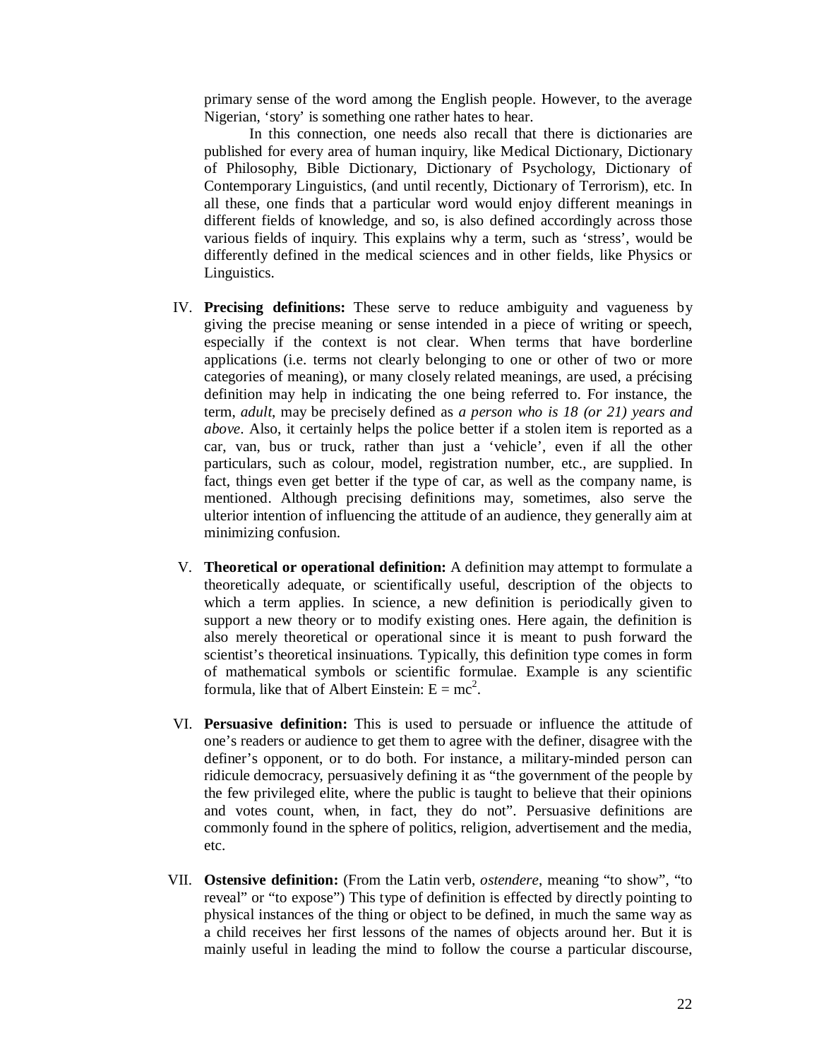primary sense of the word among the English people. However, to the average Nigerian, 'story' is something one rather hates to hear.

In this connection, one needs also recall that there is dictionaries are published for every area of human inquiry, like Medical Dictionary, Dictionary of Philosophy, Bible Dictionary, Dictionary of Psychology, Dictionary of Contemporary Linguistics, (and until recently, Dictionary of Terrorism), etc. In all these, one finds that a particular word would enjoy different meanings in different fields of knowledge, and so, is also defined accordingly across those various fields of inquiry. This explains why a term, such as 'stress', would be differently defined in the medical sciences and in other fields, like Physics or Linguistics.

IV. **Precising definitions:** These serve to reduce ambiguity and vagueness by giving the precise meaning or sense intended in a piece of writing or speech, especially if the context is not clear. When terms that have borderline applications (i.e. terms not clearly belonging to one or other of two or more categories of meaning), or many closely related meanings, are used, a précising definition may help in indicating the one being referred to. For instance, the term, *adult*, may be precisely defined as *a person who is 18 (or 21) years and above*. Also, it certainly helps the police better if a stolen item is reported as a car, van, bus or truck, rather than just a 'vehicle', even if all the other particulars, such as colour, model, registration number, etc., are supplied. In fact, things even get better if the type of car, as well as the company name, is mentioned. Although precising definitions may, sometimes, also serve the ulterior intention of influencing the attitude of an audience, they generally aim at minimizing confusion.

V. **Theoretical or operational definition:** A definition may attempt to formulate a theoretically adequate, or scientifically useful, description of the objects to which a term applies. In science, a new definition is periodically given to support a new theory or to modify existing ones. Here again, the definition is also merely theoretical or operational since it is meant to push forward the scientist's theoretical insinuations. Typically, this definition type comes in form of mathematical symbols or scientific formulae. Example is any scientific formula, like that of Albert Einstein: $E = mc^2$.

VI. **Persuasive definition:** This is used to persuade or influence the attitude of one's readers or audience to get them to agree with the definer, disagree with the definer's opponent, or to do both. For instance, a military-minded person can ridicule democracy, persuasively defining it as "the government of the people by the few privileged elite, where the public is taught to believe that their opinions and votes count, when, in fact, they do not". Persuasive definitions are commonly found in the sphere of politics, religion, advertisement and the media, etc.

VII. **Ostensive definition:** (From the Latin verb, *ostendere*, meaning "to show", "to reveal" or "to expose") This type of definition is effected by directly pointing to physical instances of the thing or object to be defined, in much the same way as a child receives her first lessons of the names of objects around her. But it is mainly useful in leading the mind to follow the course a particular discourse,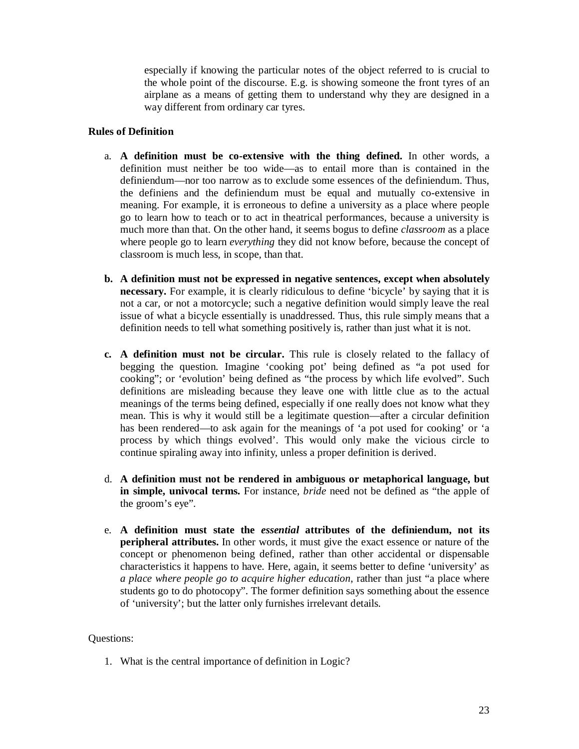especially if knowing the particular notes of the object referred to is crucial to the whole point of the discourse. E.g. is showing someone the front tyres of an airplane as a means of getting them to understand why they are designed in a way different from ordinary car tyres.

**Rules of Definition**

a. **A definition must be co-extensive with the thing defined.** In other words, a definition must neither be too wide—as to entail more than is contained in the definiendum—nor too narrow as to exclude some essences of the definiendum. Thus, the definiens and the definiendum must be equal and mutually co-extensive in meaning. For example, it is erroneous to define a university as a place where people go to learn how to teach or to act in theatrical performances, because a university is much more than that. On the other hand, it seems bogus to define *classroom* as a place where people go to learn *everything* they did not know before, because the concept of classroom is much less, in scope, than that.

b. **A definition must not be expressed in negative sentences, except when absolutely necessary.** For example, it is clearly ridiculous to define 'bicycle' by saying that it is not a car, or not a motorcycle; such a negative definition would simply leave the real issue of what a bicycle essentially is unaddressed. Thus, this rule simply means that a definition needs to tell what something positively is, rather than just what it is not.

c. **A definition must not be circular.** This rule is closely related to the fallacy of begging the question. Imagine 'cooking pot' being defined as "a pot used for cooking"; or 'evolution' being defined as "the process by which life evolved". Such definitions are misleading because they leave one with little clue as to the actual meanings of the terms being defined, especially if one really does not know what they mean. This is why it would still be a legitimate question—after a circular definition has been rendered—to ask again for the meanings of 'a pot used for cooking' or 'a process by which things evolved'. This would only make the vicious circle to continue spiraling away into infinity, unless a proper definition is derived.

d. **A definition must not be rendered in ambiguous or metaphorical language, but in simple, univocal terms.** For instance, *bride* need not be defined as "the apple of the groom's eye".

e. **A definition must state the *essential* attributes of the definiendum, not its peripheral attributes.** In other words, it must give the exact essence or nature of the concept or phenomenon being defined, rather than other accidental or dispensable characteristics it happens to have. Here, again, it seems better to define 'university' as *a place where people go to acquire higher education*, rather than just "a place where students go to do photocopy". The former definition says something about the essence of 'university'; but the latter only furnishes irrelevant details.

Questions:

1. What is the central importance of definition in Logic?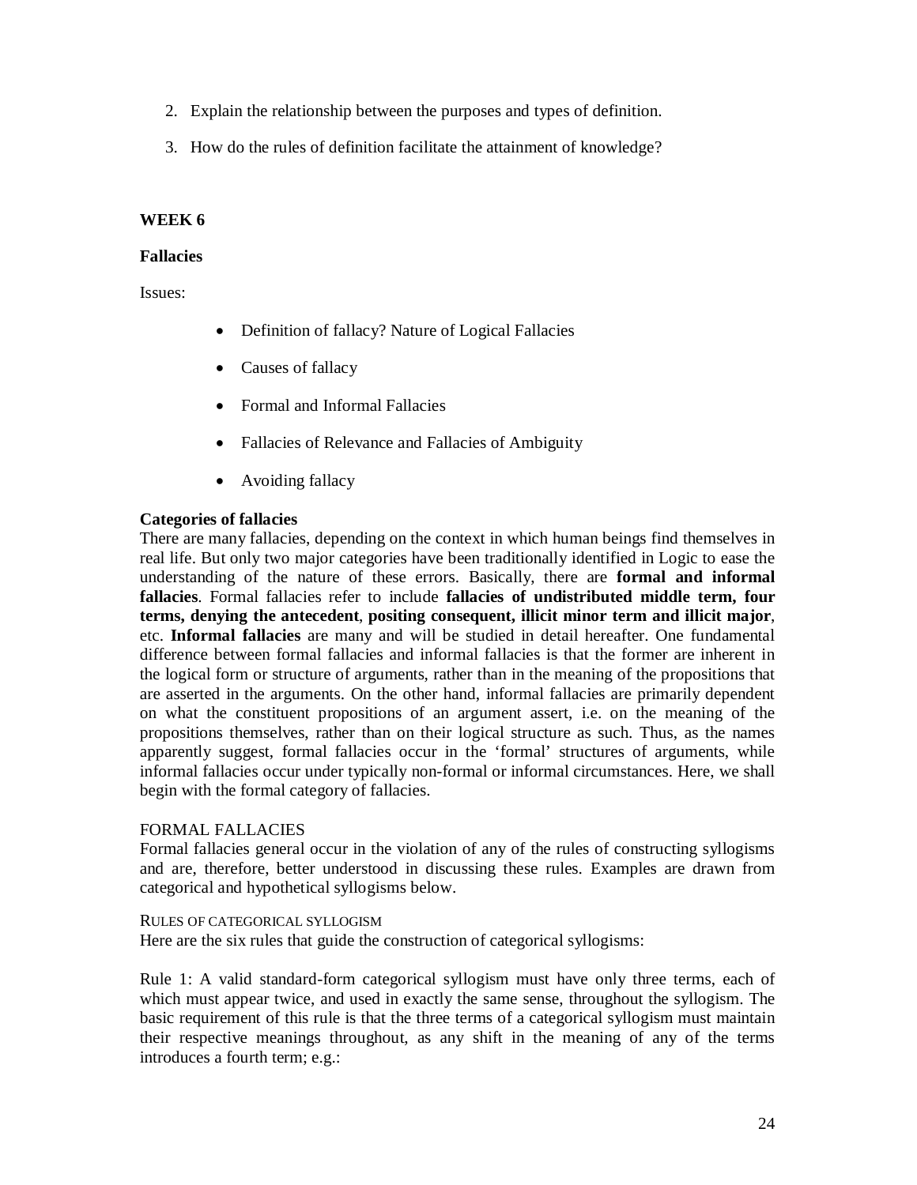2. Explain the relationship between the purposes and types of definition.

3. How do the rules of definition facilitate the attainment of knowledge?

## WEEK 6

### Fallacies

Issues:

- Definition of fallacy? Nature of Logical Fallacies
- Causes of fallacy
- Formal and Informal Fallacies
- Fallacies of Relevance and Fallacies of Ambiguity
- Avoiding fallacy

**Categories of fallacies**

There are many fallacies, depending on the context in which human beings find themselves in real life. But only two major categories have been traditionally identified in Logic to ease the understanding of the nature of these errors. Basically, there are **formal and informal fallacies**. Formal fallacies refer to include **fallacies of undistributed middle term, four terms, denying the antecedent**, **positing consequent, illicit minor term and illicit major**, etc. **Informal fallacies** are many and will be studied in detail hereafter. One fundamental difference between formal fallacies and informal fallacies is that the former are inherent in the logical form or structure of arguments, rather than in the meaning of the propositions that are asserted in the arguments. On the other hand, informal fallacies are primarily dependent on what the constituent propositions of an argument assert, i.e. on the meaning of the propositions themselves, rather than on their logical structure as such. Thus, as the names apparently suggest, formal fallacies occur in the 'formal' structures of arguments, while informal fallacies occur under typically non-formal or informal circumstances. Here, we shall begin with the formal category of fallacies.

FORMAL FALLACIES

Formal fallacies general occur in the violation of any of the rules of constructing syllogisms and are, therefore, better understood in discussing these rules. Examples are drawn from categorical and hypothetical syllogisms below.

RULES OF CATEGORICAL SYLLOGISM

Here are the six rules that guide the construction of categorical syllogisms:

Rule 1: A valid standard-form categorical syllogism must have only three terms, each of which must appear twice, and used in exactly the same sense, throughout the syllogism. The basic requirement of this rule is that the three terms of a categorical syllogism must maintain their respective meanings throughout, as any shift in the meaning of any of the terms introduces a fourth term; e.g.: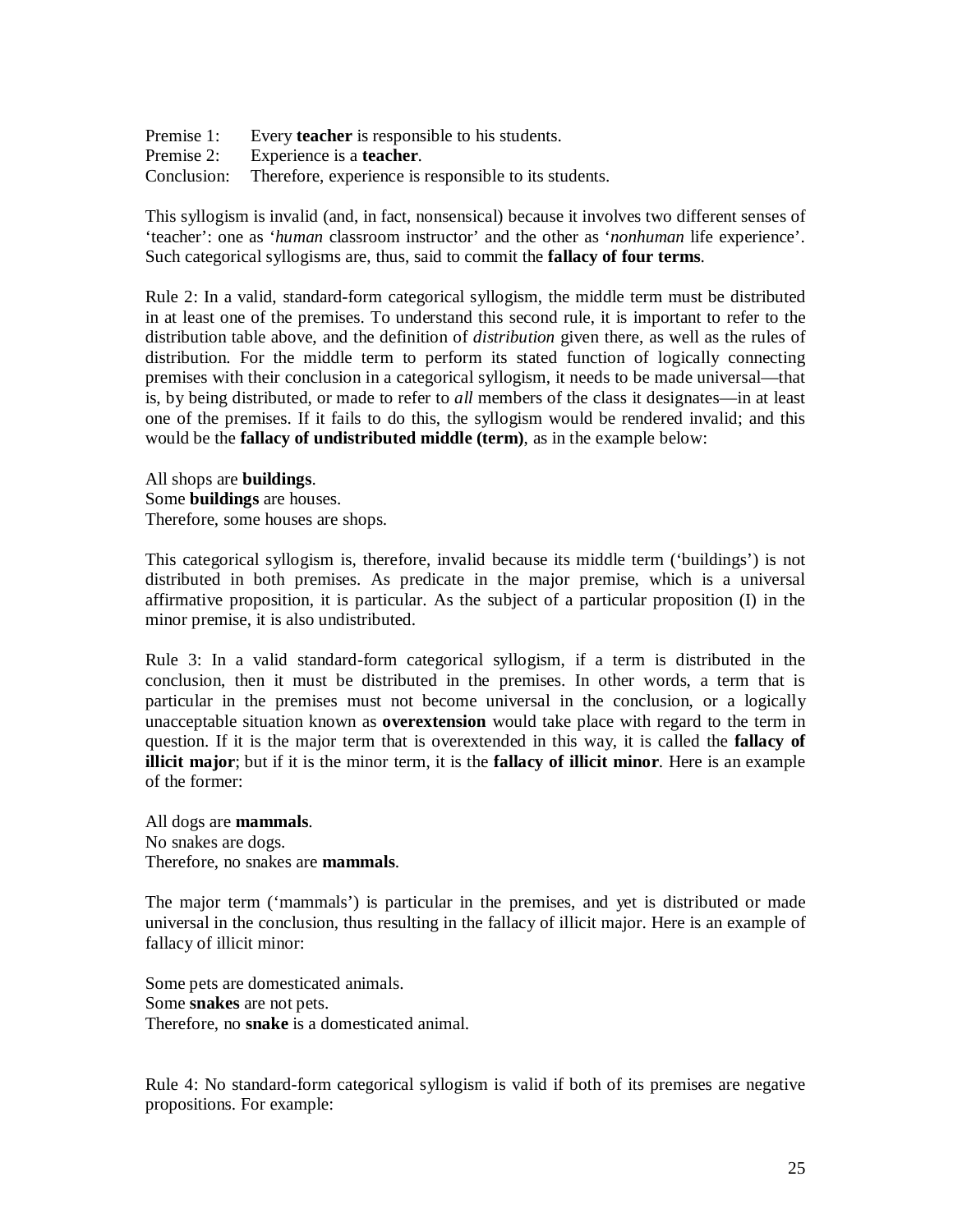Premise 1: Every **teacher** is responsible to his students.
Premise 2: Experience is a **teacher**.
Conclusion: Therefore, experience is responsible to its students.

This syllogism is invalid (and, in fact, nonsensical) because it involves two different senses of 'teacher': one as '*human* classroom instructor' and the other as '*nonhuman* life experience'. Such categorical syllogisms are, thus, said to commit the **fallacy of four terms**.

Rule 2: In a valid, standard-form categorical syllogism, the middle term must be distributed in at least one of the premises. To understand this second rule, it is important to refer to the distribution table above, and the definition of *distribution* given there, as well as the rules of distribution. For the middle term to perform its stated function of logically connecting premises with their conclusion in a categorical syllogism, it needs to be made universal—that is, by being distributed, or made to refer to *all* members of the class it designates—in at least one of the premises. If it fails to do this, the syllogism would be rendered invalid; and this would be the **fallacy of undistributed middle (term)**, as in the example below:

All shops are **buildings**.
Some **buildings** are houses.
Therefore, some houses are shops.

This categorical syllogism is, therefore, invalid because its middle term ('buildings') is not distributed in both premises. As predicate in the major premise, which is a universal affirmative proposition, it is particular. As the subject of a particular proposition (I) in the minor premise, it is also undistributed.

Rule 3: In a valid standard-form categorical syllogism, if a term is distributed in the conclusion, then it must be distributed in the premises. In other words, a term that is particular in the premises must not become universal in the conclusion, or a logically unacceptable situation known as **overextension** would take place with regard to the term in question. If it is the major term that is overextended in this way, it is called the **fallacy of illicit major**; but if it is the minor term, it is the **fallacy of illicit minor**. Here is an example of the former:

All dogs are **mammals**.
No snakes are dogs.
Therefore, no snakes are **mammals**.

The major term ('mammals') is particular in the premises, and yet is distributed or made universal in the conclusion, thus resulting in the fallacy of illicit major. Here is an example of fallacy of illicit minor:

Some pets are domesticated animals.
Some **snakes** are not pets.
Therefore, no **snake** is a domesticated animal.

Rule 4: No standard-form categorical syllogism is valid if both of its premises are negative propositions. For example: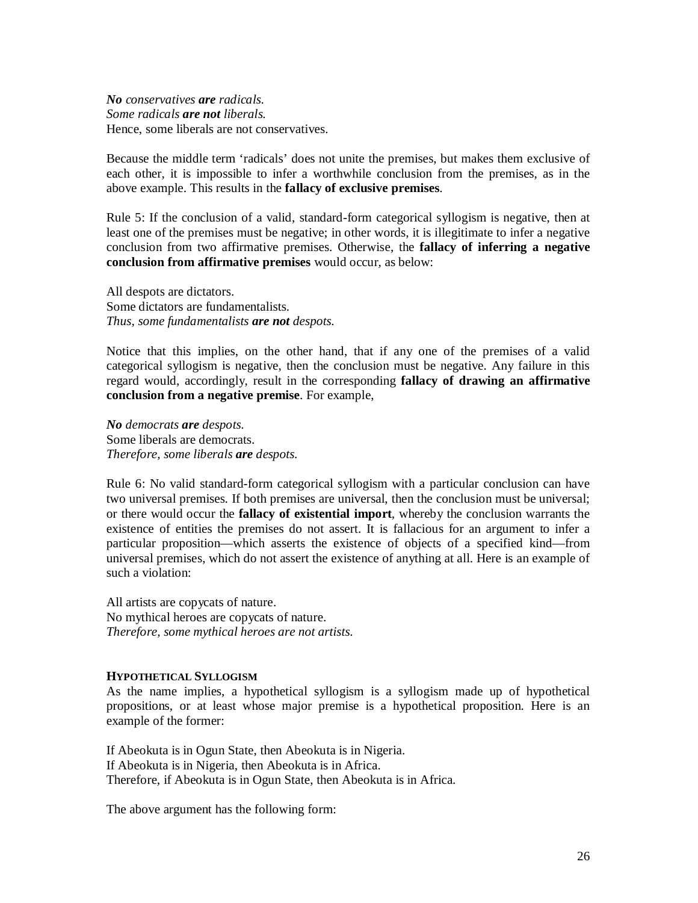***No** conservatives **are** radicals.*
*Some radicals **are not** liberals.*
Hence, some liberals are not conservatives.

Because the middle term 'radicals' does not unite the premises, but makes them exclusive of each other, it is impossible to infer a worthwhile conclusion from the premises, as in the above example. This results in the **fallacy of exclusive premises**.

Rule 5: If the conclusion of a valid, standard-form categorical syllogism is negative, then at least one of the premises must be negative; in other words, it is illegitimate to infer a negative conclusion from two affirmative premises. Otherwise, the **fallacy of inferring a negative conclusion from affirmative premises** would occur, as below:

All despots are dictators.
Some dictators are fundamentalists.
*Thus, some fundamentalists **are not** despots.*

Notice that this implies, on the other hand, that if any one of the premises of a valid categorical syllogism is negative, then the conclusion must be negative. Any failure in this regard would, accordingly, result in the corresponding **fallacy of drawing an affirmative conclusion from a negative premise**. For example,

***No** democrats **are** despots.*
Some liberals are democrats.
*Therefore, some liberals **are** despots.*

Rule 6: No valid standard-form categorical syllogism with a particular conclusion can have two universal premises. If both premises are universal, then the conclusion must be universal; or there would occur the **fallacy of existential import**, whereby the conclusion warrants the existence of entities the premises do not assert. It is fallacious for an argument to infer a particular proposition—which asserts the existence of objects of a specified kind—from universal premises, which do not assert the existence of anything at all. Here is an example of such a violation:

All artists are copycats of nature.
No mythical heroes are copycats of nature.
*Therefore, some mythical heroes are not artists.*

#### HYPOTHETICAL SYLLOGISM

As the name implies, a hypothetical syllogism is a syllogism made up of hypothetical propositions, or at least whose major premise is a hypothetical proposition. Here is an example of the former:

If Abeokuta is in Ogun State, then Abeokuta is in Nigeria.
If Abeokuta is in Nigeria, then Abeokuta is in Africa.
Therefore, if Abeokuta is in Ogun State, then Abeokuta is in Africa.

The above argument has the following form: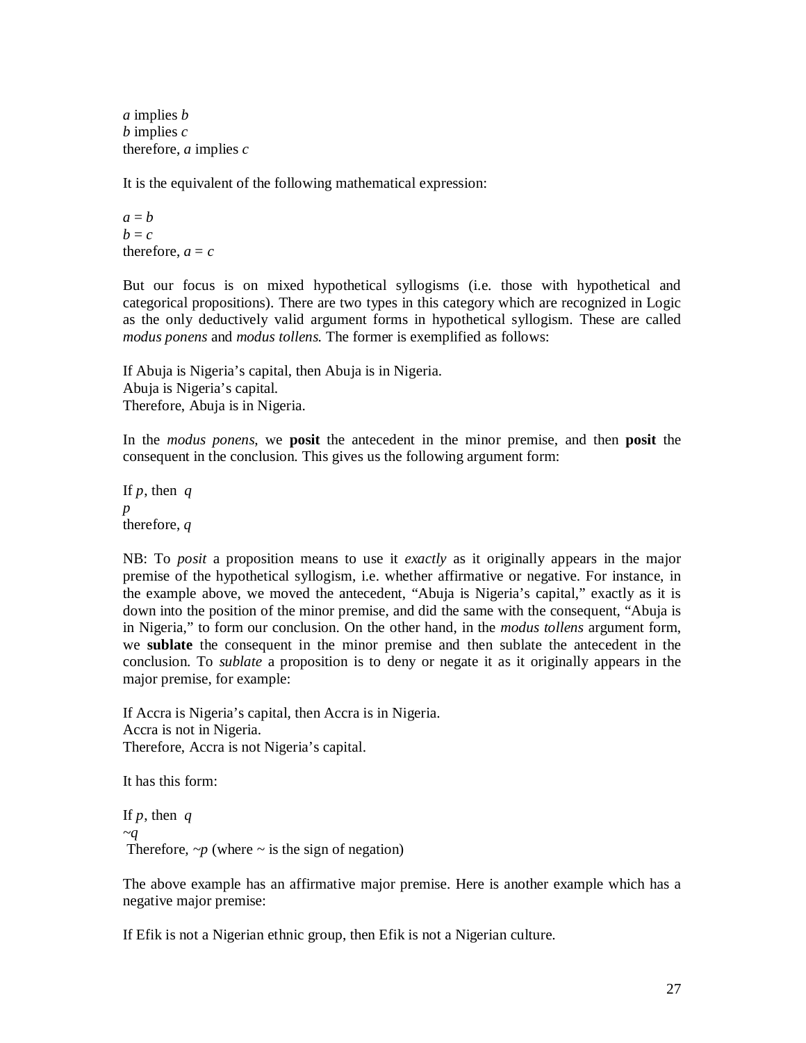*a* implies *b*
*b* implies *c*
therefore, *a* implies *c*

It is the equivalent of the following mathematical expression:

$a = b$
$b = c$
therefore, $a = c$

But our focus is on mixed hypothetical syllogisms (i.e. those with hypothetical and categorical propositions). There are two types in this category which are recognized in Logic as the only deductively valid argument forms in hypothetical syllogism. These are called *modus ponens* and *modus tollens.* The former is exemplified as follows:

If Abuja is Nigeria's capital, then Abuja is in Nigeria.
Abuja is Nigeria's capital.
Therefore, Abuja is in Nigeria.

In the *modus ponens*, we **posit** the antecedent in the minor premise, and then **posit** the consequent in the conclusion. This gives us the following argument form:

If *p*, then *q*
*p*
therefore, *q*

NB: To *posit* a proposition means to use it *exactly* as it originally appears in the major premise of the hypothetical syllogism, i.e. whether affirmative or negative. For instance, in the example above, we moved the antecedent, "Abuja is Nigeria's capital," exactly as it is down into the position of the minor premise, and did the same with the consequent, "Abuja is in Nigeria," to form our conclusion. On the other hand, in the *modus tollens* argument form, we **sublate** the consequent in the minor premise and then sublate the antecedent in the conclusion. To *sublate* a proposition is to deny or negate it as it originally appears in the major premise, for example:

If Accra is Nigeria's capital, then Accra is in Nigeria.
Accra is not in Nigeria.
Therefore, Accra is not Nigeria's capital.

It has this form:

If *p*, then *q*
$\sim q$
Therefore, $\sim p$ (where ~ is the sign of negation)

The above example has an affirmative major premise. Here is another example which has a negative major premise:

If Efik is not a Nigerian ethnic group, then Efik is not a Nigerian culture.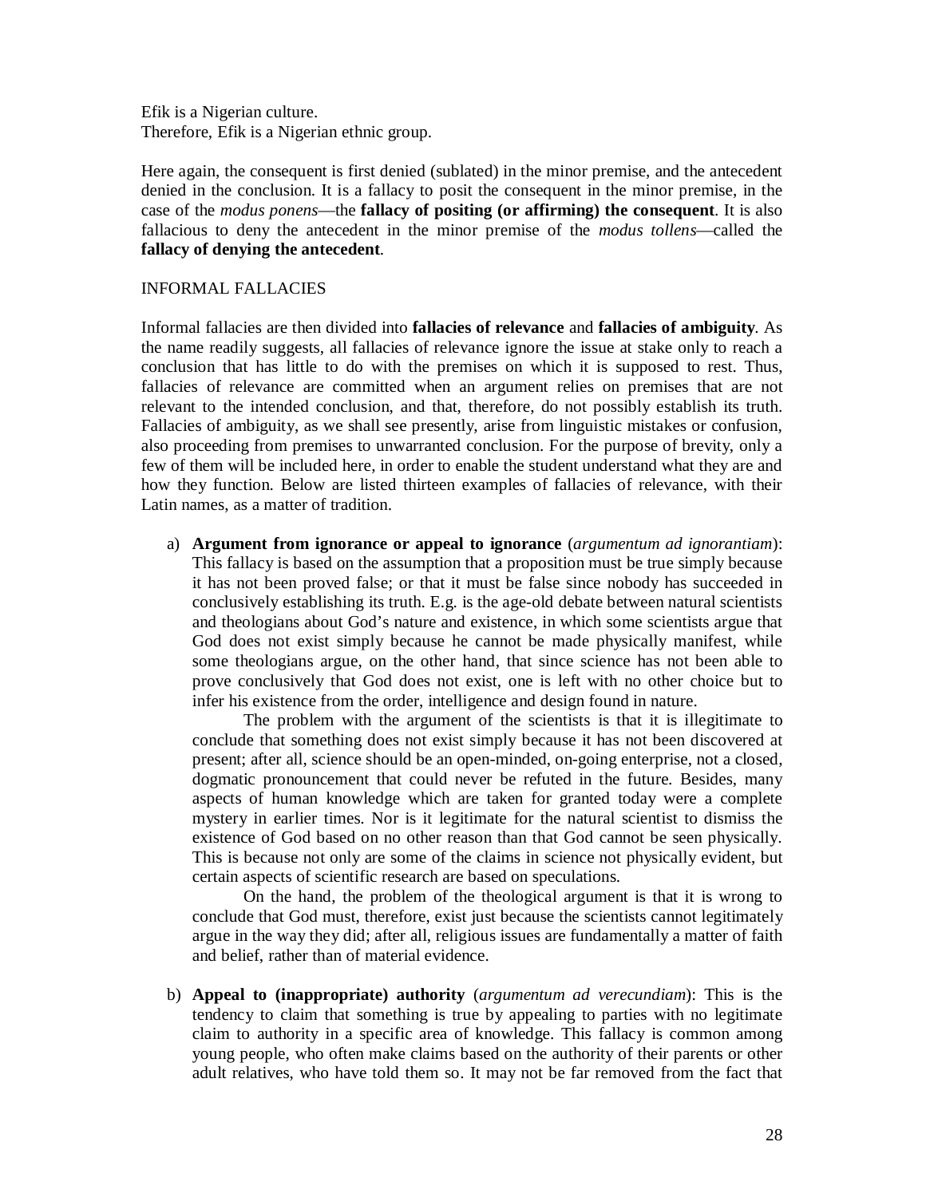Efik is a Nigerian culture.
Therefore, Efik is a Nigerian ethnic group.

Here again, the consequent is first denied (sublated) in the minor premise, and the antecedent denied in the conclusion. It is a fallacy to posit the consequent in the minor premise, in the case of the *modus ponens*—the **fallacy of positing (or affirming) the consequent**. It is also fallacious to deny the antecedent in the minor premise of the *modus tollens*—called the **fallacy of denying the antecedent**.

INFORMAL FALLACIES

Informal fallacies are then divided into **fallacies of relevance** and **fallacies of ambiguity**. As the name readily suggests, all fallacies of relevance ignore the issue at stake only to reach a conclusion that has little to do with the premises on which it is supposed to rest. Thus, fallacies of relevance are committed when an argument relies on premises that are not relevant to the intended conclusion, and that, therefore, do not possibly establish its truth. Fallacies of ambiguity, as we shall see presently, arise from linguistic mistakes or confusion, also proceeding from premises to unwarranted conclusion. For the purpose of brevity, only a few of them will be included here, in order to enable the student understand what they are and how they function. Below are listed thirteen examples of fallacies of relevance, with their Latin names, as a matter of tradition.

a) **Argument from ignorance or appeal to ignorance** (*argumentum ad ignorantiam*): This fallacy is based on the assumption that a proposition must be true simply because it has not been proved false; or that it must be false since nobody has succeeded in conclusively establishing its truth. E.g. is the age-old debate between natural scientists and theologians about God's nature and existence, in which some scientists argue that God does not exist simply because he cannot be made physically manifest, while some theologians argue, on the other hand, that since science has not been able to prove conclusively that God does not exist, one is left with no other choice but to infer his existence from the order, intelligence and design found in nature.

   The problem with the argument of the scientists is that it is illegitimate to conclude that something does not exist simply because it has not been discovered at present; after all, science should be an open-minded, on-going enterprise, not a closed, dogmatic pronouncement that could never be refuted in the future. Besides, many aspects of human knowledge which are taken for granted today were a complete mystery in earlier times. Nor is it legitimate for the natural scientist to dismiss the existence of God based on no other reason than that God cannot be seen physically. This is because not only are some of the claims in science not physically evident, but certain aspects of scientific research are based on speculations.

   On the hand, the problem of the theological argument is that it is wrong to conclude that God must, therefore, exist just because the scientists cannot legitimately argue in the way they did; after all, religious issues are fundamentally a matter of faith and belief, rather than of material evidence.

b) **Appeal to (inappropriate) authority** (*argumentum ad verecundiam*): This is the tendency to claim that something is true by appealing to parties with no legitimate claim to authority in a specific area of knowledge. This fallacy is common among young people, who often make claims based on the authority of their parents or other adult relatives, who have told them so. It may not be far removed from the fact that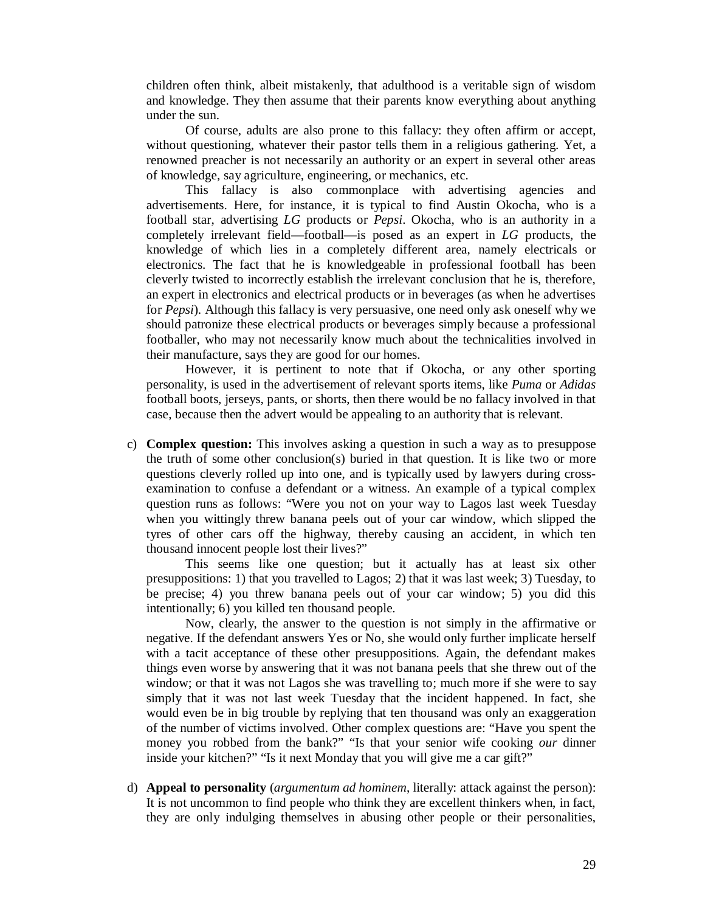children often think, albeit mistakenly, that adulthood is a veritable sign of wisdom and knowledge. They then assume that their parents know everything about anything under the sun.

Of course, adults are also prone to this fallacy: they often affirm or accept, without questioning, whatever their pastor tells them in a religious gathering. Yet, a renowned preacher is not necessarily an authority or an expert in several other areas of knowledge, say agriculture, engineering, or mechanics, etc.

This fallacy is also commonplace with advertising agencies and advertisements. Here, for instance, it is typical to find Austin Okocha, who is a football star, advertising *LG* products or *Pepsi*. Okocha, who is an authority in a completely irrelevant field—football—is posed as an expert in *LG* products, the knowledge of which lies in a completely different area, namely electricals or electronics. The fact that he is knowledgeable in professional football has been cleverly twisted to incorrectly establish the irrelevant conclusion that he is, therefore, an expert in electronics and electrical products or in beverages (as when he advertises for *Pepsi*). Although this fallacy is very persuasive, one need only ask oneself why we should patronize these electrical products or beverages simply because a professional footballer, who may not necessarily know much about the technicalities involved in their manufacture, says they are good for our homes.

However, it is pertinent to note that if Okocha, or any other sporting personality, is used in the advertisement of relevant sports items, like *Puma* or *Adidas* football boots, jerseys, pants, or shorts, then there would be no fallacy involved in that case, because then the advert would be appealing to an authority that is relevant.

c) **Complex question:** This involves asking a question in such a way as to presuppose the truth of some other conclusion(s) buried in that question. It is like two or more questions cleverly rolled up into one, and is typically used by lawyers during cross-examination to confuse a defendant or a witness. An example of a typical complex question runs as follows: "Were you not on your way to Lagos last week Tuesday when you wittingly threw banana peels out of your car window, which slipped the tyres of other cars off the highway, thereby causing an accident, in which ten thousand innocent people lost their lives?"

   This seems like one question; but it actually has at least six other presuppositions: 1) that you travelled to Lagos; 2) that it was last week; 3) Tuesday, to be precise; 4) you threw banana peels out of your car window; 5) you did this intentionally; 6) you killed ten thousand people.

   Now, clearly, the answer to the question is not simply in the affirmative or negative. If the defendant answers Yes or No, she would only further implicate herself with a tacit acceptance of these other presuppositions. Again, the defendant makes things even worse by answering that it was not banana peels that she threw out of the window; or that it was not Lagos she was travelling to; much more if she were to say simply that it was not last week Tuesday that the incident happened. In fact, she would even be in big trouble by replying that ten thousand was only an exaggeration of the number of victims involved. Other complex questions are: "Have you spent the money you robbed from the bank?" "Is that your senior wife cooking *our* dinner inside your kitchen?" "Is it next Monday that you will give me a car gift?"

d) **Appeal to personality** (*argumentum ad hominem*, literally: attack against the person): It is not uncommon to find people who think they are excellent thinkers when, in fact, they are only indulging themselves in abusing other people or their personalities,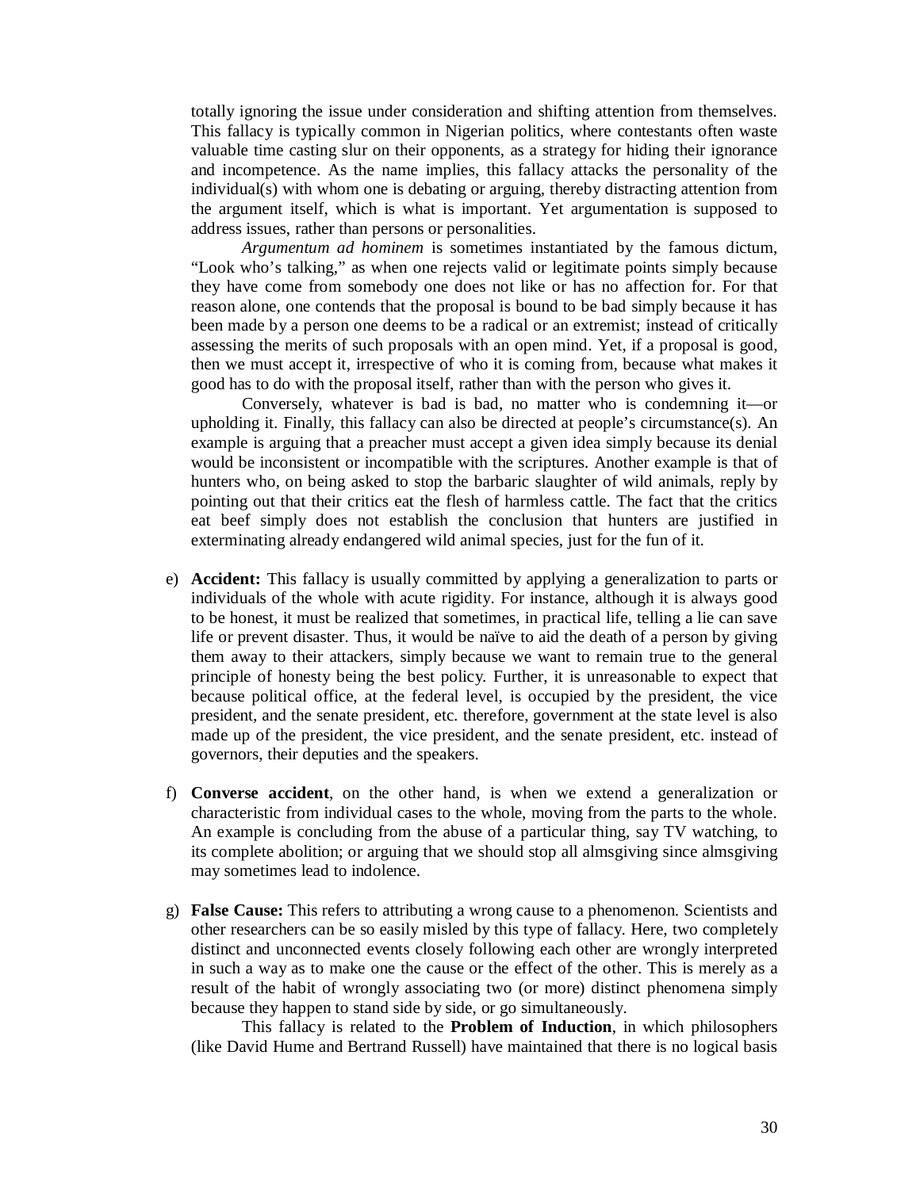totally ignoring the issue under consideration and shifting attention from themselves. This fallacy is typically common in Nigerian politics, where contestants often waste valuable time casting slur on their opponents, as a strategy for hiding their ignorance and incompetence. As the name implies, this fallacy attacks the personality of the individual(s) with whom one is debating or arguing, thereby distracting attention from the argument itself, which is what is important. Yet argumentation is supposed to address issues, rather than persons or personalities.

*Argumentum ad hominem* is sometimes instantiated by the famous dictum, "Look who's talking," as when one rejects valid or legitimate points simply because they have come from somebody one does not like or has no affection for. For that reason alone, one contends that the proposal is bound to be bad simply because it has been made by a person one deems to be a radical or an extremist; instead of critically assessing the merits of such proposals with an open mind. Yet, if a proposal is good, then we must accept it, irrespective of who it is coming from, because what makes it good has to do with the proposal itself, rather than with the person who gives it.

Conversely, whatever is bad is bad, no matter who is condemning it—or upholding it. Finally, this fallacy can also be directed at people's circumstance(s). An example is arguing that a preacher must accept a given idea simply because its denial would be inconsistent or incompatible with the scriptures. Another example is that of hunters who, on being asked to stop the barbaric slaughter of wild animals, reply by pointing out that their critics eat the flesh of harmless cattle. The fact that the critics eat beef simply does not establish the conclusion that hunters are justified in exterminating already endangered wild animal species, just for the fun of it.

e) **Accident:** This fallacy is usually committed by applying a generalization to parts or individuals of the whole with acute rigidity. For instance, although it is always good to be honest, it must be realized that sometimes, in practical life, telling a lie can save life or prevent disaster. Thus, it would be naïve to aid the death of a person by giving them away to their attackers, simply because we want to remain true to the general principle of honesty being the best policy. Further, it is unreasonable to expect that because political office, at the federal level, is occupied by the president, the vice president, and the senate president, etc. therefore, government at the state level is also made up of the president, the vice president, and the senate president, etc. instead of governors, their deputies and the speakers.

f) **Converse accident**, on the other hand, is when we extend a generalization or characteristic from individual cases to the whole, moving from the parts to the whole. An example is concluding from the abuse of a particular thing, say TV watching, to its complete abolition; or arguing that we should stop all almsgiving since almsgiving may sometimes lead to indolence.

g) **False Cause:** This refers to attributing a wrong cause to a phenomenon. Scientists and other researchers can be so easily misled by this type of fallacy. Here, two completely distinct and unconnected events closely following each other are wrongly interpreted in such a way as to make one the cause or the effect of the other. This is merely as a result of the habit of wrongly associating two (or more) distinct phenomena simply because they happen to stand side by side, or go simultaneously.

This fallacy is related to the **Problem of Induction**, in which philosophers (like David Hume and Bertrand Russell) have maintained that there is no logical basis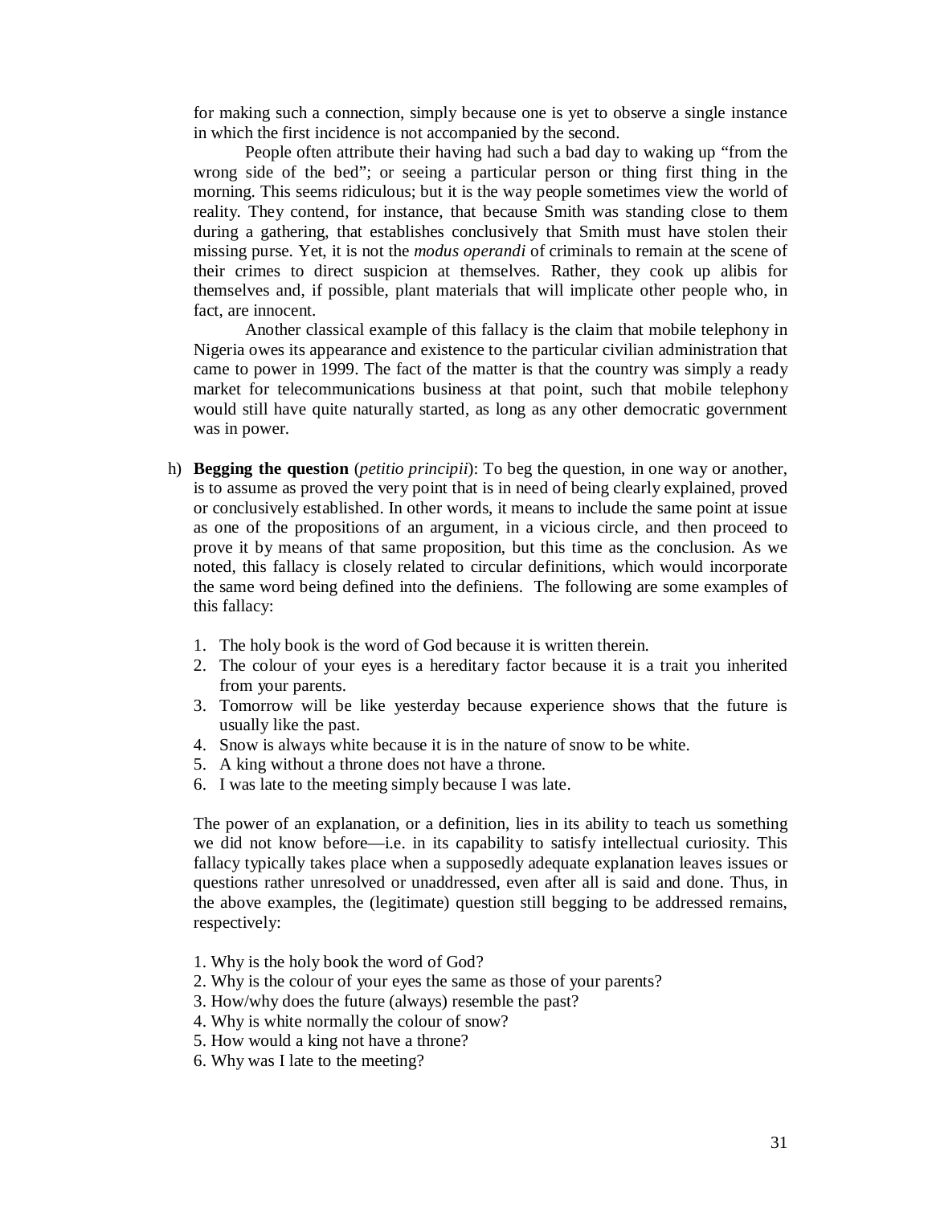for making such a connection, simply because one is yet to observe a single instance in which the first incidence is not accompanied by the second.

People often attribute their having had such a bad day to waking up "from the wrong side of the bed"; or seeing a particular person or thing first thing in the morning. This seems ridiculous; but it is the way people sometimes view the world of reality. They contend, for instance, that because Smith was standing close to them during a gathering, that establishes conclusively that Smith must have stolen their missing purse. Yet, it is not the *modus operandi* of criminals to remain at the scene of their crimes to direct suspicion at themselves. Rather, they cook up alibis for themselves and, if possible, plant materials that will implicate other people who, in fact, are innocent.

Another classical example of this fallacy is the claim that mobile telephony in Nigeria owes its appearance and existence to the particular civilian administration that came to power in 1999. The fact of the matter is that the country was simply a ready market for telecommunications business at that point, such that mobile telephony would still have quite naturally started, as long as any other democratic government was in power.

h) **Begging the question** (*petitio principii*): To beg the question, in one way or another, is to assume as proved the very point that is in need of being clearly explained, proved or conclusively established. In other words, it means to include the same point at issue as one of the propositions of an argument, in a vicious circle, and then proceed to prove it by means of that same proposition, but this time as the conclusion. As we noted, this fallacy is closely related to circular definitions, which would incorporate the same word being defined into the definiens. The following are some examples of this fallacy:

1. The holy book is the word of God because it is written therein.
2. The colour of your eyes is a hereditary factor because it is a trait you inherited from your parents.
3. Tomorrow will be like yesterday because experience shows that the future is usually like the past.
4. Snow is always white because it is in the nature of snow to be white.
5. A king without a throne does not have a throne.
6. I was late to the meeting simply because I was late.

The power of an explanation, or a definition, lies in its ability to teach us something we did not know before—i.e. in its capability to satisfy intellectual curiosity. This fallacy typically takes place when a supposedly adequate explanation leaves issues or questions rather unresolved or unaddressed, even after all is said and done. Thus, in the above examples, the (legitimate) question still begging to be addressed remains, respectively:

1. Why is the holy book the word of God?
2. Why is the colour of your eyes the same as those of your parents?
3. How/why does the future (always) resemble the past?
4. Why is white normally the colour of snow?
5. How would a king not have a throne?
6. Why was I late to the meeting?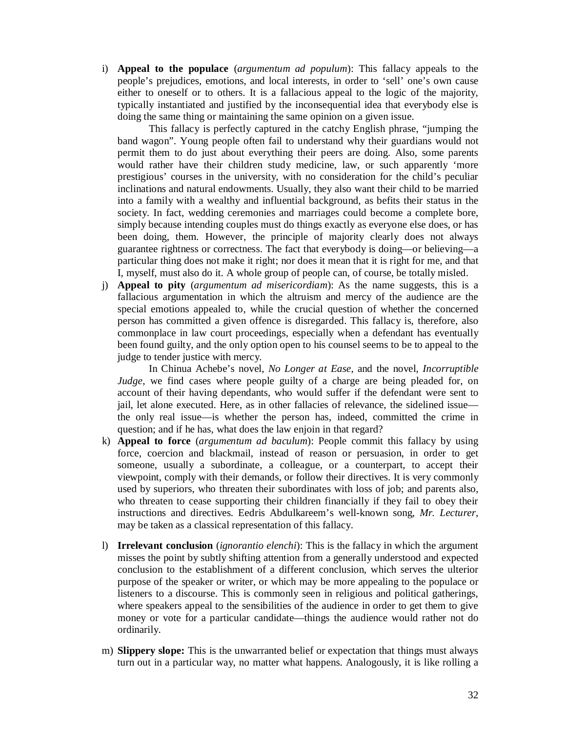i) **Appeal to the populace** (*argumentum ad populum*): This fallacy appeals to the people's prejudices, emotions, and local interests, in order to 'sell' one's own cause either to oneself or to others. It is a fallacious appeal to the logic of the majority, typically instantiated and justified by the inconsequential idea that everybody else is doing the same thing or maintaining the same opinion on a given issue.

   This fallacy is perfectly captured in the catchy English phrase, "jumping the band wagon". Young people often fail to understand why their guardians would not permit them to do just about everything their peers are doing. Also, some parents would rather have their children study medicine, law, or such apparently 'more prestigious' courses in the university, with no consideration for the child's peculiar inclinations and natural endowments. Usually, they also want their child to be married into a family with a wealthy and influential background, as befits their status in the society. In fact, wedding ceremonies and marriages could become a complete bore, simply because intending couples must do things exactly as everyone else does, or has been doing, them. However, the principle of majority clearly does not always guarantee rightness or correctness. The fact that everybody is doing—or believing—a particular thing does not make it right; nor does it mean that it is right for me, and that I, myself, must also do it. A whole group of people can, of course, be totally misled.

j) **Appeal to pity** (*argumentum ad misericordiam*): As the name suggests, this is a fallacious argumentation in which the altruism and mercy of the audience are the special emotions appealed to, while the crucial question of whether the concerned person has committed a given offence is disregarded. This fallacy is, therefore, also commonplace in law court proceedings, especially when a defendant has eventually been found guilty, and the only option open to his counsel seems to be to appeal to the judge to tender justice with mercy.

   In Chinua Achebe's novel, *No Longer at Ease*, and the novel, *Incorruptible Judge*, we find cases where people guilty of a charge are being pleaded for, on account of their having dependants, who would suffer if the defendant were sent to jail, let alone executed. Here, as in other fallacies of relevance, the sidelined issue—the only real issue—is whether the person has, indeed, committed the crime in question; and if he has, what does the law enjoin in that regard?

k) **Appeal to force** (*argumentum ad baculum*): People commit this fallacy by using force, coercion and blackmail, instead of reason or persuasion, in order to get someone, usually a subordinate, a colleague, or a counterpart, to accept their viewpoint, comply with their demands, or follow their directives. It is very commonly used by superiors, who threaten their subordinates with loss of job; and parents also, who threaten to cease supporting their children financially if they fail to obey their instructions and directives. Eedris Abdulkareem's well-known song, *Mr. Lecturer*, may be taken as a classical representation of this fallacy.

l) **Irrelevant conclusion** (*ignorantio elenchi*): This is the fallacy in which the argument misses the point by subtly shifting attention from a generally understood and expected conclusion to the establishment of a different conclusion, which serves the ulterior purpose of the speaker or writer, or which may be more appealing to the populace or listeners to a discourse. This is commonly seen in religious and political gatherings, where speakers appeal to the sensibilities of the audience in order to get them to give money or vote for a particular candidate—things the audience would rather not do ordinarily.

m) **Slippery slope:** This is the unwarranted belief or expectation that things must always turn out in a particular way, no matter what happens. Analogously, it is like rolling a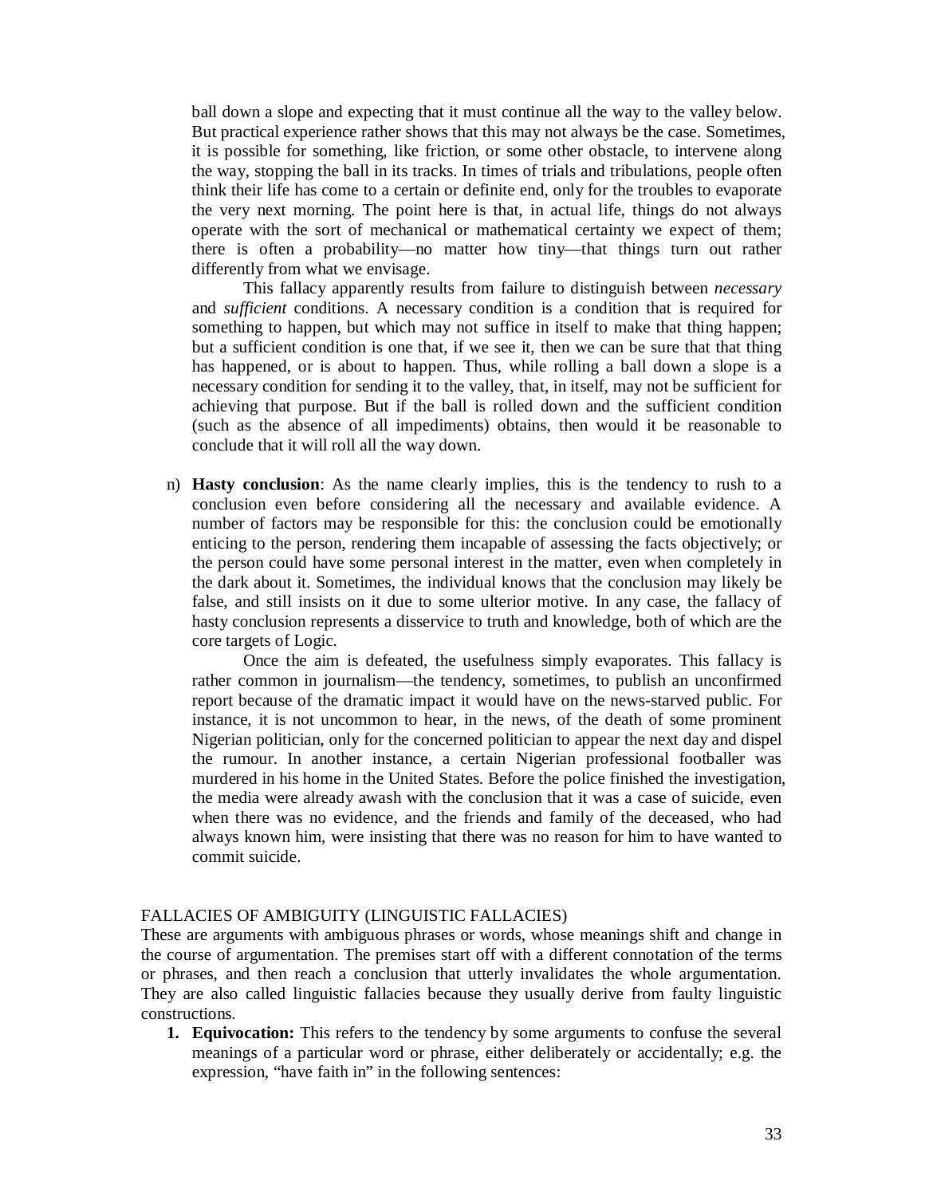ball down a slope and expecting that it must continue all the way to the valley below. But practical experience rather shows that this may not always be the case. Sometimes, it is possible for something, like friction, or some other obstacle, to intervene along the way, stopping the ball in its tracks. In times of trials and tribulations, people often think their life has come to a certain or definite end, only for the troubles to evaporate the very next morning. The point here is that, in actual life, things do not always operate with the sort of mechanical or mathematical certainty we expect of them; there is often a probability—no matter how tiny—that things turn out rather differently from what we envisage.

This fallacy apparently results from failure to distinguish between *necessary* and *sufficient* conditions. A necessary condition is a condition that is required for something to happen, but which may not suffice in itself to make that thing happen; but a sufficient condition is one that, if we see it, then we can be sure that that thing has happened, or is about to happen. Thus, while rolling a ball down a slope is a necessary condition for sending it to the valley, that, in itself, may not be sufficient for achieving that purpose. But if the ball is rolled down and the sufficient condition (such as the absence of all impediments) obtains, then would it be reasonable to conclude that it will roll all the way down.

n) **Hasty conclusion**: As the name clearly implies, this is the tendency to rush to a conclusion even before considering all the necessary and available evidence. A number of factors may be responsible for this: the conclusion could be emotionally enticing to the person, rendering them incapable of assessing the facts objectively; or the person could have some personal interest in the matter, even when completely in the dark about it. Sometimes, the individual knows that the conclusion may likely be false, and still insists on it due to some ulterior motive. In any case, the fallacy of hasty conclusion represents a disservice to truth and knowledge, both of which are the core targets of Logic.

Once the aim is defeated, the usefulness simply evaporates. This fallacy is rather common in journalism—the tendency, sometimes, to publish an unconfirmed report because of the dramatic impact it would have on the news-starved public. For instance, it is not uncommon to hear, in the news, of the death of some prominent Nigerian politician, only for the concerned politician to appear the next day and dispel the rumour. In another instance, a certain Nigerian professional footballer was murdered in his home in the United States. Before the police finished the investigation, the media were already awash with the conclusion that it was a case of suicide, even when there was no evidence, and the friends and family of the deceased, who had always known him, were insisting that there was no reason for him to have wanted to commit suicide.

## FALLACIES OF AMBIGUITY (LINGUISTIC FALLACIES)

These are arguments with ambiguous phrases or words, whose meanings shift and change in the course of argumentation. The premises start off with a different connotation of the terms or phrases, and then reach a conclusion that utterly invalidates the whole argumentation. They are also called linguistic fallacies because they usually derive from faulty linguistic constructions.

1. **Equivocation:** This refers to the tendency by some arguments to confuse the several meanings of a particular word or phrase, either deliberately or accidentally; e.g. the expression, "have faith in" in the following sentences: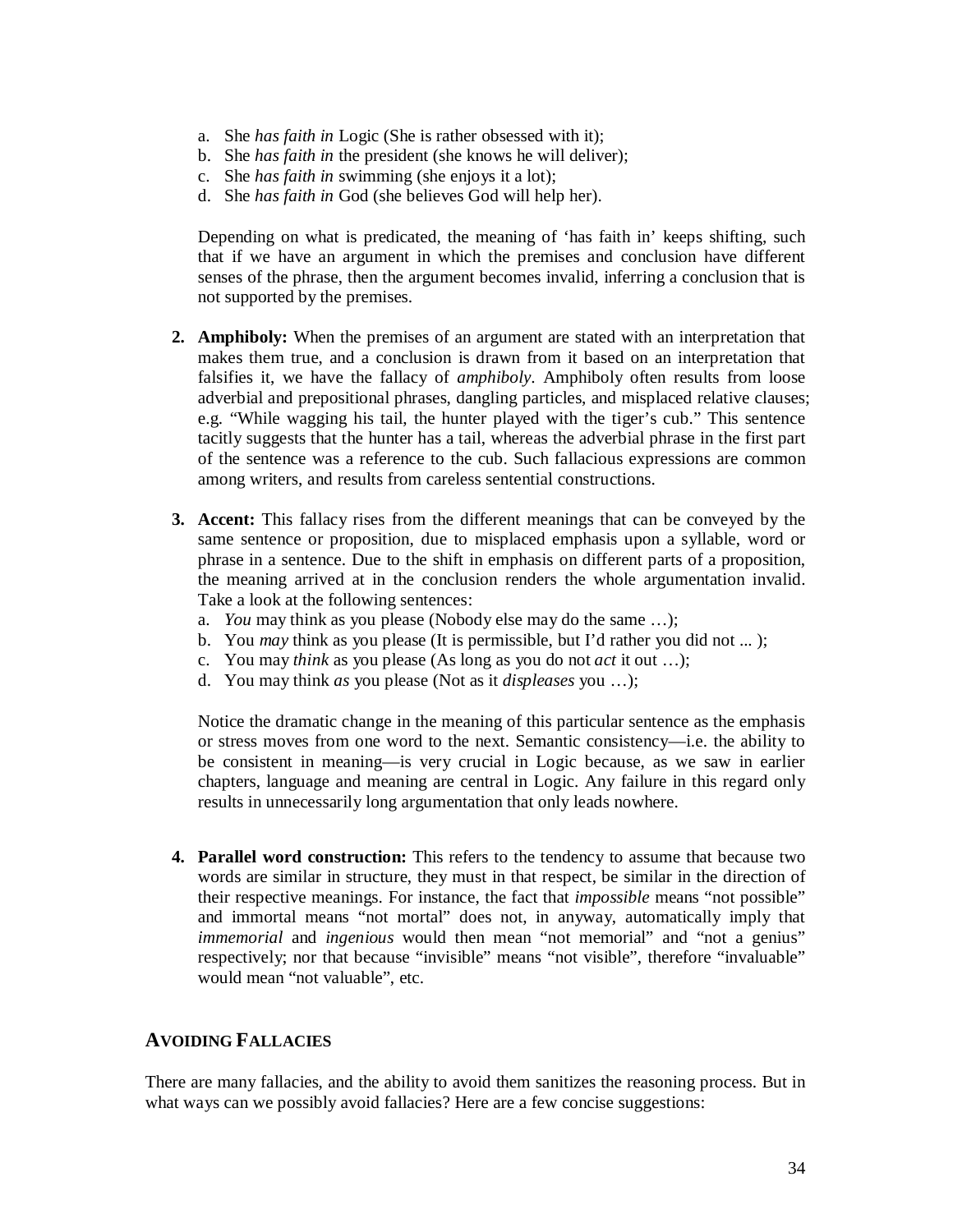a. She *has faith in* Logic (She is rather obsessed with it);
b. She *has faith in* the president (she knows he will deliver);
c. She *has faith in* swimming (she enjoys it a lot);
d. She *has faith in* God (she believes God will help her).

Depending on what is predicated, the meaning of 'has faith in' keeps shifting, such that if we have an argument in which the premises and conclusion have different senses of the phrase, then the argument becomes invalid, inferring a conclusion that is not supported by the premises.

2. **Amphiboly:** When the premises of an argument are stated with an interpretation that makes them true, and a conclusion is drawn from it based on an interpretation that falsifies it, we have the fallacy of *amphiboly*. Amphiboly often results from loose adverbial and prepositional phrases, dangling particles, and misplaced relative clauses; e.g. "While wagging his tail, the hunter played with the tiger's cub." This sentence tacitly suggests that the hunter has a tail, whereas the adverbial phrase in the first part of the sentence was a reference to the cub. Such fallacious expressions are common among writers, and results from careless sentential constructions.

3. **Accent:** This fallacy rises from the different meanings that can be conveyed by the same sentence or proposition, due to misplaced emphasis upon a syllable, word or phrase in a sentence. Due to the shift in emphasis on different parts of a proposition, the meaning arrived at in the conclusion renders the whole argumentation invalid. Take a look at the following sentences:
   a. *You* may think as you please (Nobody else may do the same …);
   b. You *may* think as you please (It is permissible, but I'd rather you did not ... );
   c. You may *think* as you please (As long as you do not *act* it out …);
   d. You may think *as* you please (Not as it *displeases* you …);

   Notice the dramatic change in the meaning of this particular sentence as the emphasis or stress moves from one word to the next. Semantic consistency—i.e. the ability to be consistent in meaning—is very crucial in Logic because, as we saw in earlier chapters, language and meaning are central in Logic. Any failure in this regard only results in unnecessarily long argumentation that only leads nowhere.

4. **Parallel word construction:** This refers to the tendency to assume that because two words are similar in structure, they must in that respect, be similar in the direction of their respective meanings. For instance, the fact that *impossible* means "not possible" and immortal means "not mortal" does not, in anyway, automatically imply that *immemorial* and *ingenious* would then mean "not memorial" and "not a genius" respectively; nor that because "invisible" means "not visible", therefore "invaluable" would mean "not valuable", etc.

## AVOIDING FALLACIES

There are many fallacies, and the ability to avoid them sanitizes the reasoning process. But in what ways can we possibly avoid fallacies? Here are a few concise suggestions: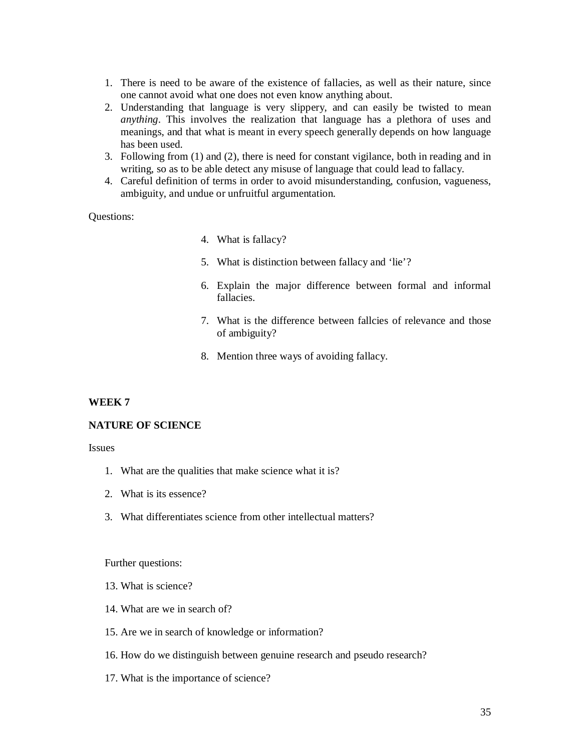1. There is need to be aware of the existence of fallacies, as well as their nature, since one cannot avoid what one does not even know anything about.
2. Understanding that language is very slippery, and can easily be twisted to mean *anything*. This involves the realization that language has a plethora of uses and meanings, and that what is meant in every speech generally depends on how language has been used.
3. Following from (1) and (2), there is need for constant vigilance, both in reading and in writing, so as to be able detect any misuse of language that could lead to fallacy.
4. Careful definition of terms in order to avoid misunderstanding, confusion, vagueness, ambiguity, and undue or unfruitful argumentation.

Questions:

4. What is fallacy?
5. What is distinction between fallacy and 'lie'?
6. Explain the major difference between formal and informal fallacies.
7. What is the difference between fallcies of relevance and those of ambiguity?
8. Mention three ways of avoiding fallacy.

**WEEK 7**

**NATURE OF SCIENCE**

Issues

1. What are the qualities that make science what it is?
2. What is its essence?
3. What differentiates science from other intellectual matters?

Further questions:

13. What is science?
14. What are we in search of?
15. Are we in search of knowledge or information?
16. How do we distinguish between genuine research and pseudo research?
17. What is the importance of science?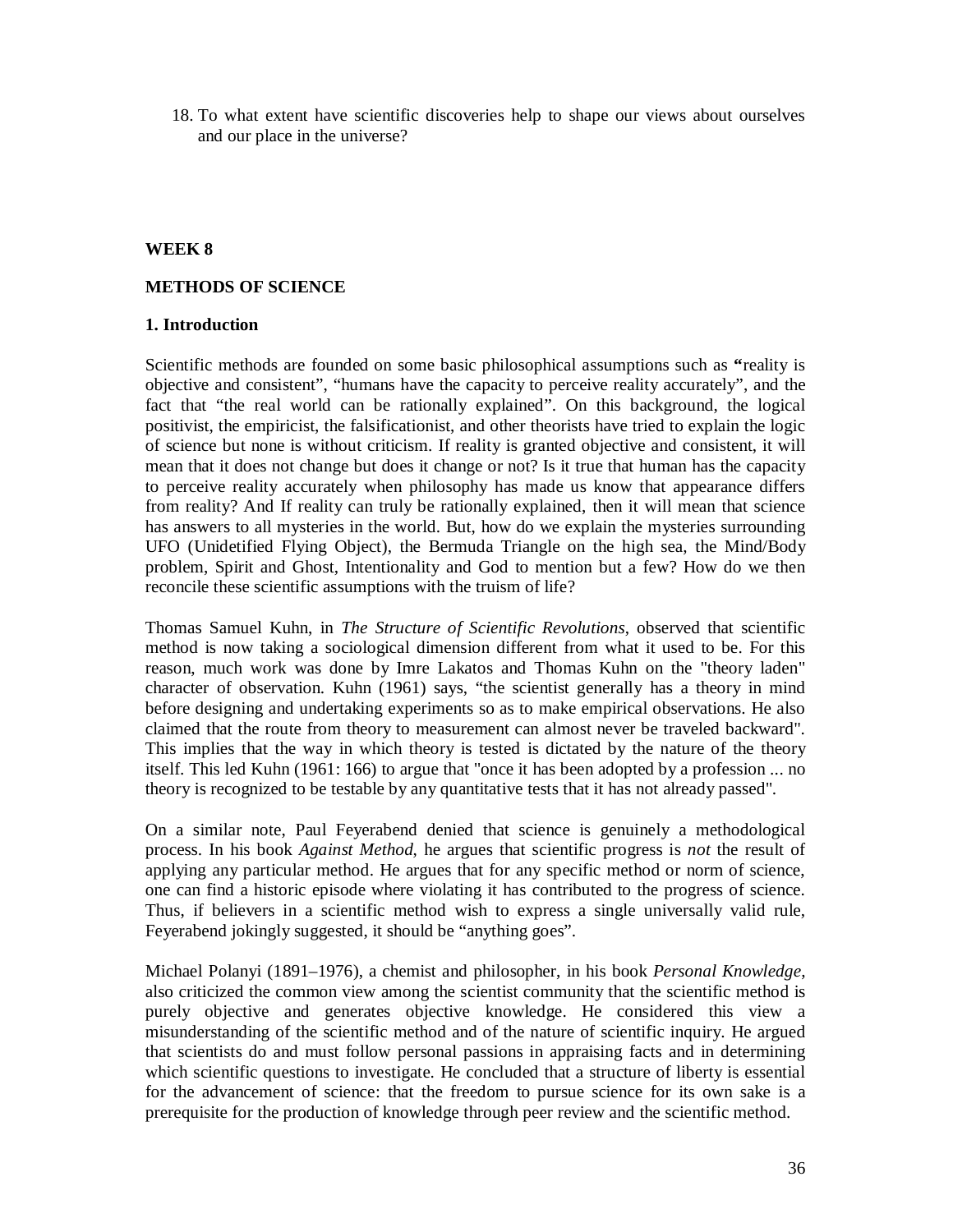18. To what extent have scientific discoveries help to shape our views about ourselves and our place in the universe?

**WEEK 8**

**METHODS OF SCIENCE**

**1. Introduction**

Scientific methods are founded on some basic philosophical assumptions such as **"**reality is objective and consistent", "humans have the capacity to perceive reality accurately", and the fact that "the real world can be rationally explained". On this background, the logical positivist, the empiricist, the falsificationist, and other theorists have tried to explain the logic of science but none is without criticism. If reality is granted objective and consistent, it will mean that it does not change but does it change or not? Is it true that human has the capacity to perceive reality accurately when philosophy has made us know that appearance differs from reality? And If reality can truly be rationally explained, then it will mean that science has answers to all mysteries in the world. But, how do we explain the mysteries surrounding UFO (Unidetified Flying Object), the Bermuda Triangle on the high sea, the Mind/Body problem, Spirit and Ghost, Intentionality and God to mention but a few? How do we then reconcile these scientific assumptions with the truism of life?

Thomas Samuel Kuhn, in *The Structure of Scientific Revolutions*, observed that scientific method is now taking a sociological dimension different from what it used to be. For this reason, much work was done by Imre Lakatos and Thomas Kuhn on the "theory laden" character of observation. Kuhn (1961) says, "the scientist generally has a theory in mind before designing and undertaking experiments so as to make empirical observations. He also claimed that the route from theory to measurement can almost never be traveled backward". This implies that the way in which theory is tested is dictated by the nature of the theory itself. This led Kuhn (1961: 166) to argue that "once it has been adopted by a profession ... no theory is recognized to be testable by any quantitative tests that it has not already passed".

On a similar note, Paul Feyerabend denied that science is genuinely a methodological process. In his book *Against Method*, he argues that scientific progress is *not* the result of applying any particular method. He argues that for any specific method or norm of science, one can find a historic episode where violating it has contributed to the progress of science. Thus, if believers in a scientific method wish to express a single universally valid rule, Feyerabend jokingly suggested, it should be "anything goes".

Michael Polanyi (1891–1976), a chemist and philosopher, in his book *Personal Knowledge*, also criticized the common view among the scientist community that the scientific method is purely objective and generates objective knowledge. He considered this view a misunderstanding of the scientific method and of the nature of scientific inquiry. He argued that scientists do and must follow personal passions in appraising facts and in determining which scientific questions to investigate. He concluded that a structure of liberty is essential for the advancement of science: that the freedom to pursue science for its own sake is a prerequisite for the production of knowledge through peer review and the scientific method.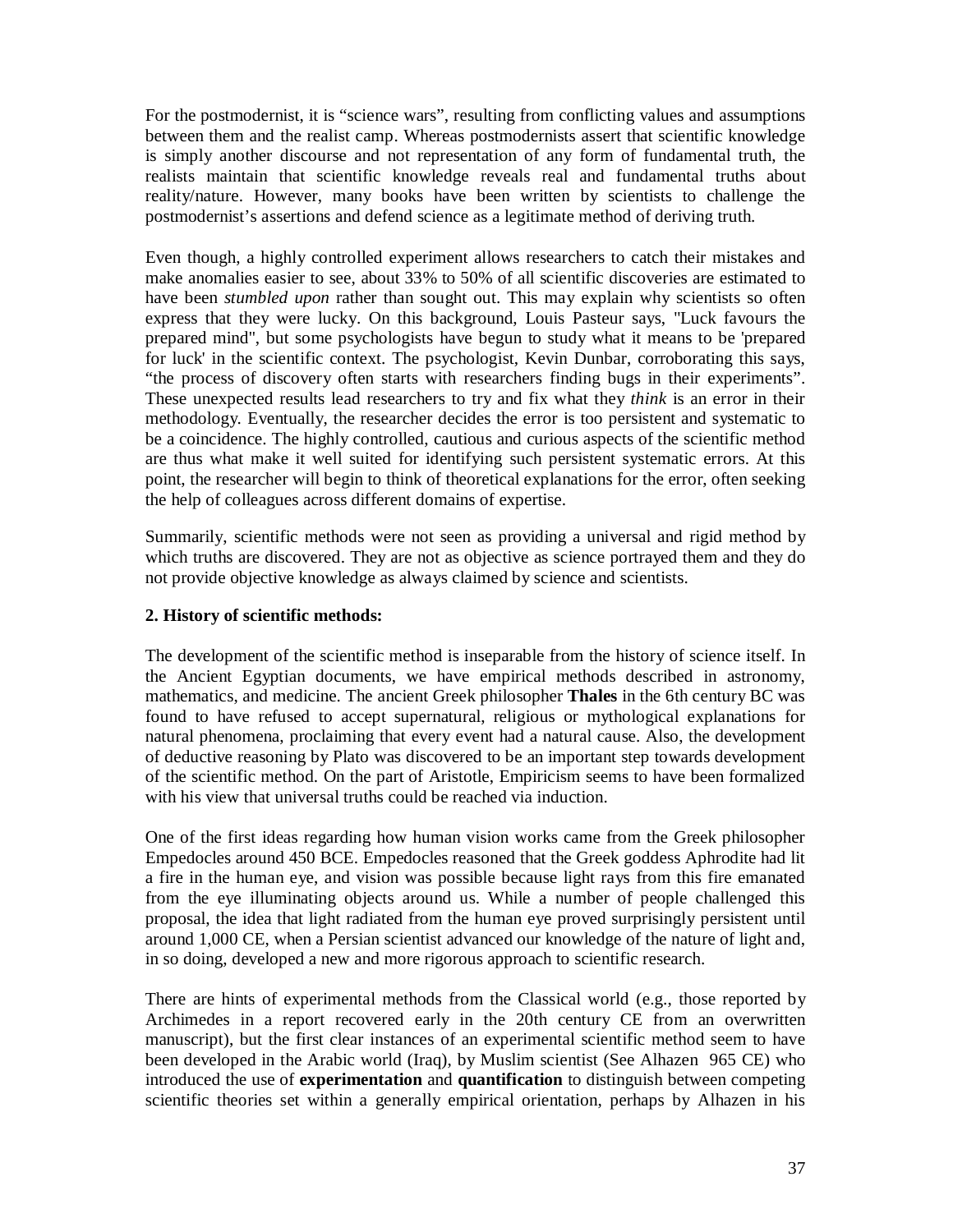For the postmodernist, it is “science wars”, resulting from conflicting values and assumptions between them and the realist camp. Whereas postmodernists assert that scientific knowledge is simply another discourse and not representation of any form of fundamental truth, the realists maintain that scientific knowledge reveals real and fundamental truths about reality/nature. However, many books have been written by scientists to challenge the postmodernist’s assertions and defend science as a legitimate method of deriving truth.

Even though, a highly controlled experiment allows researchers to catch their mistakes and make anomalies easier to see, about 33% to 50% of all scientific discoveries are estimated to have been *stumbled upon* rather than sought out. This may explain why scientists so often express that they were lucky. On this background, Louis Pasteur says, "Luck favours the prepared mind", but some psychologists have begun to study what it means to be 'prepared for luck' in the scientific context. The psychologist, Kevin Dunbar, corroborating this says, “the process of discovery often starts with researchers finding bugs in their experiments”. These unexpected results lead researchers to try and fix what they *think* is an error in their methodology. Eventually, the researcher decides the error is too persistent and systematic to be a coincidence. The highly controlled, cautious and curious aspects of the scientific method are thus what make it well suited for identifying such persistent systematic errors. At this point, the researcher will begin to think of theoretical explanations for the error, often seeking the help of colleagues across different domains of expertise.

Summarily, scientific methods were not seen as providing a universal and rigid method by which truths are discovered. They are not as objective as science portrayed them and they do not provide objective knowledge as always claimed by science and scientists.

**2. History of scientific methods:**

The development of the scientific method is inseparable from the history of science itself. In the Ancient Egyptian documents, we have empirical methods described in astronomy, mathematics, and medicine. The ancient Greek philosopher **Thales** in the 6th century BC was found to have refused to accept supernatural, religious or mythological explanations for natural phenomena, proclaiming that every event had a natural cause. Also, the development of deductive reasoning by Plato was discovered to be an important step towards development of the scientific method. On the part of Aristotle, Empiricism seems to have been formalized with his view that universal truths could be reached via induction.

One of the first ideas regarding how human vision works came from the Greek philosopher Empedocles around 450 BCE. Empedocles reasoned that the Greek goddess Aphrodite had lit a fire in the human eye, and vision was possible because light rays from this fire emanated from the eye illuminating objects around us. While a number of people challenged this proposal, the idea that light radiated from the human eye proved surprisingly persistent until around 1,000 CE, when a Persian scientist advanced our knowledge of the nature of light and, in so doing, developed a new and more rigorous approach to scientific research.

There are hints of experimental methods from the Classical world (e.g., those reported by Archimedes in a report recovered early in the 20th century CE from an overwritten manuscript), but the first clear instances of an experimental scientific method seem to have been developed in the Arabic world (Iraq), by Muslim scientist (See Alhazen 965 CE) who introduced the use of **experimentation** and **quantification** to distinguish between competing scientific theories set within a generally empirical orientation, perhaps by Alhazen in his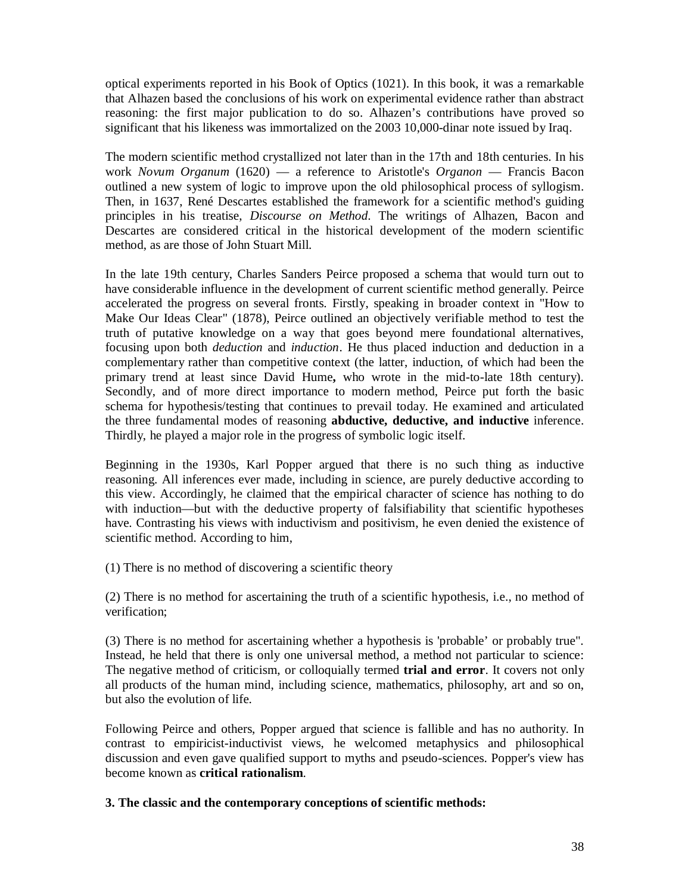optical experiments reported in his Book of Optics (1021). In this book, it was a remarkable that Alhazen based the conclusions of his work on experimental evidence rather than abstract reasoning: the first major publication to do so. Alhazen's contributions have proved so significant that his likeness was immortalized on the 2003 10,000-dinar note issued by Iraq.

The modern scientific method crystallized not later than in the 17th and 18th centuries. In his work *Novum Organum* (1620) — a reference to Aristotle's *Organon* — Francis Bacon outlined a new system of logic to improve upon the old philosophical process of syllogism. Then, in 1637, René Descartes established the framework for a scientific method's guiding principles in his treatise, *Discourse on Method*. The writings of Alhazen, Bacon and Descartes are considered critical in the historical development of the modern scientific method, as are those of John Stuart Mill.

In the late 19th century, Charles Sanders Peirce proposed a schema that would turn out to have considerable influence in the development of current scientific method generally. Peirce accelerated the progress on several fronts. Firstly, speaking in broader context in "How to Make Our Ideas Clear" (1878), Peirce outlined an objectively verifiable method to test the truth of putative knowledge on a way that goes beyond mere foundational alternatives, focusing upon both *deduction* and *induction*. He thus placed induction and deduction in a complementary rather than competitive context (the latter, induction, of which had been the primary trend at least since David Hume**,** who wrote in the mid-to-late 18th century). Secondly, and of more direct importance to modern method, Peirce put forth the basic schema for hypothesis/testing that continues to prevail today. He examined and articulated the three fundamental modes of reasoning **abductive, deductive, and inductive** inference. Thirdly, he played a major role in the progress of symbolic logic itself.

Beginning in the 1930s, Karl Popper argued that there is no such thing as inductive reasoning. All inferences ever made, including in science, are purely deductive according to this view. Accordingly, he claimed that the empirical character of science has nothing to do with induction—but with the deductive property of falsifiability that scientific hypotheses have. Contrasting his views with inductivism and positivism, he even denied the existence of scientific method. According to him,

(1) There is no method of discovering a scientific theory

(2) There is no method for ascertaining the truth of a scientific hypothesis, i.e., no method of verification;

(3) There is no method for ascertaining whether a hypothesis is 'probable' or probably true". Instead, he held that there is only one universal method, a method not particular to science: The negative method of criticism, or colloquially termed **trial and error**. It covers not only all products of the human mind, including science, mathematics, philosophy, art and so on, but also the evolution of life.

Following Peirce and others, Popper argued that science is fallible and has no authority. In contrast to empiricist-inductivist views, he welcomed metaphysics and philosophical discussion and even gave qualified support to myths and pseudo-sciences. Popper's view has become known as **critical rationalism**.

**3. The classic and the contemporary conceptions of scientific methods:**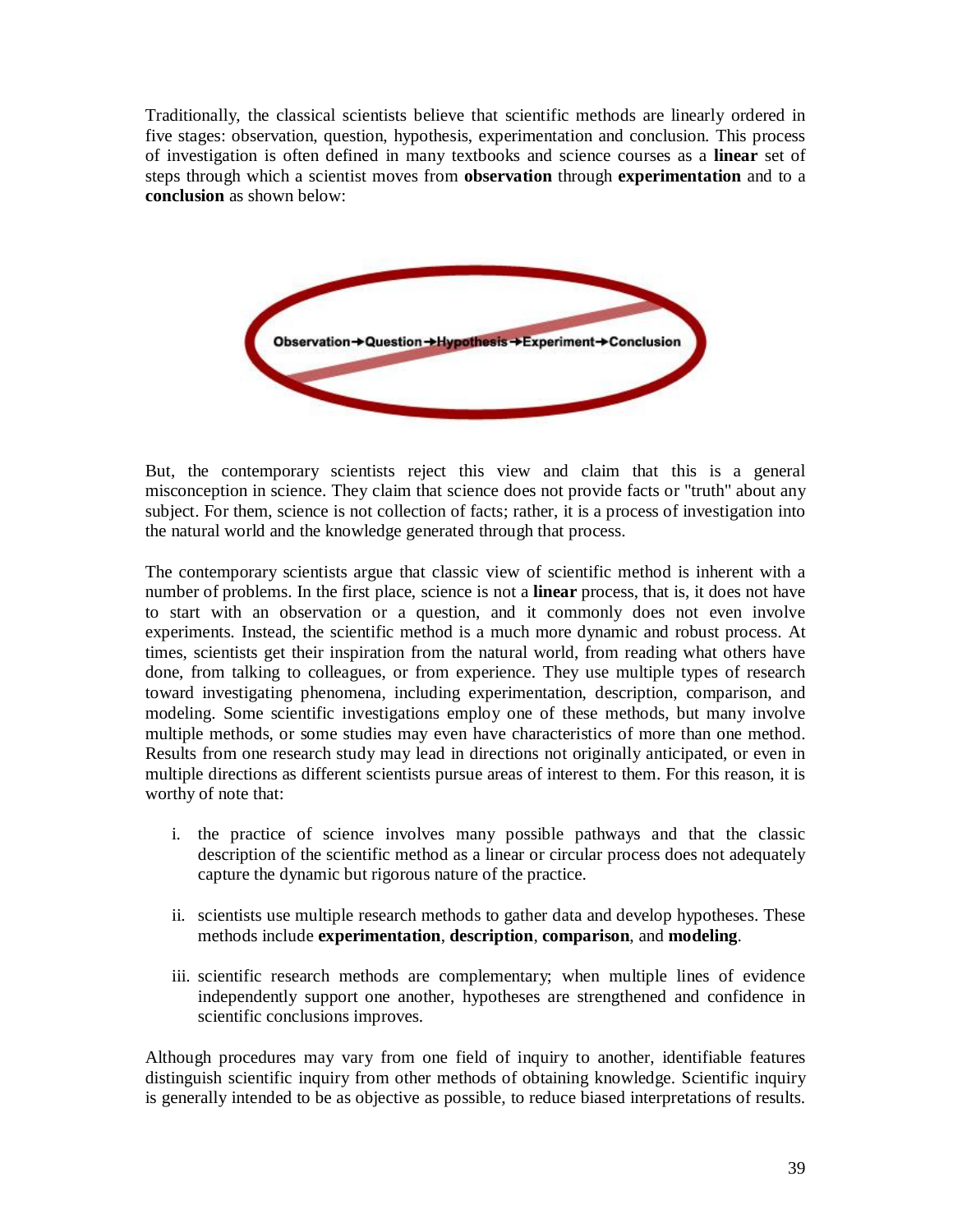Traditionally, the classical scientists believe that scientific methods are linearly ordered in five stages: observation, question, hypothesis, experimentation and conclusion. This process of investigation is often defined in many textbooks and science courses as a **linear** set of steps through which a scientist moves from **observation** through **experimentation** and to a **conclusion** as shown below:

Observation→Question→Hypothesis→Experiment→Conclusion

But, the contemporary scientists reject this view and claim that this is a general misconception in science. They claim that science does not provide facts or "truth" about any subject. For them, science is not collection of facts; rather, it is a process of investigation into the natural world and the knowledge generated through that process.

The contemporary scientists argue that classic view of scientific method is inherent with a number of problems. In the first place, science is not a **linear** process, that is, it does not have to start with an observation or a question, and it commonly does not even involve experiments. Instead, the scientific method is a much more dynamic and robust process. At times, scientists get their inspiration from the natural world, from reading what others have done, from talking to colleagues, or from experience. They use multiple types of research toward investigating phenomena, including experimentation, description, comparison, and modeling. Some scientific investigations employ one of these methods, but many involve multiple methods, or some studies may even have characteristics of more than one method. Results from one research study may lead in directions not originally anticipated, or even in multiple directions as different scientists pursue areas of interest to them. For this reason, it is worthy of note that:

i. the practice of science involves many possible pathways and that the classic description of the scientific method as a linear or circular process does not adequately capture the dynamic but rigorous nature of the practice.

ii. scientists use multiple research methods to gather data and develop hypotheses. These methods include **experimentation**, **description**, **comparison**, and **modeling**.

iii. scientific research methods are complementary; when multiple lines of evidence independently support one another, hypotheses are strengthened and confidence in scientific conclusions improves.

Although procedures may vary from one field of inquiry to another, identifiable features distinguish scientific inquiry from other methods of obtaining knowledge. Scientific inquiry is generally intended to be as objective as possible, to reduce biased interpretations of results.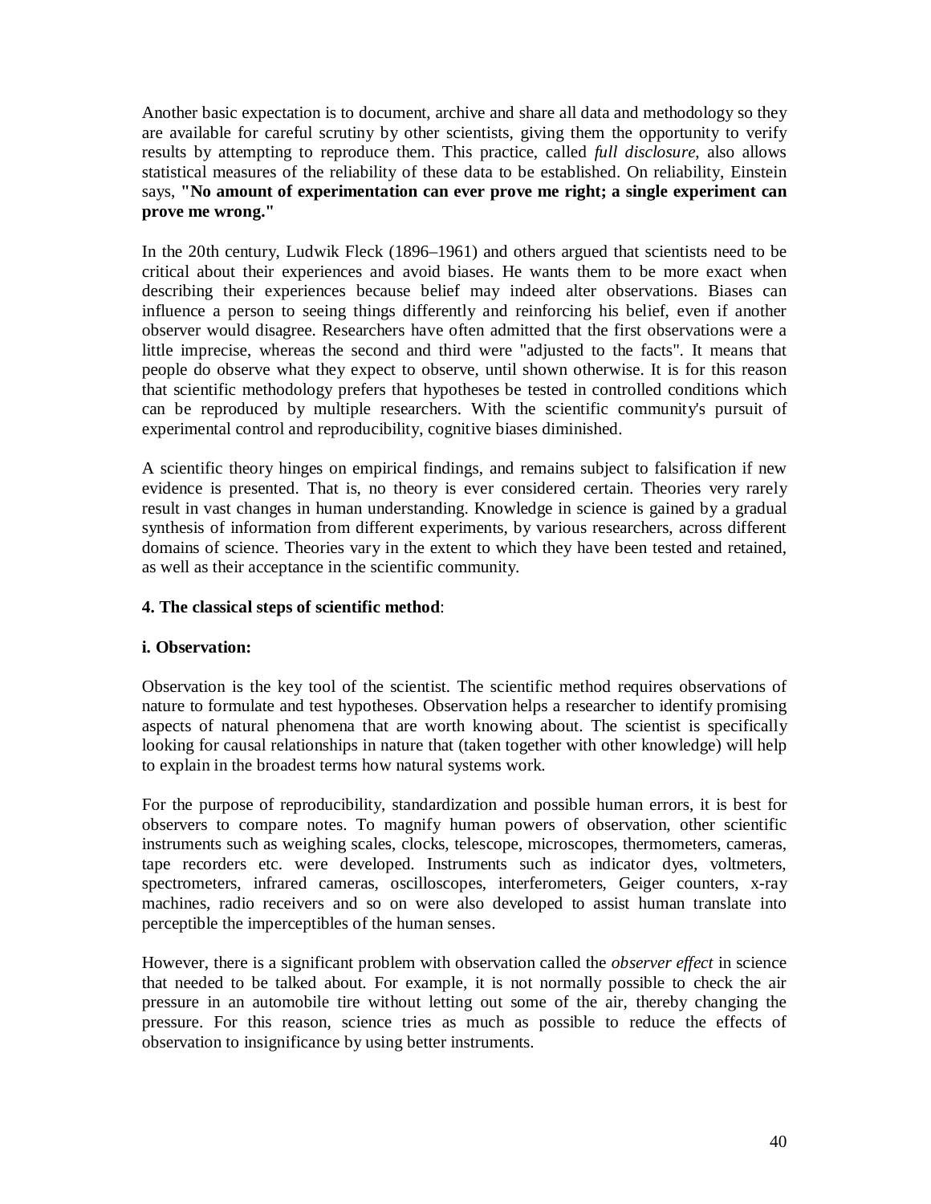Another basic expectation is to document, archive and share all data and methodology so they are available for careful scrutiny by other scientists, giving them the opportunity to verify results by attempting to reproduce them. This practice, called *full disclosure*, also allows statistical measures of the reliability of these data to be established. On reliability, Einstein says, **"No amount of experimentation can ever prove me right; a single experiment can prove me wrong."**

In the 20th century, Ludwik Fleck (1896–1961) and others argued that scientists need to be critical about their experiences and avoid biases. He wants them to be more exact when describing their experiences because belief may indeed alter observations. Biases can influence a person to seeing things differently and reinforcing his belief, even if another observer would disagree. Researchers have often admitted that the first observations were a little imprecise, whereas the second and third were "adjusted to the facts". It means that people do observe what they expect to observe, until shown otherwise. It is for this reason that scientific methodology prefers that hypotheses be tested in controlled conditions which can be reproduced by multiple researchers. With the scientific community's pursuit of experimental control and reproducibility, cognitive biases diminished.

A scientific theory hinges on empirical findings, and remains subject to falsification if new evidence is presented. That is, no theory is ever considered certain. Theories very rarely result in vast changes in human understanding. Knowledge in science is gained by a gradual synthesis of information from different experiments, by various researchers, across different domains of science. Theories vary in the extent to which they have been tested and retained, as well as their acceptance in the scientific community.

**4. The classical steps of scientific method**:

**i. Observation:**

Observation is the key tool of the scientist. The scientific method requires observations of nature to formulate and test hypotheses. Observation helps a researcher to identify promising aspects of natural phenomena that are worth knowing about. The scientist is specifically looking for causal relationships in nature that (taken together with other knowledge) will help to explain in the broadest terms how natural systems work.

For the purpose of reproducibility, standardization and possible human errors, it is best for observers to compare notes. To magnify human powers of observation, other scientific instruments such as weighing scales, clocks, telescope, microscopes, thermometers, cameras, tape recorders etc. were developed. Instruments such as indicator dyes, voltmeters, spectrometers, infrared cameras, oscilloscopes, interferometers, Geiger counters, x-ray machines, radio receivers and so on were also developed to assist human translate into perceptible the imperceptibles of the human senses.

However, there is a significant problem with observation called the *observer effect* in science that needed to be talked about. For example, it is not normally possible to check the air pressure in an automobile tire without letting out some of the air, thereby changing the pressure. For this reason, science tries as much as possible to reduce the effects of observation to insignificance by using better instruments.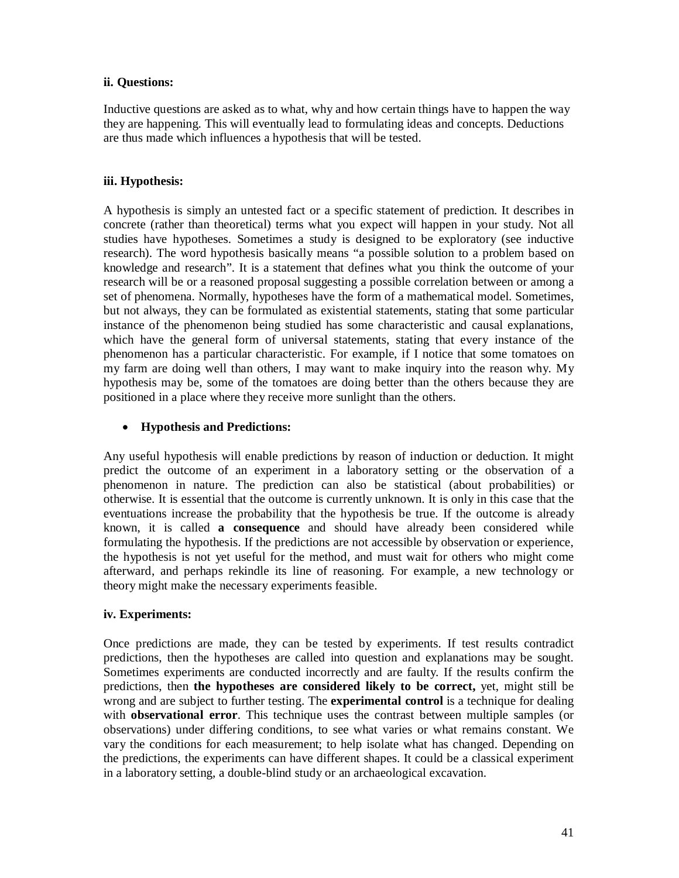**ii. Questions:**

Inductive questions are asked as to what, why and how certain things have to happen the way they are happening. This will eventually lead to formulating ideas and concepts. Deductions are thus made which influences a hypothesis that will be tested.

**iii. Hypothesis:**

A hypothesis is simply an untested fact or a specific statement of prediction. It describes in concrete (rather than theoretical) terms what you expect will happen in your study. Not all studies have hypotheses. Sometimes a study is designed to be exploratory (see inductive research). The word hypothesis basically means "a possible solution to a problem based on knowledge and research". It is a statement that defines what you think the outcome of your research will be or a reasoned proposal suggesting a possible correlation between or among a set of phenomena. Normally, hypotheses have the form of a mathematical model. Sometimes, but not always, they can be formulated as existential statements, stating that some particular instance of the phenomenon being studied has some characteristic and causal explanations, which have the general form of universal statements, stating that every instance of the phenomenon has a particular characteristic. For example, if I notice that some tomatoes on my farm are doing well than others, I may want to make inquiry into the reason why. My hypothesis may be, some of the tomatoes are doing better than the others because they are positioned in a place where they receive more sunlight than the others.

- **Hypothesis and Predictions:**

Any useful hypothesis will enable predictions by reason of induction or deduction. It might predict the outcome of an experiment in a laboratory setting or the observation of a phenomenon in nature. The prediction can also be statistical (about probabilities) or otherwise. It is essential that the outcome is currently unknown. It is only in this case that the eventuations increase the probability that the hypothesis be true. If the outcome is already known, it is called **a consequence** and should have already been considered while formulating the hypothesis. If the predictions are not accessible by observation or experience, the hypothesis is not yet useful for the method, and must wait for others who might come afterward, and perhaps rekindle its line of reasoning. For example, a new technology or theory might make the necessary experiments feasible.

**iv. Experiments:**

Once predictions are made, they can be tested by experiments. If test results contradict predictions, then the hypotheses are called into question and explanations may be sought. Sometimes experiments are conducted incorrectly and are faulty. If the results confirm the predictions, then **the hypotheses are considered likely to be correct,** yet, might still be wrong and are subject to further testing. The **experimental control** is a technique for dealing with **observational error**. This technique uses the contrast between multiple samples (or observations) under differing conditions, to see what varies or what remains constant. We vary the conditions for each measurement; to help isolate what has changed. Depending on the predictions, the experiments can have different shapes. It could be a classical experiment in a laboratory setting, a double-blind study or an archaeological excavation.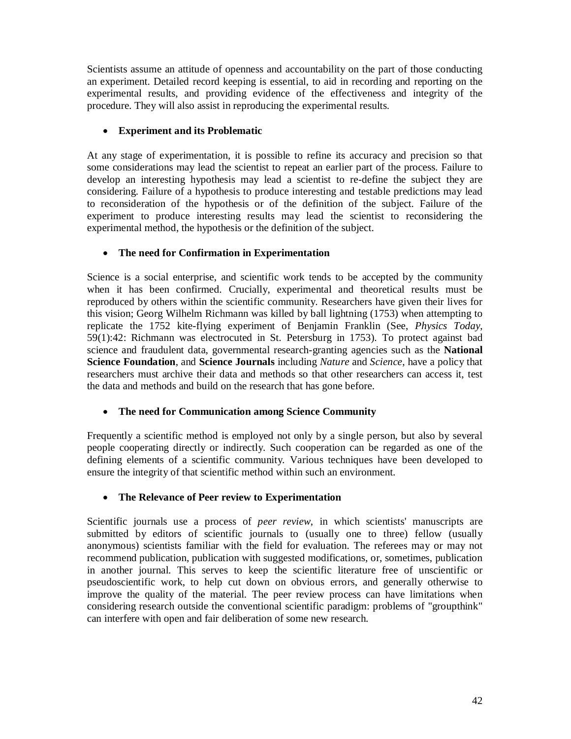Scientists assume an attitude of openness and accountability on the part of those conducting an experiment. Detailed record keeping is essential, to aid in recording and reporting on the experimental results, and providing evidence of the effectiveness and integrity of the procedure. They will also assist in reproducing the experimental results.

- **Experiment and its Problematic**

At any stage of experimentation, it is possible to refine its accuracy and precision so that some considerations may lead the scientist to repeat an earlier part of the process. Failure to develop an interesting hypothesis may lead a scientist to re-define the subject they are considering. Failure of a hypothesis to produce interesting and testable predictions may lead to reconsideration of the hypothesis or of the definition of the subject. Failure of the experiment to produce interesting results may lead the scientist to reconsidering the experimental method, the hypothesis or the definition of the subject.

- **The need for Confirmation in Experimentation**

Science is a social enterprise, and scientific work tends to be accepted by the community when it has been confirmed. Crucially, experimental and theoretical results must be reproduced by others within the scientific community. Researchers have given their lives for this vision; Georg Wilhelm Richmann was killed by ball lightning (1753) when attempting to replicate the 1752 kite-flying experiment of Benjamin Franklin (See, *Physics Today*, 59(1):42: Richmann was electrocuted in St. Petersburg in 1753). To protect against bad science and fraudulent data, governmental research-granting agencies such as the **National Science Foundation**, and **Science Journals** including *Nature* and *Science*, have a policy that researchers must archive their data and methods so that other researchers can access it, test the data and methods and build on the research that has gone before.

- **The need for Communication among Science Community**

Frequently a scientific method is employed not only by a single person, but also by several people cooperating directly or indirectly. Such cooperation can be regarded as one of the defining elements of a scientific community. Various techniques have been developed to ensure the integrity of that scientific method within such an environment.

- **The Relevance of Peer review to Experimentation**

Scientific journals use a process of *peer review*, in which scientists' manuscripts are submitted by editors of scientific journals to (usually one to three) fellow (usually anonymous) scientists familiar with the field for evaluation. The referees may or may not recommend publication, publication with suggested modifications, or, sometimes, publication in another journal. This serves to keep the scientific literature free of unscientific or pseudoscientific work, to help cut down on obvious errors, and generally otherwise to improve the quality of the material. The peer review process can have limitations when considering research outside the conventional scientific paradigm: problems of "groupthink" can interfere with open and fair deliberation of some new research.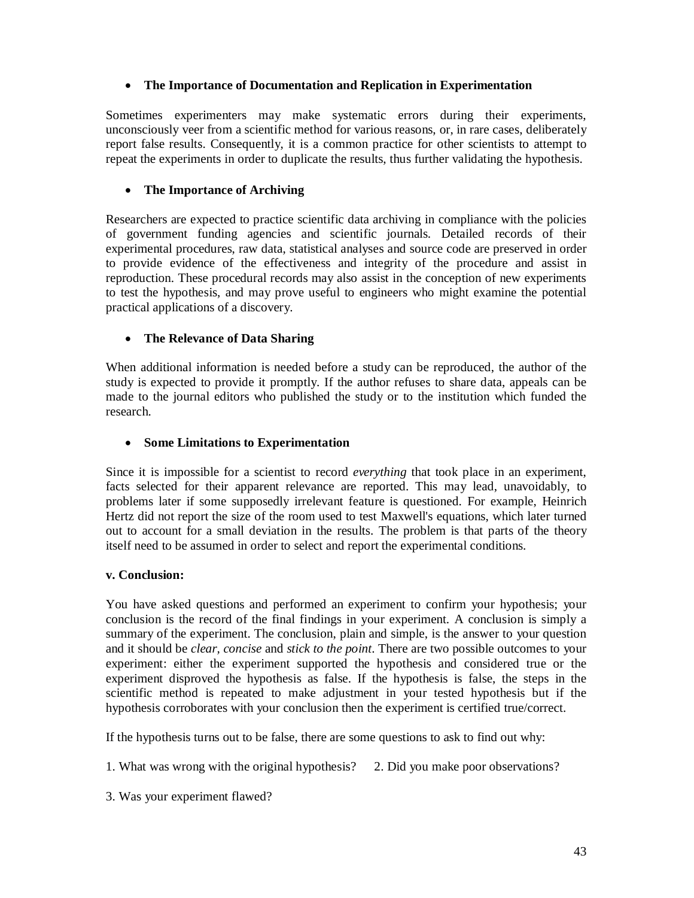- **The Importance of Documentation and Replication in Experimentation**

Sometimes experimenters may make systematic errors during their experiments, unconsciously veer from a scientific method for various reasons, or, in rare cases, deliberately report false results. Consequently, it is a common practice for other scientists to attempt to repeat the experiments in order to duplicate the results, thus further validating the hypothesis.

- **The Importance of Archiving**

Researchers are expected to practice scientific data archiving in compliance with the policies of government funding agencies and scientific journals. Detailed records of their experimental procedures, raw data, statistical analyses and source code are preserved in order to provide evidence of the effectiveness and integrity of the procedure and assist in reproduction. These procedural records may also assist in the conception of new experiments to test the hypothesis, and may prove useful to engineers who might examine the potential practical applications of a discovery.

- **The Relevance of Data Sharing**

When additional information is needed before a study can be reproduced, the author of the study is expected to provide it promptly. If the author refuses to share data, appeals can be made to the journal editors who published the study or to the institution which funded the research.

- **Some Limitations to Experimentation**

Since it is impossible for a scientist to record *everything* that took place in an experiment, facts selected for their apparent relevance are reported. This may lead, unavoidably, to problems later if some supposedly irrelevant feature is questioned. For example, Heinrich Hertz did not report the size of the room used to test Maxwell's equations, which later turned out to account for a small deviation in the results. The problem is that parts of the theory itself need to be assumed in order to select and report the experimental conditions.

**v. Conclusion:**

You have asked questions and performed an experiment to confirm your hypothesis; your conclusion is the record of the final findings in your experiment. A conclusion is simply a summary of the experiment. The conclusion, plain and simple, is the answer to your question and it should be *clear*, *concise* and *stick to the point*. There are two possible outcomes to your experiment: either the experiment supported the hypothesis and considered true or the experiment disproved the hypothesis as false. If the hypothesis is false, the steps in the scientific method is repeated to make adjustment in your tested hypothesis but if the hypothesis corroborates with your conclusion then the experiment is certified true/correct.

If the hypothesis turns out to be false, there are some questions to ask to find out why:

1. What was wrong with the original hypothesis? 2. Did you make poor observations?

3. Was your experiment flawed?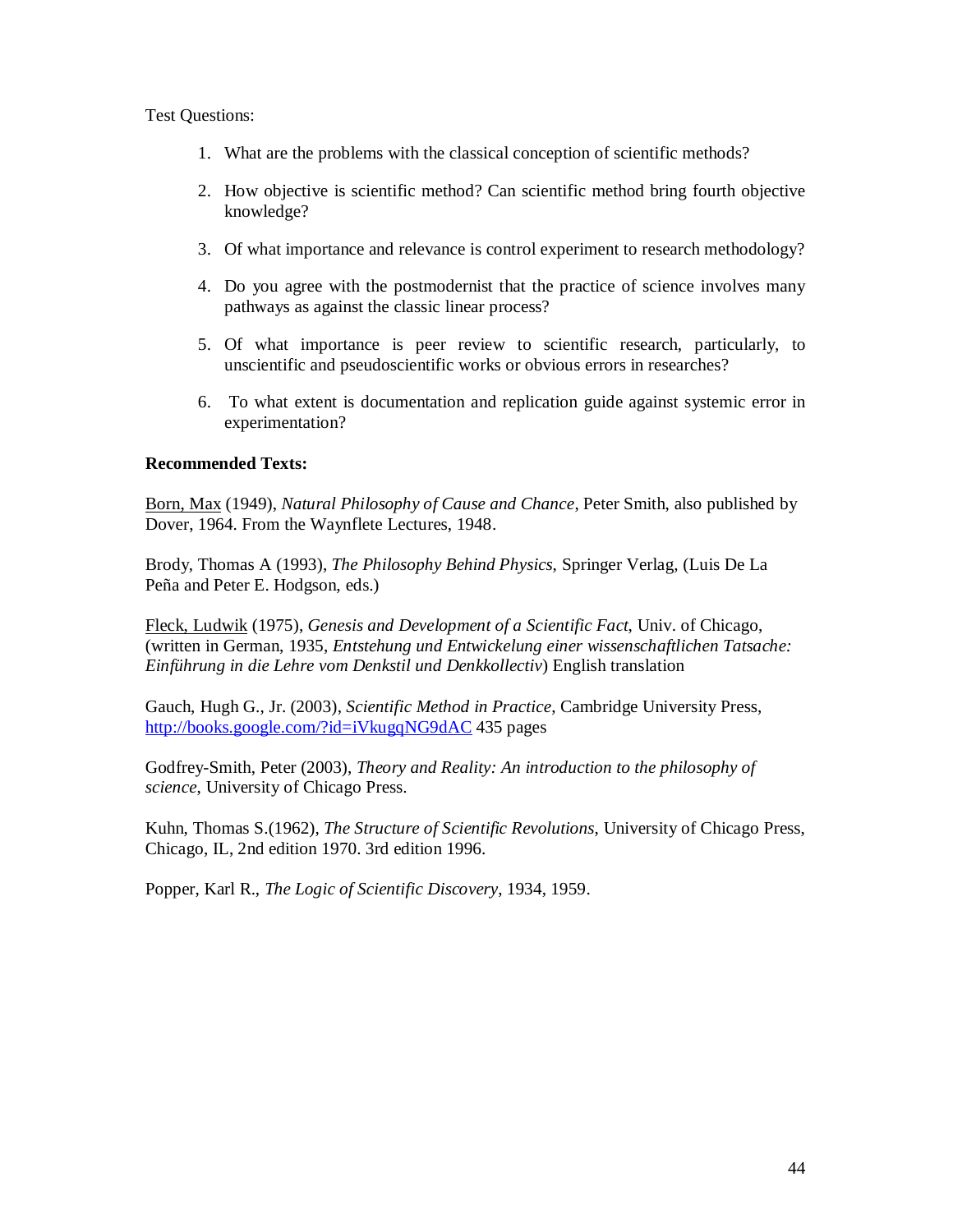Test Questions:

1. What are the problems with the classical conception of scientific methods?

2. How objective is scientific method? Can scientific method bring fourth objective knowledge?

3. Of what importance and relevance is control experiment to research methodology?

4. Do you agree with the postmodernist that the practice of science involves many pathways as against the classic linear process?

5. Of what importance is peer review to scientific research, particularly, to unscientific and pseudoscientific works or obvious errors in researches?

6. To what extent is documentation and replication guide against systemic error in experimentation?

**Recommended Texts:**

Born, Max (1949), *Natural Philosophy of Cause and Chance*, Peter Smith, also published by Dover, 1964. From the Waynflete Lectures, 1948.

Brody, Thomas A (1993), *The Philosophy Behind Physics*, Springer Verlag, (Luis De La Peña and Peter E. Hodgson, eds.)

Fleck, Ludwik (1975), *Genesis and Development of a Scientific Fact*, Univ. of Chicago, (written in German, 1935, *Entstehung und Entwickelung einer wissenschaftlichen Tatsache: Einführung in die Lehre vom Denkstil und Denkkollectiv*) English translation

Gauch, Hugh G., Jr. (2003), *Scientific Method in Practice*, Cambridge University Press, http://books.google.com/?id=iVkugqNG9dAC 435 pages

Godfrey-Smith, Peter (2003), *Theory and Reality: An introduction to the philosophy of science*, University of Chicago Press.

Kuhn, Thomas S.(1962), *The Structure of Scientific Revolutions*, University of Chicago Press, Chicago, IL, 2nd edition 1970. 3rd edition 1996.

Popper, Karl R., *The Logic of Scientific Discovery*, 1934, 1959.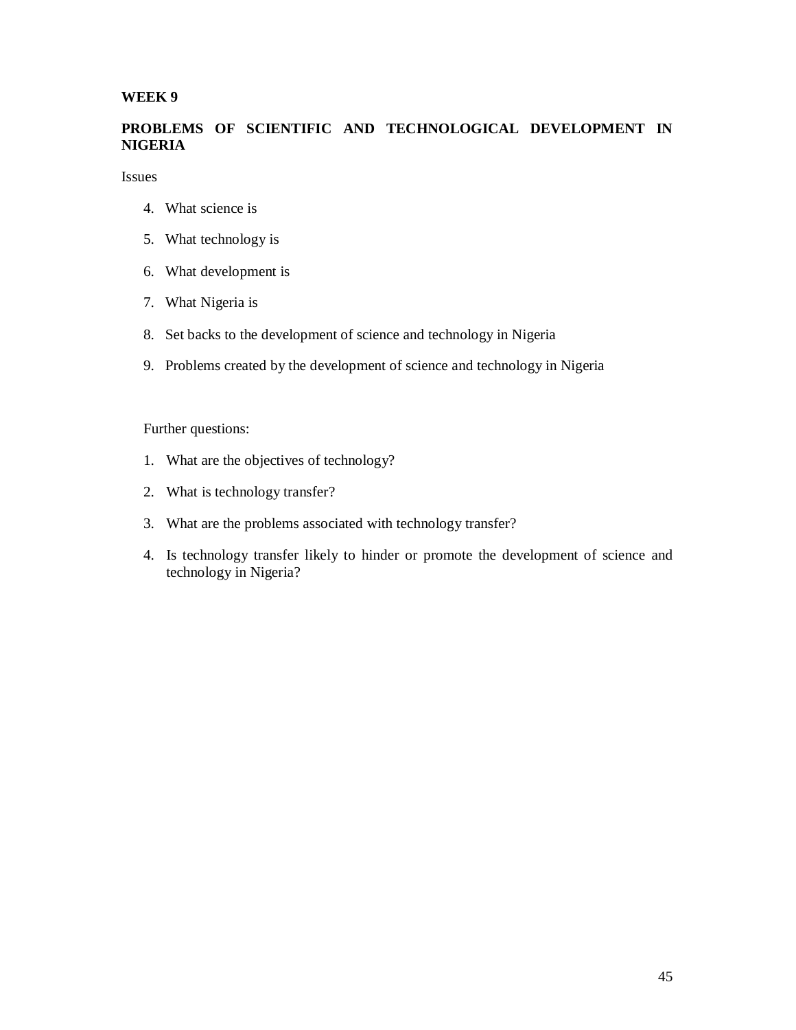**WEEK 9**

**PROBLEMS OF SCIENTIFIC AND TECHNOLOGICAL DEVELOPMENT IN NIGERIA**

Issues

4. What science is
5. What technology is
6. What development is
7. What Nigeria is
8. Set backs to the development of science and technology in Nigeria
9. Problems created by the development of science and technology in Nigeria

Further questions:

1. What are the objectives of technology?
2. What is technology transfer?
3. What are the problems associated with technology transfer?
4. Is technology transfer likely to hinder or promote the development of science and technology in Nigeria?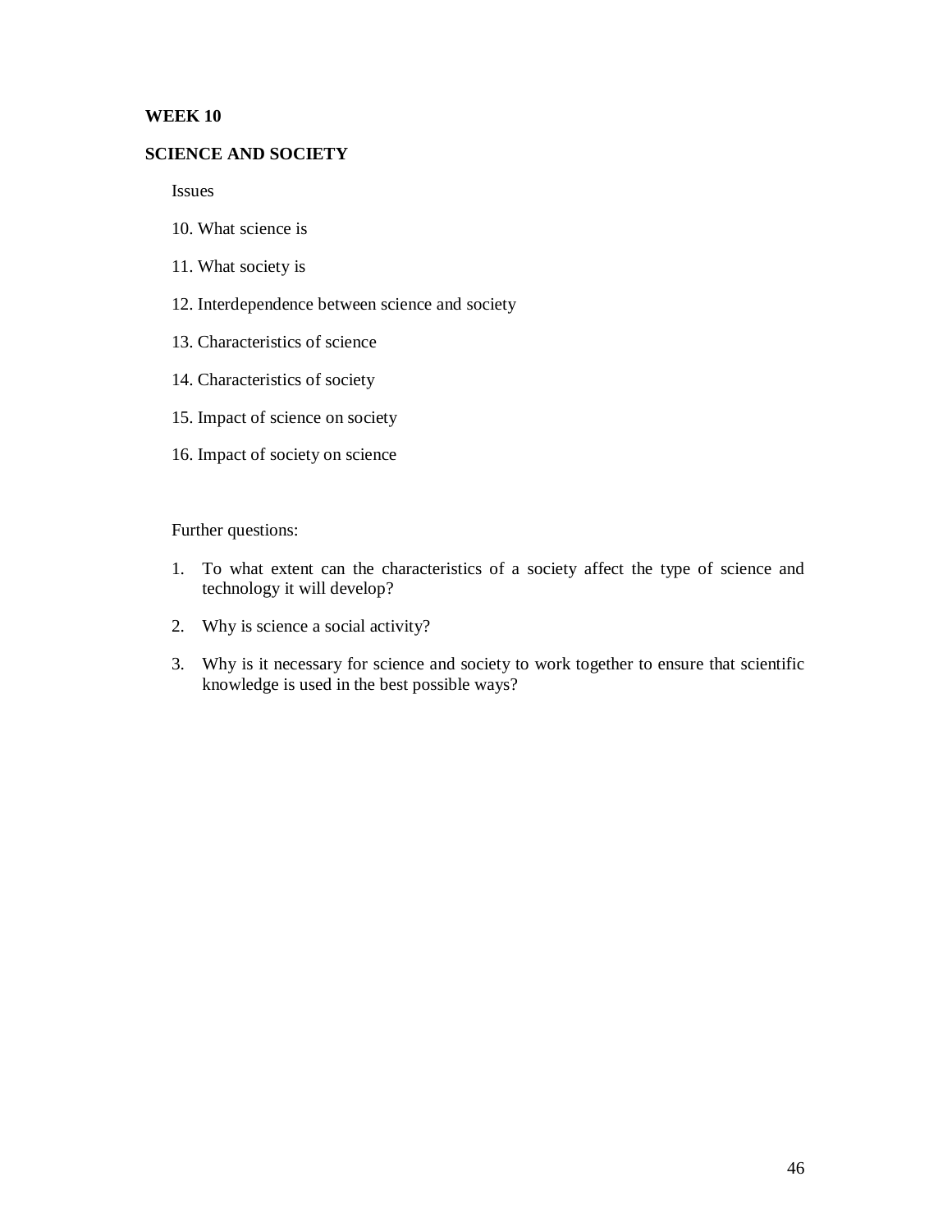**WEEK 10**

**SCIENCE AND SOCIETY**

Issues

10. What science is

11. What society is

12. Interdependence between science and society

13. Characteristics of science

14. Characteristics of society

15. Impact of science on society

16. Impact of society on science

Further questions:

1. To what extent can the characteristics of a society affect the type of science and technology it will develop?
2. Why is science a social activity?
3. Why is it necessary for science and society to work together to ensure that scientific knowledge is used in the best possible ways?